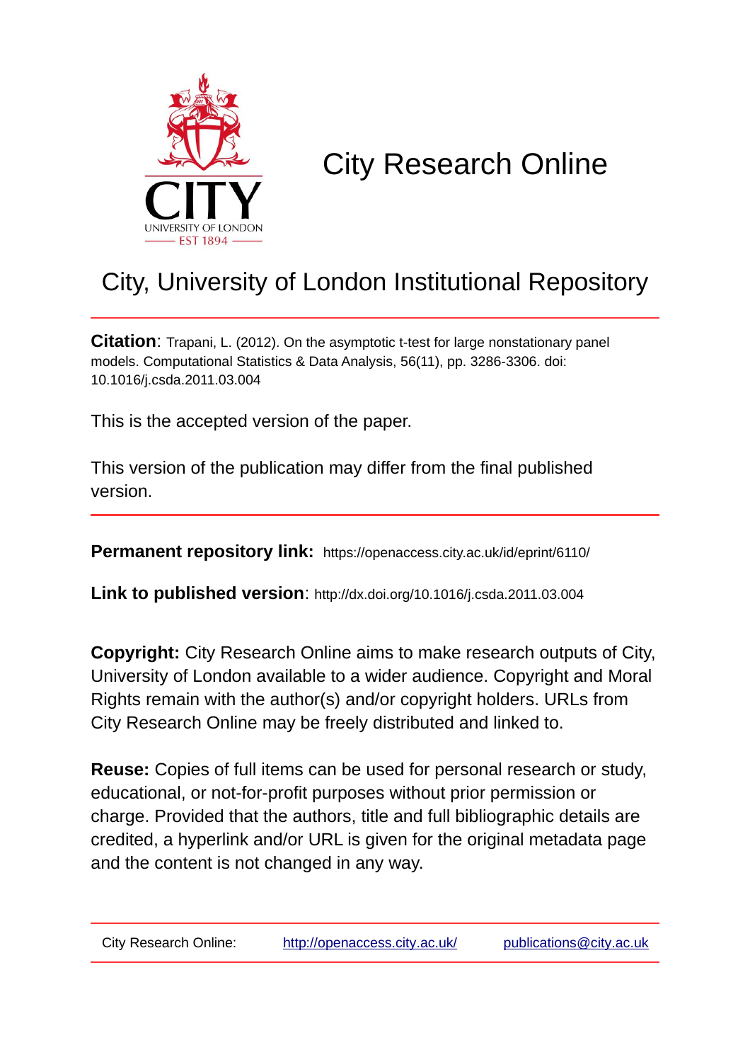# City Research Online

## City, University of London Institutional Repository

**Citation**: Trapani, L. (2012). On the asymptotic t-test for large nonstationary panel models. Computational Statistics & Data Analysis, 56(11), pp. 3286-3306. doi: 10.1016/j.csda.2011.03.004

This is the accepted version of the paper.

This version of the publication may differ from the final published version.

**Permanent repository link:** https://openaccess.city.ac.uk/id/eprint/6110/

**Link to published version**: http://dx.doi.org/10.1016/j.csda.2011.03.004

**Copyright:** City Research Online aims to make research outputs of City, University of London available to a wider audience. Copyright and Moral Rights remain with the author(s) and/or copyright holders. URLs from City Research Online may be freely distributed and linked to.

**Reuse:** Copies of full items can be used for personal research or study, educational, or not-for-profit purposes without prior permission or charge. Provided that the authors, title and full bibliographic details are credited, a hyperlink and/or URL is given for the original metadata page and the content is not changed in any way.

City Research Online: http://openaccess.city.ac.uk/ publications@city.ac.uk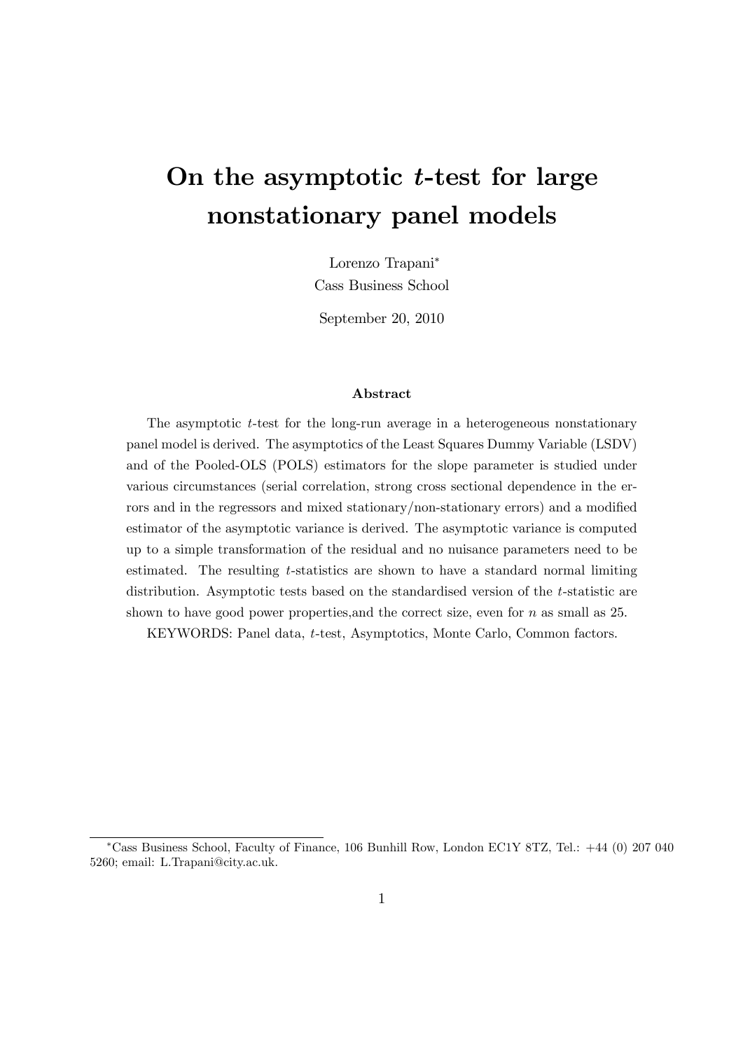# On the asymptotic $t$-test for large nonstationary panel models

Lorenzo Trapani*

Cass Business School

September 20, 2010

### Abstract

The asymptotic $t$-test for the long-run average in a heterogeneous nonstationary panel model is derived. The asymptotics of the Least Squares Dummy Variable (LSDV) and of the Pooled-OLS (POLS) estimators for the slope parameter is studied under various circumstances (serial correlation, strong cross sectional dependence in the errors and in the regressors and mixed stationary/non-stationary errors) and a modified estimator of the asymptotic variance is derived. The asymptotic variance is computed up to a simple transformation of the residual and no nuisance parameters need to be estimated. The resulting $t$-statistics are shown to have a standard normal limiting distribution. Asymptotic tests based on the standardised version of the $t$-statistic are shown to have good power properties,and the correct size, even for $n$ as small as 25.

KEYWORDS: Panel data, $t$-test, Asymptotics, Monte Carlo, Common factors.

---

*Cass Business School, Faculty of Finance, 106 Bunhill Row, London EC1Y 8TZ, Tel.: +44 (0) 207 040 5260; email: L.Trapani@city.ac.uk.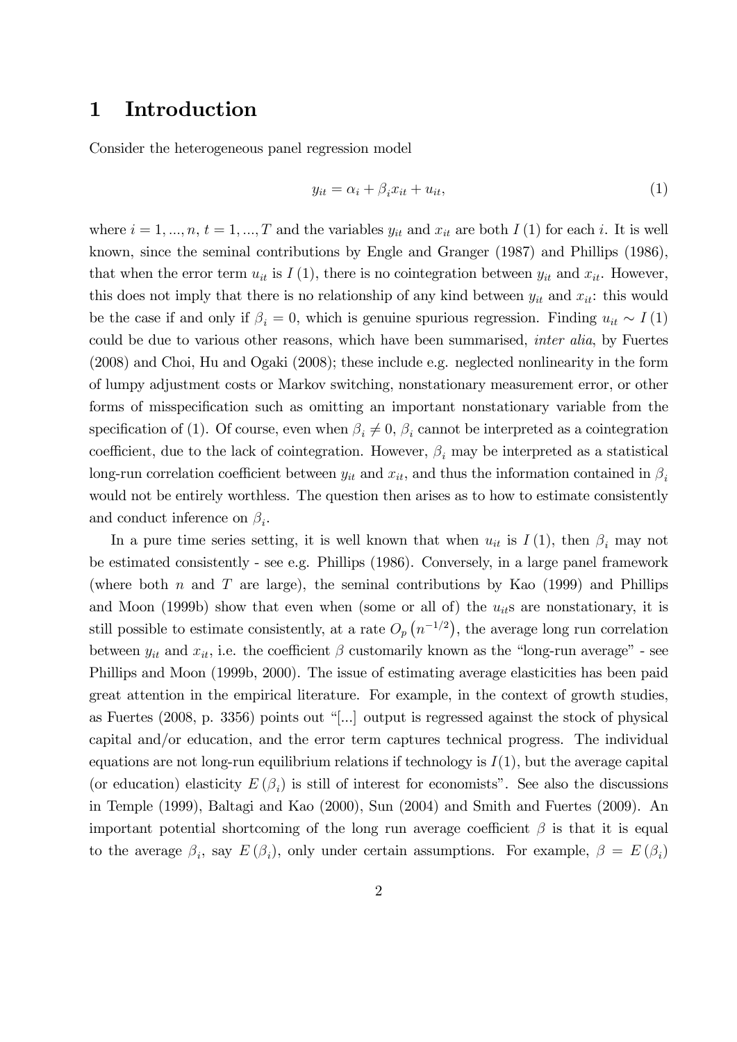# 1 Introduction

Consider the heterogeneous panel regression model

$$y_{it} = \alpha_i + \beta_i x_{it} + u_{it}, \tag{1}$$

where $i = 1, ..., n$, $t = 1, ..., T$ and the variables $y_{it}$ and $x_{it}$ are both $I(1)$ for each $i$. It is well known, since the seminal contributions by Engle and Granger (1987) and Phillips (1986), that when the error term $u_{it}$ is $I(1)$, there is no cointegration between $y_{it}$ and $x_{it}$. However, this does not imply that there is no relationship of any kind between $y_{it}$ and $x_{it}$: this would be the case if and only if $\beta_i = 0$, which is genuine spurious regression. Finding $u_{it} \sim I(1)$ could be due to various other reasons, which have been summarised, *inter alia*, by Fuertes (2008) and Choi, Hu and Ogaki (2008); these include e.g. neglected nonlinearity in the form of lumpy adjustment costs or Markov switching, nonstationary measurement error, or other forms of misspecification such as omitting an important nonstationary variable from the specification of (1). Of course, even when $\beta_i \neq 0$, $\beta_i$ cannot be interpreted as a cointegration coefficient, due to the lack of cointegration. However, $\beta_i$ may be interpreted as a statistical long-run correlation coefficient between $y_{it}$ and $x_{it}$, and thus the information contained in $\beta_i$ would not be entirely worthless. The question then arises as to how to estimate consistently and conduct inference on $\beta_i$.

In a pure time series setting, it is well known that when $u_{it}$ is $I(1)$, then $\beta_i$ may not be estimated consistently - see e.g. Phillips (1986). Conversely, in a large panel framework (where both $n$ and $T$ are large), the seminal contributions by Kao (1999) and Phillips and Moon (1999b) show that even when (some or all of) the $u_{it}$s are nonstationary, it is still possible to estimate consistently, at a rate $O_p(n^{-1/2})$, the average long run correlation between $y_{it}$ and $x_{it}$, i.e. the coefficient $\beta$ customarily known as the "long-run average" - see Phillips and Moon (1999b, 2000). The issue of estimating average elasticities has been paid great attention in the empirical literature. For example, in the context of growth studies, as Fuertes (2008, p. 3356) points out "[...] output is regressed against the stock of physical capital and/or education, and the error term captures technical progress. The individual equations are not long-run equilibrium relations if technology is $I(1)$, but the average capital (or education) elasticity $E(\beta_i)$ is still of interest for economists". See also the discussions in Temple (1999), Baltagi and Kao (2000), Sun (2004) and Smith and Fuertes (2009). An important potential shortcoming of the long run average coefficient $\beta$ is that it is equal to the average $\beta_i$, say $E(\beta_i)$, only under certain assumptions. For example, $\beta = E(\beta_i)$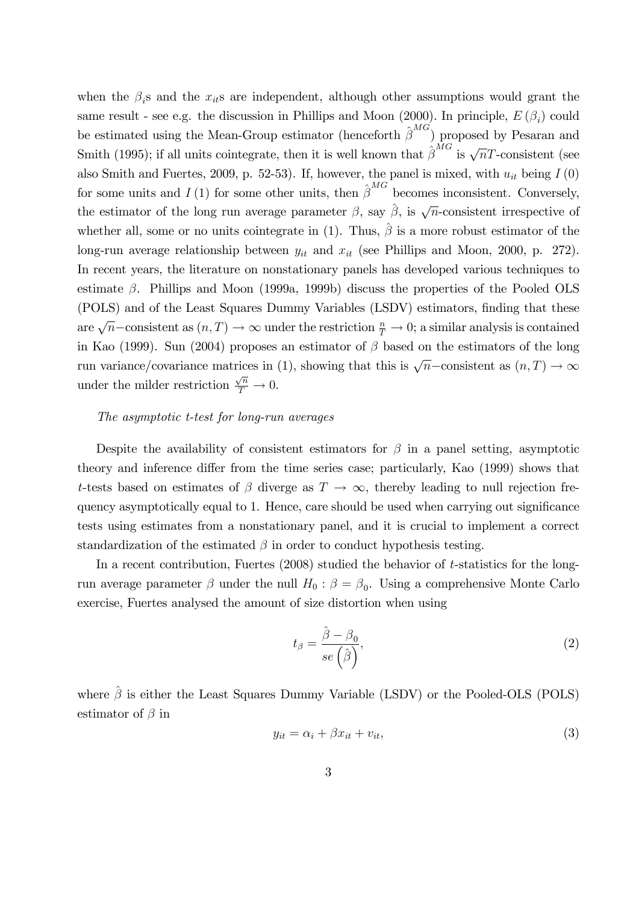when the $\beta_i$s and the $x_{it}$s are independent, although other assumptions would grant the same result - see e.g. the discussion in Phillips and Moon (2000). In principle, $E(\beta_i)$ could be estimated using the Mean-Group estimator (henceforth $\hat{\beta}^{MG}$) proposed by Pesaran and Smith (1995); if all units cointegrate, then it is well known that $\hat{\beta}^{MG}$ is $\sqrt{n}T$-consistent (see also Smith and Fuertes, 2009, p. 52-53). If, however, the panel is mixed, with $u_{it}$ being $I(0)$ for some units and $I(1)$ for some other units, then $\hat{\beta}^{MG}$ becomes inconsistent. Conversely, the estimator of the long run average parameter $\beta$, say $\hat{\beta}$, is $\sqrt{n}$-consistent irrespective of whether all, some or no units cointegrate in (1). Thus, $\hat{\beta}$ is a more robust estimator of the long-run average relationship between $y_{it}$ and $x_{it}$ (see Phillips and Moon, 2000, p. 272). In recent years, the literature on nonstationary panels has developed various techniques to estimate $\beta$. Phillips and Moon (1999a, 1999b) discuss the properties of the Pooled OLS (POLS) and of the Least Squares Dummy Variables (LSDV) estimators, finding that these are $\sqrt{n}-$consistent as $(n, T) \to \infty$ under the restriction $\frac{n}{T} \to 0$; a similar analysis is contained in Kao (1999). Sun (2004) proposes an estimator of $\beta$ based on the estimators of the long run variance/covariance matrices in (1), showing that this is $\sqrt{n}-$consistent as $(n, T) \to \infty$ under the milder restriction $\frac{\sqrt{n}}{T} \to 0$.

*The asymptotic t-test for long-run averages*

Despite the availability of consistent estimators for $\beta$ in a panel setting, asymptotic theory and inference differ from the time series case; particularly, Kao (1999) shows that $t$-tests based on estimates of $\beta$ diverge as $T \to \infty$, thereby leading to null rejection frequency asymptotically equal to 1. Hence, care should be used when carrying out significance tests using estimates from a nonstationary panel, and it is crucial to implement a correct standardization of the estimated $\beta$ in order to conduct hypothesis testing.

In a recent contribution, Fuertes (2008) studied the behavior of $t$-statistics for the long-run average parameter $\beta$ under the null $H_0 : \beta = \beta_0$. Using a comprehensive Monte Carlo exercise, Fuertes analysed the amount of size distortion when using

$$t_\beta = \frac{\hat{\beta} - \beta_0}{se\left(\hat{\beta}\right)}, \tag{2}$$

where $\hat{\beta}$ is either the Least Squares Dummy Variable (LSDV) or the Pooled-OLS (POLS) estimator of $\beta$ in

$$y_{it} = \alpha_i + \beta x_{it} + v_{it}, \tag{3}$$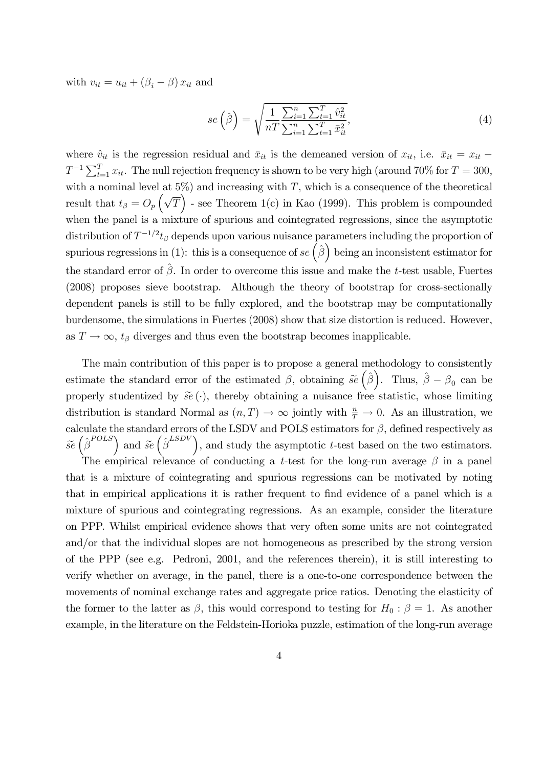with $v_{it} = u_{it} + (\beta_i - \beta) x_{it}$ and

$$se\left(\hat{\beta}\right) = \sqrt{\frac{1}{nT}\frac{\sum_{i=1}^{n}\sum_{t=1}^{T}\hat{v}_{it}^2}{\sum_{i=1}^{n}\sum_{t=1}^{T}\bar{x}_{it}^2}}, \tag{4}$$

where $\hat{v}_{it}$ is the regression residual and $\bar{x}_{it}$ is the demeaned version of $x_{it}$, i.e. $\bar{x}_{it} = x_{it} - T^{-1}\sum_{t=1}^{T} x_{it}$. The null rejection frequency is shown to be very high (around 70% for $T = 300$, with a nominal level at 5%) and increasing with $T$, which is a consequence of the theoretical result that $t_\beta = O_p\left(\sqrt{T}\right)$ - see Theorem 1(c) in Kao (1999). This problem is compounded when the panel is a mixture of spurious and cointegrated regressions, since the asymptotic distribution of $T^{-1/2}t_\beta$ depends upon various nuisance parameters including the proportion of spurious regressions in (1): this is a consequence of $se\left(\hat{\beta}\right)$ being an inconsistent estimator for the standard error of $\hat{\beta}$. In order to overcome this issue and make the $t$-test usable, Fuertes (2008) proposes sieve bootstrap. Although the theory of bootstrap for cross-sectionally dependent panels is still to be fully explored, and the bootstrap may be computationally burdensome, the simulations in Fuertes (2008) show that size distortion is reduced. However, as $T \to \infty$, $t_\beta$ diverges and thus even the bootstrap becomes inapplicable.

The main contribution of this paper is to propose a general methodology to consistently estimate the standard error of the estimated $\beta$, obtaining $\widetilde{se}\left(\hat{\beta}\right)$. Thus, $\hat{\beta} - \beta_0$ can be properly studentized by $\widetilde{se}(\cdot)$, thereby obtaining a nuisance free statistic, whose limiting distribution is standard Normal as $(n, T) \to \infty$ jointly with $\frac{n}{T} \to 0$. As an illustration, we calculate the standard errors of the LSDV and POLS estimators for $\beta$, defined respectively as $\widetilde{se}\left(\hat{\beta}^{POLS}\right)$ and $\widetilde{se}\left(\hat{\beta}^{LSDV}\right)$, and study the asymptotic $t$-test based on the two estimators.

The empirical relevance of conducting a $t$-test for the long-run average $\beta$ in a panel that is a mixture of cointegrating and spurious regressions can be motivated by noting that in empirical applications it is rather frequent to find evidence of a panel which is a mixture of spurious and cointegrating regressions. As an example, consider the literature on PPP. Whilst empirical evidence shows that very often some units are not cointegrated and/or that the individual slopes are not homogeneous as prescribed by the strong version of the PPP (see e.g. Pedroni, 2001, and the references therein), it is still interesting to verify whether on average, in the panel, there is a one-to-one correspondence between the movements of nominal exchange rates and aggregate price ratios. Denoting the elasticity of the former to the latter as $\beta$, this would correspond to testing for $H_0 : \beta = 1$. As another example, in the literature on the Feldstein-Horioka puzzle, estimation of the long-run average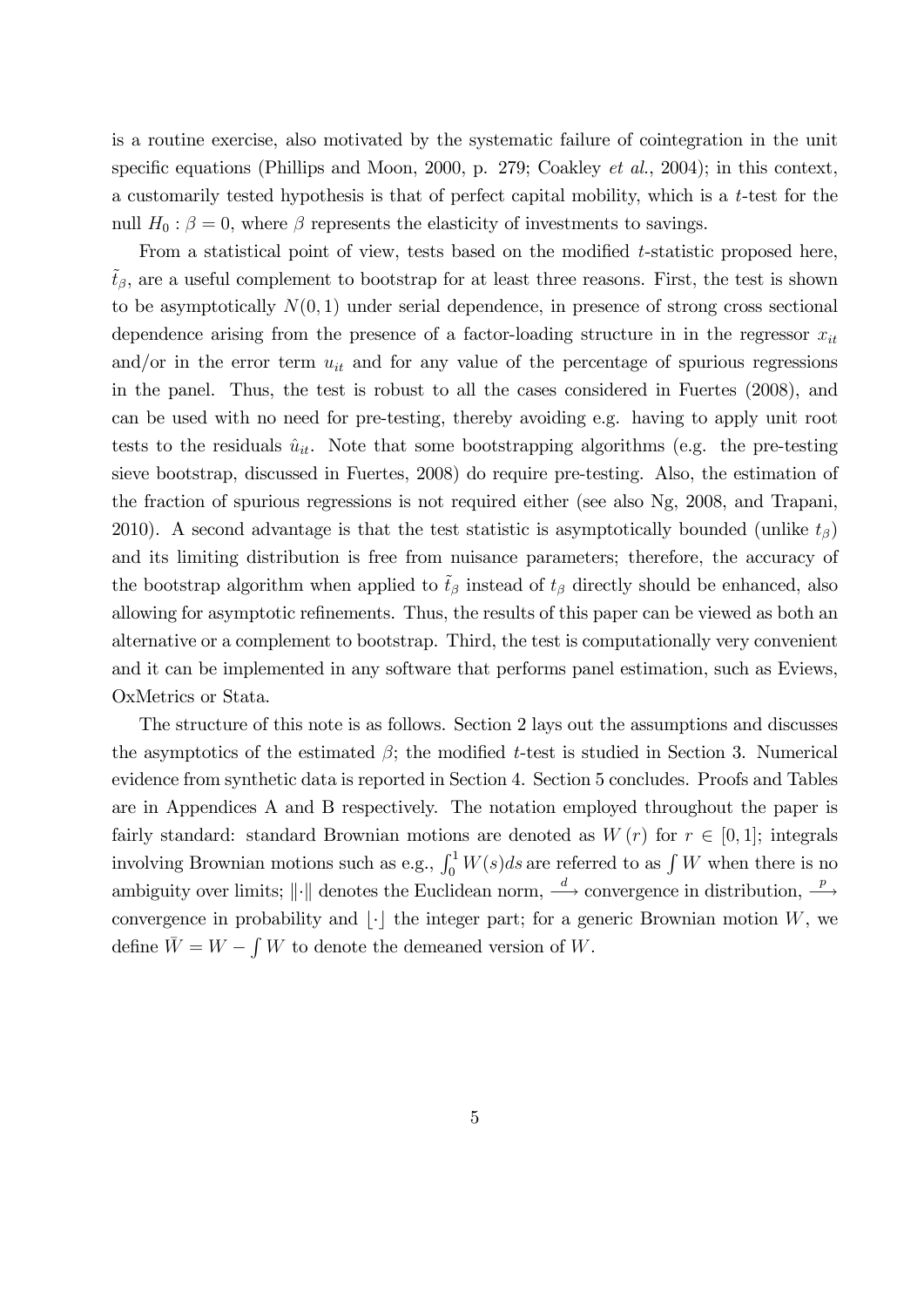is a routine exercise, also motivated by the systematic failure of cointegration in the unit specific equations (Phillips and Moon, 2000, p. 279; Coakley *et al.*, 2004); in this context, a customarily tested hypothesis is that of perfect capital mobility, which is a $t$-test for the null $H_0 : \beta = 0$, where $\beta$ represents the elasticity of investments to savings.

From a statistical point of view, tests based on the modified $t$-statistic proposed here, $\tilde{t}_\beta$, are a useful complement to bootstrap for at least three reasons. First, the test is shown to be asymptotically $N(0,1)$ under serial dependence, in presence of strong cross sectional dependence arising from the presence of a factor-loading structure in in the regressor $x_{it}$ and/or in the error term $u_{it}$ and for any value of the percentage of spurious regressions in the panel. Thus, the test is robust to all the cases considered in Fuertes (2008), and can be used with no need for pre-testing, thereby avoiding e.g. having to apply unit root tests to the residuals $\hat{u}_{it}$. Note that some bootstrapping algorithms (e.g. the pre-testing sieve bootstrap, discussed in Fuertes, 2008) do require pre-testing. Also, the estimation of the fraction of spurious regressions is not required either (see also Ng, 2008, and Trapani, 2010). A second advantage is that the test statistic is asymptotically bounded (unlike $t_\beta$) and its limiting distribution is free from nuisance parameters; therefore, the accuracy of the bootstrap algorithm when applied to $\tilde{t}_\beta$ instead of $t_\beta$ directly should be enhanced, also allowing for asymptotic refinements. Thus, the results of this paper can be viewed as both an alternative or a complement to bootstrap. Third, the test is computationally very convenient and it can be implemented in any software that performs panel estimation, such as Eviews, OxMetrics or Stata.

The structure of this note is as follows. Section 2 lays out the assumptions and discusses the asymptotics of the estimated $\beta$; the modified $t$-test is studied in Section 3. Numerical evidence from synthetic data is reported in Section 4. Section 5 concludes. Proofs and Tables are in Appendices A and B respectively. The notation employed throughout the paper is fairly standard: standard Brownian motions are denoted as $W(r)$ for $r \in [0,1]$; integrals involving Brownian motions such as e.g., $\int_0^1 W(s)ds$ are referred to as $\int W$ when there is no ambiguity over limits; $\|\cdot\|$ denotes the Euclidean norm, $\xrightarrow{d}$ convergence in distribution, $\xrightarrow{p}$ convergence in probability and $\lfloor\cdot\rfloor$ the integer part; for a generic Brownian motion $W$, we define $\bar{W} = W - \int W$ to denote the demeaned version of $W$.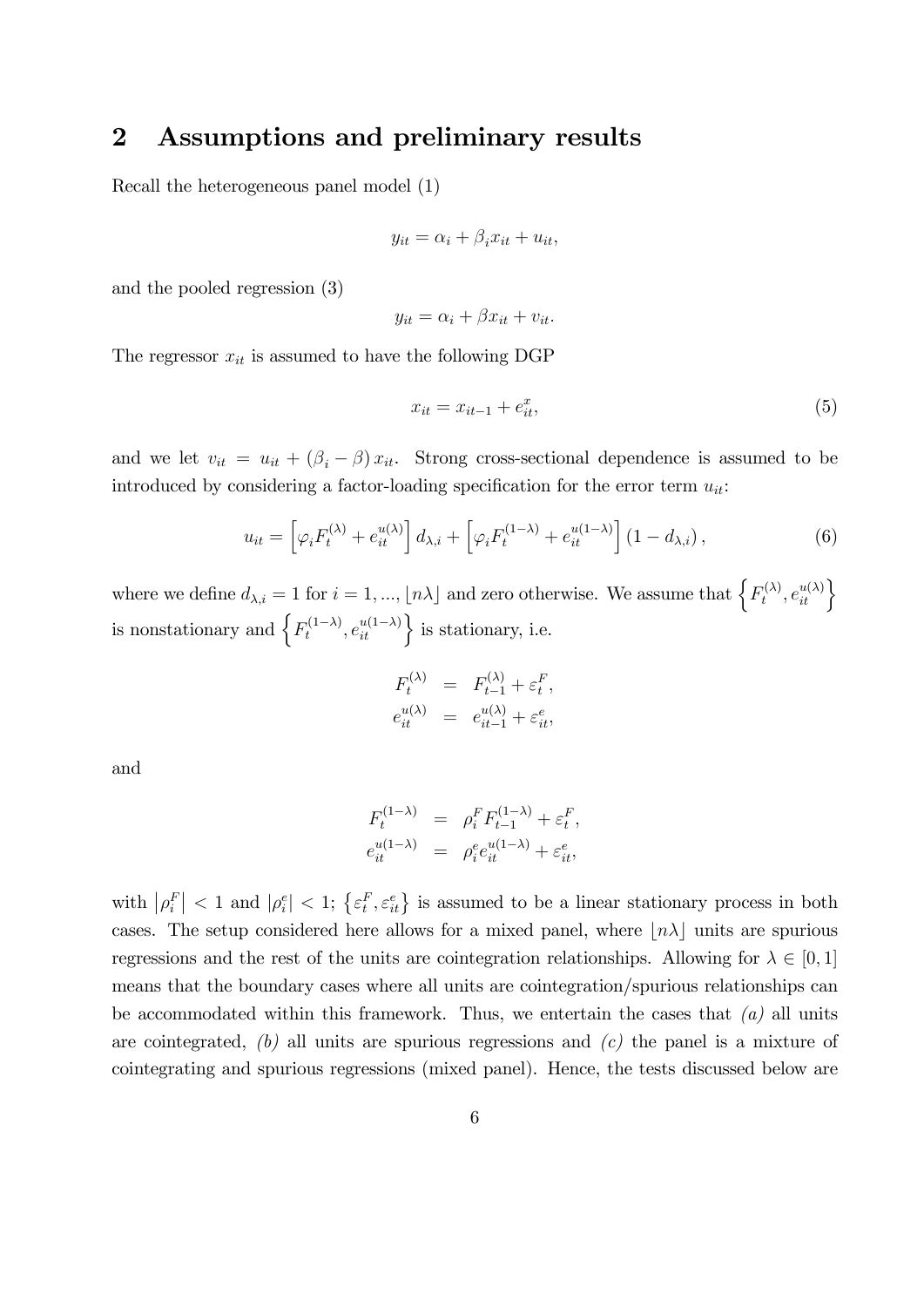## 2 Assumptions and preliminary results

Recall the heterogeneous panel model (1)

$$y_{it} = \alpha_i + \beta_i x_{it} + u_{it},$$

and the pooled regression (3)

$$y_{it} = \alpha_i + \beta x_{it} + v_{it}.$$

The regressor $x_{it}$ is assumed to have the following DGP

$$x_{it} = x_{it-1} + e^x_{it}, \tag{5}$$

and we let $v_{it} = u_{it} + (\beta_i - \beta) x_{it}$. Strong cross-sectional dependence is assumed to be introduced by considering a factor-loading specification for the error term $u_{it}$:

$$u_{it} = \left[\varphi_i F_t^{(\lambda)} + e_{it}^{u(\lambda)}\right] d_{\lambda,i} + \left[\varphi_i F_t^{(1-\lambda)} + e_{it}^{u(1-\lambda)}\right] (1 - d_{\lambda,i}), \tag{6}$$

where we define $d_{\lambda,i} = 1$ for $i = 1, ..., \lfloor n\lambda \rfloor$ and zero otherwise. We assume that $\left\{F_t^{(\lambda)}, e_{it}^{u(\lambda)}\right\}$ is nonstationary and $\left\{F_t^{(1-\lambda)}, e_{it}^{u(1-\lambda)}\right\}$ is stationary, i.e.

$$\begin{aligned} F_t^{(\lambda)} &= F_{t-1}^{(\lambda)} + \varepsilon_t^F, \\ e_{it}^{u(\lambda)} &= e_{it-1}^{u(\lambda)} + \varepsilon_{it}^e, \end{aligned}$$

and

$$\begin{aligned} F_t^{(1-\lambda)} &= \rho_i^F F_{t-1}^{(1-\lambda)} + \varepsilon_t^F, \\ e_{it}^{u(1-\lambda)} &= \rho_i^e e_{it}^{u(1-\lambda)} + \varepsilon_{it}^e, \end{aligned}$$

with $\left|\rho_i^F\right| < 1$ and $\left|\rho_i^e\right| < 1$; $\left\{\varepsilon_t^F, \varepsilon_{it}^e\right\}$ is assumed to be a linear stationary process in both cases. The setup considered here allows for a mixed panel, where $\lfloor n\lambda \rfloor$ units are spurious regressions and the rest of the units are cointegration relationships. Allowing for $\lambda \in [0, 1]$ means that the boundary cases where all units are cointegration/spurious relationships can be accommodated within this framework. Thus, we entertain the cases that *(a)* all units are cointegrated, *(b)* all units are spurious regressions and *(c)* the panel is a mixture of cointegrating and spurious regressions (mixed panel). Hence, the tests discussed below are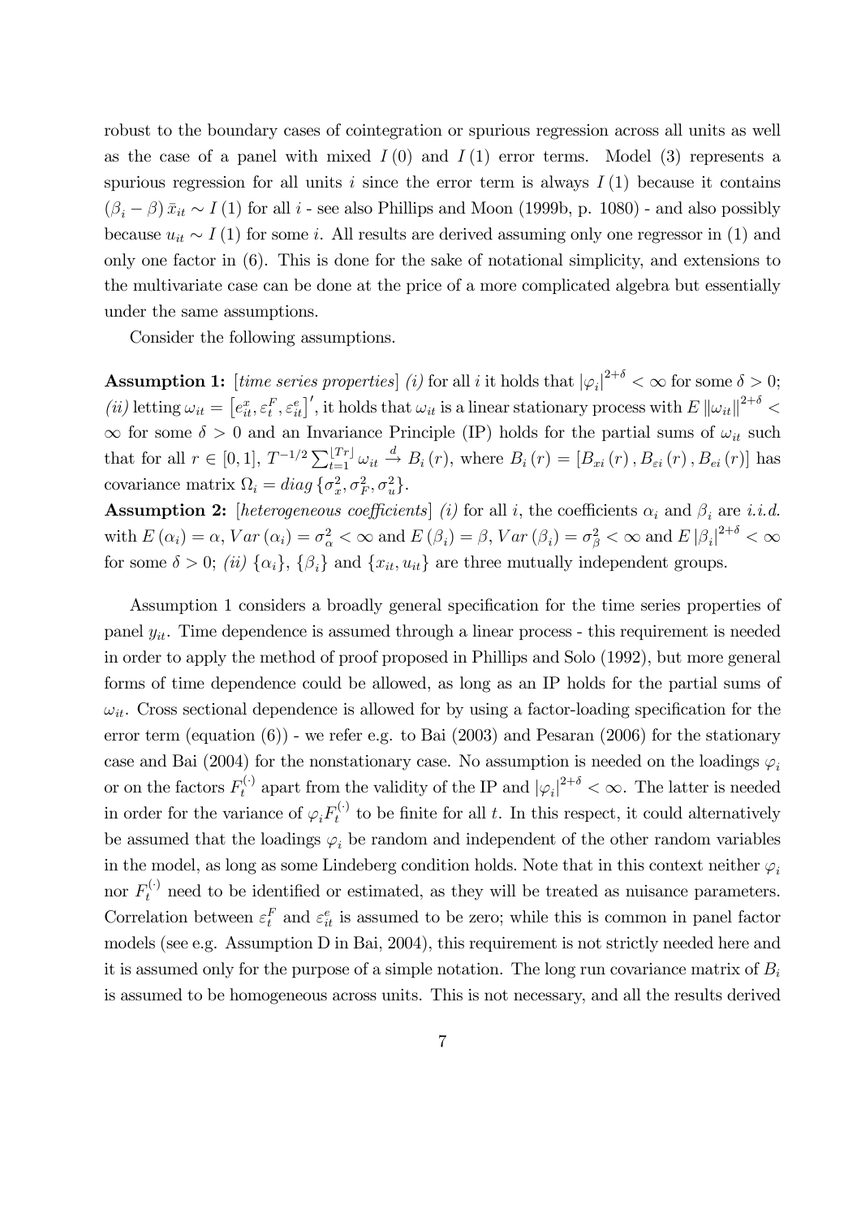robust to the boundary cases of cointegration or spurious regression across all units as well as the case of a panel with mixed $I(0)$ and $I(1)$ error terms. Model (3) represents a spurious regression for all units $i$ since the error term is always $I(1)$ because it contains $(\beta_i - \beta)\bar{x}_{it} \sim I(1)$ for all $i$ - see also Phillips and Moon (1999b, p. 1080) - and also possibly because $u_{it} \sim I(1)$ for some $i$. All results are derived assuming only one regressor in (1) and only one factor in (6). This is done for the sake of notational simplicity, and extensions to the multivariate case can be done at the price of a more complicated algebra but essentially under the same assumptions.

Consider the following assumptions.

**Assumption 1:** [*time series properties*] *(i)* for all $i$ it holds that $|\varphi_i|^{2+\delta} < \infty$ for some $\delta > 0$; *(ii)* letting $\omega_{it} = \left[e^x_{it}, \varepsilon^F_t, \varepsilon^e_{it}\right]'$, it holds that $\omega_{it}$ is a linear stationary process with $E\|\omega_{it}\|^{2+\delta} < \infty$ for some $\delta > 0$ and an Invariance Principle (IP) holds for the partial sums of $\omega_{it}$ such that for all $r \in [0,1]$, $T^{-1/2}\sum_{t=1}^{\lfloor Tr \rfloor} \omega_{it} \xrightarrow{d} B_i(r)$, where $B_i(r) = [B_{xi}(r), B_{\varepsilon i}(r), B_{ei}(r)]$ has covariance matrix $\Omega_i = diag\{\sigma^2_x, \sigma^2_F, \sigma^2_u\}$.

**Assumption 2:** [*heterogeneous coefficients*] *(i)* for all $i$, the coefficients $\alpha_i$ and $\beta_i$ are *i.i.d.* with $E(\alpha_i) = \alpha$, $Var(\alpha_i) = \sigma^2_\alpha < \infty$ and $E(\beta_i) = \beta$, $Var(\beta_i) = \sigma^2_\beta < \infty$ and $E|\beta_i|^{2+\delta} < \infty$ for some $\delta > 0$; *(ii)* $\{\alpha_i\}$, $\{\beta_i\}$ and $\{x_{it}, u_{it}\}$ are three mutually independent groups.

Assumption 1 considers a broadly general specification for the time series properties of panel $y_{it}$. Time dependence is assumed through a linear process - this requirement is needed in order to apply the method of proof proposed in Phillips and Solo (1992), but more general forms of time dependence could be allowed, as long as an IP holds for the partial sums of $\omega_{it}$. Cross sectional dependence is allowed for by using a factor-loading specification for the error term (equation (6)) - we refer e.g. to Bai (2003) and Pesaran (2006) for the stationary case and Bai (2004) for the nonstationary case. No assumption is needed on the loadings $\varphi_i$ or on the factors $F^{(\cdot)}_t$ apart from the validity of the IP and $|\varphi_i|^{2+\delta} < \infty$. The latter is needed in order for the variance of $\varphi_i F^{(\cdot)}_t$ to be finite for all $t$. In this respect, it could alternatively be assumed that the loadings $\varphi_i$ be random and independent of the other random variables in the model, as long as some Lindeberg condition holds. Note that in this context neither $\varphi_i$ nor $F^{(\cdot)}_t$ need to be identified or estimated, as they will be treated as nuisance parameters. Correlation between $\varepsilon^F_t$ and $\varepsilon^e_{it}$ is assumed to be zero; while this is common in panel factor models (see e.g. Assumption D in Bai, 2004), this requirement is not strictly needed here and it is assumed only for the purpose of a simple notation. The long run covariance matrix of $B_i$ is assumed to be homogeneous across units. This is not necessary, and all the results derived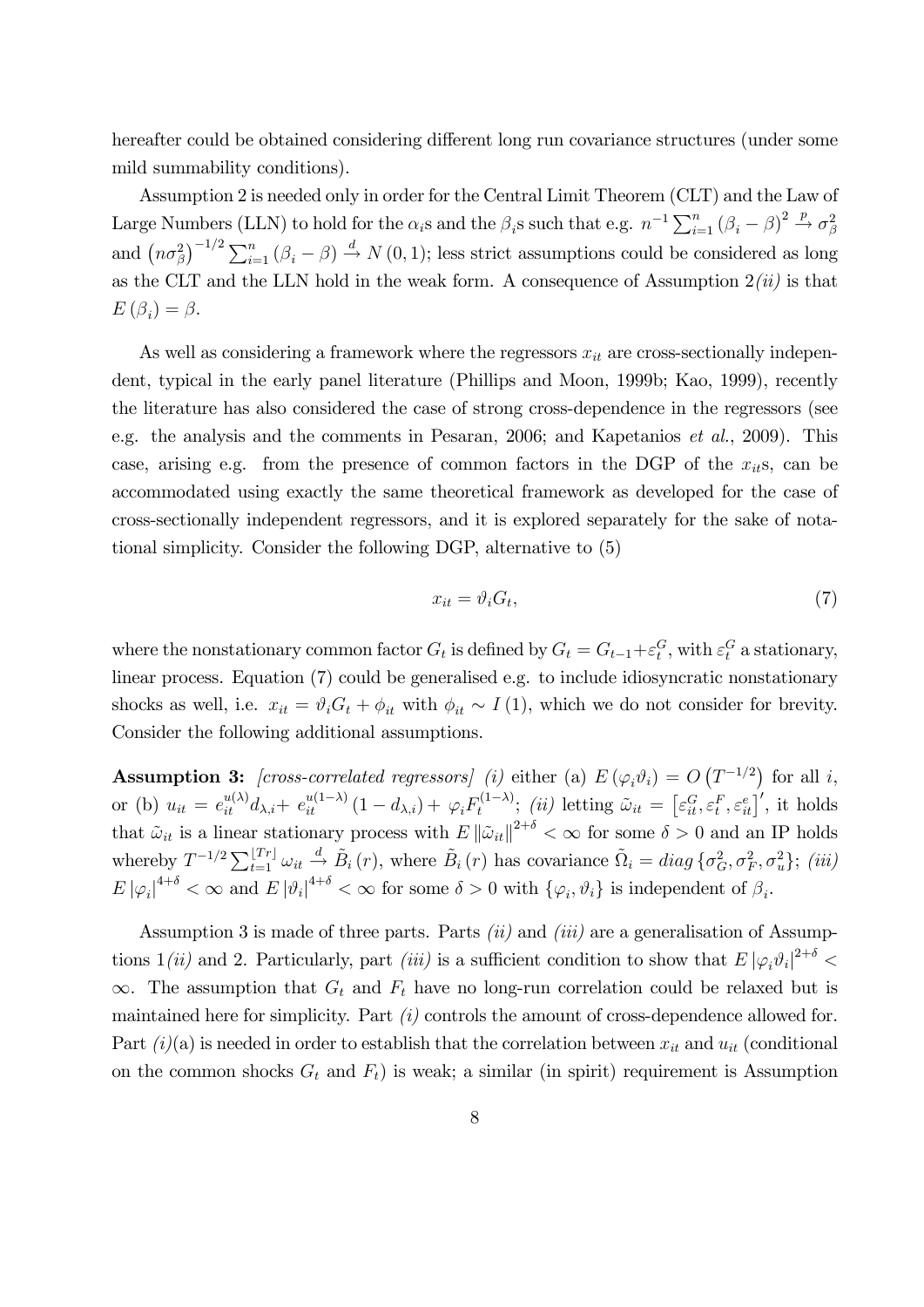hereafter could be obtained considering different long run covariance structures (under some mild summability conditions).

Assumption 2 is needed only in order for the Central Limit Theorem (CLT) and the Law of Large Numbers (LLN) to hold for the $\alpha_i$s and the $\beta_i$s such that e.g. $n^{-1}\sum_{i=1}^{n}(\beta_i - \beta)^2 \xrightarrow{p} \sigma_\beta^2$ and $(n\sigma_\beta^2)^{-1/2}\sum_{i=1}^{n}(\beta_i - \beta) \xrightarrow{d} N(0,1)$; less strict assumptions could be considered as long as the CLT and the LLN hold in the weak form. A consequence of Assumption 2*(ii)* is that $E(\beta_i) = \beta$.

As well as considering a framework where the regressors $x_{it}$ are cross-sectionally independent, typical in the early panel literature (Phillips and Moon, 1999b; Kao, 1999), recently the literature has also considered the case of strong cross-dependence in the regressors (see e.g. the analysis and the comments in Pesaran, 2006; and Kapetanios *et al.*, 2009). This case, arising e.g. from the presence of common factors in the DGP of the $x_{it}$s, can be accommodated using exactly the same theoretical framework as developed for the case of cross-sectionally independent regressors, and it is explored separately for the sake of notational simplicity. Consider the following DGP, alternative to (5)

$$x_{it} = \vartheta_i G_t, \tag{7}$$

where the nonstationary common factor $G_t$ is defined by $G_t = G_{t-1} + \varepsilon_t^G$, with $\varepsilon_t^G$ a stationary, linear process. Equation (7) could be generalised e.g. to include idiosyncratic nonstationary shocks as well, i.e. $x_{it} = \vartheta_i G_t + \phi_{it}$ with $\phi_{it} \sim I(1)$, which we do not consider for brevity. Consider the following additional assumptions.

**Assumption 3:** *[cross-correlated regressors] (i)* either (a) $E(\varphi_i \vartheta_i) = O(T^{-1/2})$ for all $i$, or (b) $u_{it} = e_{it}^{u(\lambda)} d_{\lambda,i} + e_{it}^{u(1-\lambda)}(1 - d_{\lambda,i}) + \varphi_i F_t^{(1-\lambda)}$; *(ii)* letting $\tilde{\omega}_{it} = [\varepsilon_{it}^G, \varepsilon_t^F, \varepsilon_{it}^e]'$, it holds that $\tilde{\omega}_{it}$ is a linear stationary process with $E\|\tilde{\omega}_{it}\|^{2+\delta} < \infty$ for some $\delta > 0$ and an IP holds whereby $T^{-1/2}\sum_{t=1}^{\lfloor Tr \rfloor}\omega_{it} \xrightarrow{d} \tilde{B}_i(r)$, where $\tilde{B}_i(r)$ has covariance $\tilde{\Omega}_i = diag\{\sigma_G^2, \sigma_F^2, \sigma_u^2\}$; *(iii)* $E|\varphi_i|^{4+\delta} < \infty$ and $E|\vartheta_i|^{4+\delta} < \infty$ for some $\delta > 0$ with $\{\varphi_i, \vartheta_i\}$ is independent of $\beta_i$.

Assumption 3 is made of three parts. Parts *(ii)* and *(iii)* are a generalisation of Assumptions 1*(ii)* and 2. Particularly, part *(iii)* is a sufficient condition to show that $E|\varphi_i \vartheta_i|^{2+\delta} < \infty$. The assumption that $G_t$ and $F_t$ have no long-run correlation could be relaxed but is maintained here for simplicity. Part *(i)* controls the amount of cross-dependence allowed for. Part *(i)*(a) is needed in order to establish that the correlation between $x_{it}$ and $u_{it}$ (conditional on the common shocks $G_t$ and $F_t$) is weak; a similar (in spirit) requirement is Assumption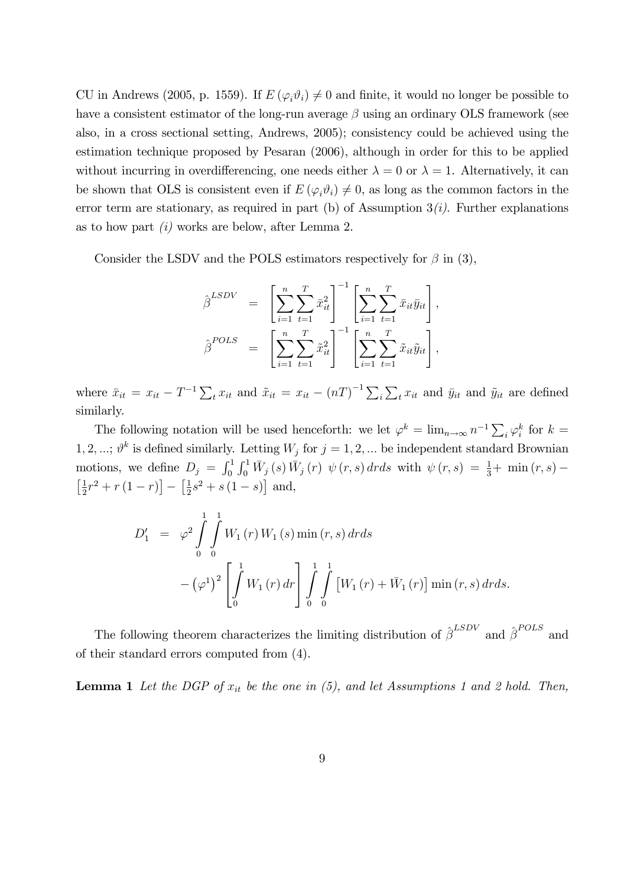CU in Andrews (2005, p. 1559). If $E(\varphi_i \vartheta_i) \neq 0$ and finite, it would no longer be possible to have a consistent estimator of the long-run average $\beta$ using an ordinary OLS framework (see also, in a cross sectional setting, Andrews, 2005); consistency could be achieved using the estimation technique proposed by Pesaran (2006), although in order for this to be applied without incurring in overdifferencing, one needs either $\lambda = 0$ or $\lambda = 1$. Alternatively, it can be shown that OLS is consistent even if $E(\varphi_i \vartheta_i) \neq 0$, as long as the common factors in the error term are stationary, as required in part (b) of Assumption 3*(i)*. Further explanations as to how part *(i)* works are below, after Lemma 2.

Consider the LSDV and the POLS estimators respectively for $\beta$ in (3),

$$
\begin{aligned}
\hat{\beta}^{LSDV} &= \left[\sum_{i=1}^{n}\sum_{t=1}^{T}\bar{x}_{it}^{2}\right]^{-1}\left[\sum_{i=1}^{n}\sum_{t=1}^{T}\bar{x}_{it}\bar{y}_{it}\right], \\
\hat{\beta}^{POLS} &= \left[\sum_{i=1}^{n}\sum_{t=1}^{T}\tilde{x}_{it}^{2}\right]^{-1}\left[\sum_{i=1}^{n}\sum_{t=1}^{T}\tilde{x}_{it}\tilde{y}_{it}\right],
\end{aligned}
$$

where $\bar{x}_{it} = x_{it} - T^{-1}\sum_t x_{it}$ and $\tilde{x}_{it} = x_{it} - (nT)^{-1}\sum_i \sum_t x_{it}$ and $\bar{y}_{it}$ and $\tilde{y}_{it}$ are defined similarly.

The following notation will be used henceforth: we let $\varphi^k = \lim_{n\to\infty} n^{-1}\sum_i \varphi_i^k$ for $k = 1, 2, ...$; $\vartheta^k$ is defined similarly. Letting $W_j$ for $j = 1, 2, ...$ be independent standard Brownian motions, we define $D_j = \int_0^1 \int_0^1 \bar{W}_j(s)\bar{W}_j(r)\ \psi(r,s)\,drds$ with $\psi(r,s) = \frac{1}{3} + \min(r,s) - \left[\frac{1}{2}r^2 + r(1-r)\right] - \left[\frac{1}{2}s^2 + s(1-s)\right]$ and,

$$
\begin{aligned}
D_1' &= \varphi^2 \int_0^1 \int_0^1 W_1(r)\,W_1(s)\min(r,s)\,drds \\
&\quad - \left(\varphi^1\right)^2 \left[\int_0^1 W_1(r)\,dr\right] \int_0^1 \int_0^1 \left[W_1(r) + \bar{W}_1(r)\right]\min(r,s)\,drds.
\end{aligned}
$$

The following theorem characterizes the limiting distribution of $\hat{\beta}^{LSDV}$ and $\hat{\beta}^{POLS}$ and of their standard errors computed from (4).

**Lemma 1** *Let the DGP of $x_{it}$ be the one in (5), and let Assumptions 1 and 2 hold. Then,*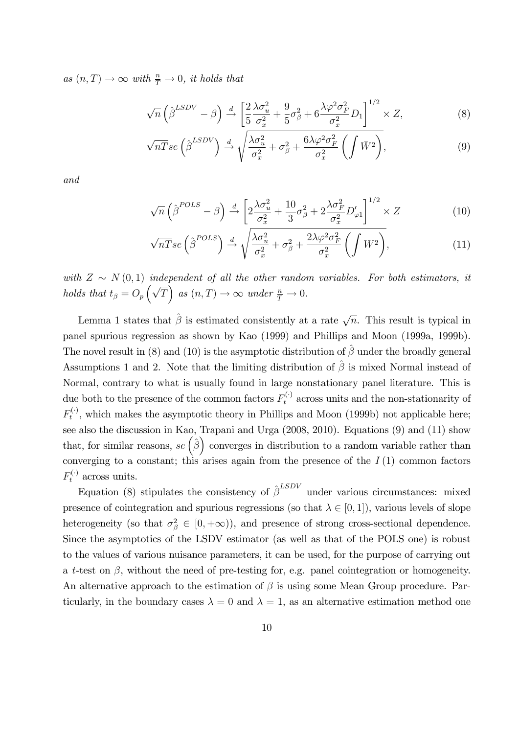*as $(n, T) \to \infty$ with $\frac{n}{T} \to 0$, it holds that*

$$\sqrt{n}\left(\hat{\beta}^{LSDV} - \beta\right) \xrightarrow{d} \left[\frac{2}{5}\frac{\lambda\sigma_u^2}{\sigma_x^2} + \frac{9}{5}\sigma_\beta^2 + 6\frac{\lambda\varphi^2\sigma_F^2}{\sigma_x^2}D_1\right]^{1/2} \times Z, \tag{8}$$

$$\sqrt{nT}se\left(\hat{\beta}^{LSDV}\right) \xrightarrow{d} \sqrt{\frac{\lambda\sigma_u^2}{\sigma_x^2} + \sigma_\beta^2 + \frac{6\lambda\varphi^2\sigma_F^2}{\sigma_x^2}\left(\int \bar{W}^2\right)}, \tag{9}$$

*and*

$$\sqrt{n}\left(\hat{\beta}^{POLS} - \beta\right) \xrightarrow{d} \left[2\frac{\lambda\sigma_u^2}{\sigma_x^2} + \frac{10}{3}\sigma_\beta^2 + 2\frac{\lambda\sigma_F^2}{\sigma_x^2}D'_{\varphi 1}\right]^{1/2} \times Z \tag{10}$$

$$\sqrt{nT}se\left(\hat{\beta}^{POLS}\right) \xrightarrow{d} \sqrt{\frac{\lambda\sigma_u^2}{\sigma_x^2} + \sigma_\beta^2 + \frac{2\lambda\varphi^2\sigma_F^2}{\sigma_x^2}\left(\int W^2\right)}, \tag{11}$$

*with $Z \sim N(0,1)$ independent of all the other random variables. For both estimators, it holds that $t_\beta = O_p\left(\sqrt{T}\right)$ as $(n, T) \to \infty$ under $\frac{n}{T} \to 0$.*

Lemma 1 states that $\hat{\beta}$ is estimated consistently at a rate $\sqrt{n}$. This result is typical in panel spurious regression as shown by Kao (1999) and Phillips and Moon (1999a, 1999b). The novel result in (8) and (10) is the asymptotic distribution of $\hat{\beta}$ under the broadly general Assumptions 1 and 2. Note that the limiting distribution of $\hat{\beta}$ is mixed Normal instead of Normal, contrary to what is usually found in large nonstationary panel literature. This is due both to the presence of the common factors $F_t^{(\cdot)}$ across units and the non-stationarity of $F_t^{(\cdot)}$, which makes the asymptotic theory in Phillips and Moon (1999b) not applicable here; see also the discussion in Kao, Trapani and Urga (2008, 2010). Equations (9) and (11) show that, for similar reasons, $se\left(\hat{\beta}\right)$ converges in distribution to a random variable rather than converging to a constant; this arises again from the presence of the $I(1)$ common factors $F_t^{(\cdot)}$ across units.

Equation (8) stipulates the consistency of $\hat{\beta}^{LSDV}$ under various circumstances: mixed presence of cointegration and spurious regressions (so that $\lambda \in [0,1]$), various levels of slope heterogeneity (so that $\sigma_\beta^2 \in [0, +\infty)$), and presence of strong cross-sectional dependence. Since the asymptotics of the LSDV estimator (as well as that of the POLS one) is robust to the values of various nuisance parameters, it can be used, for the purpose of carrying out a $t$-test on $\beta$, without the need of pre-testing for, e.g. panel cointegration or homogeneity. An alternative approach to the estimation of $\beta$ is using some Mean Group procedure. Particularly, in the boundary cases $\lambda = 0$ and $\lambda = 1$, as an alternative estimation method one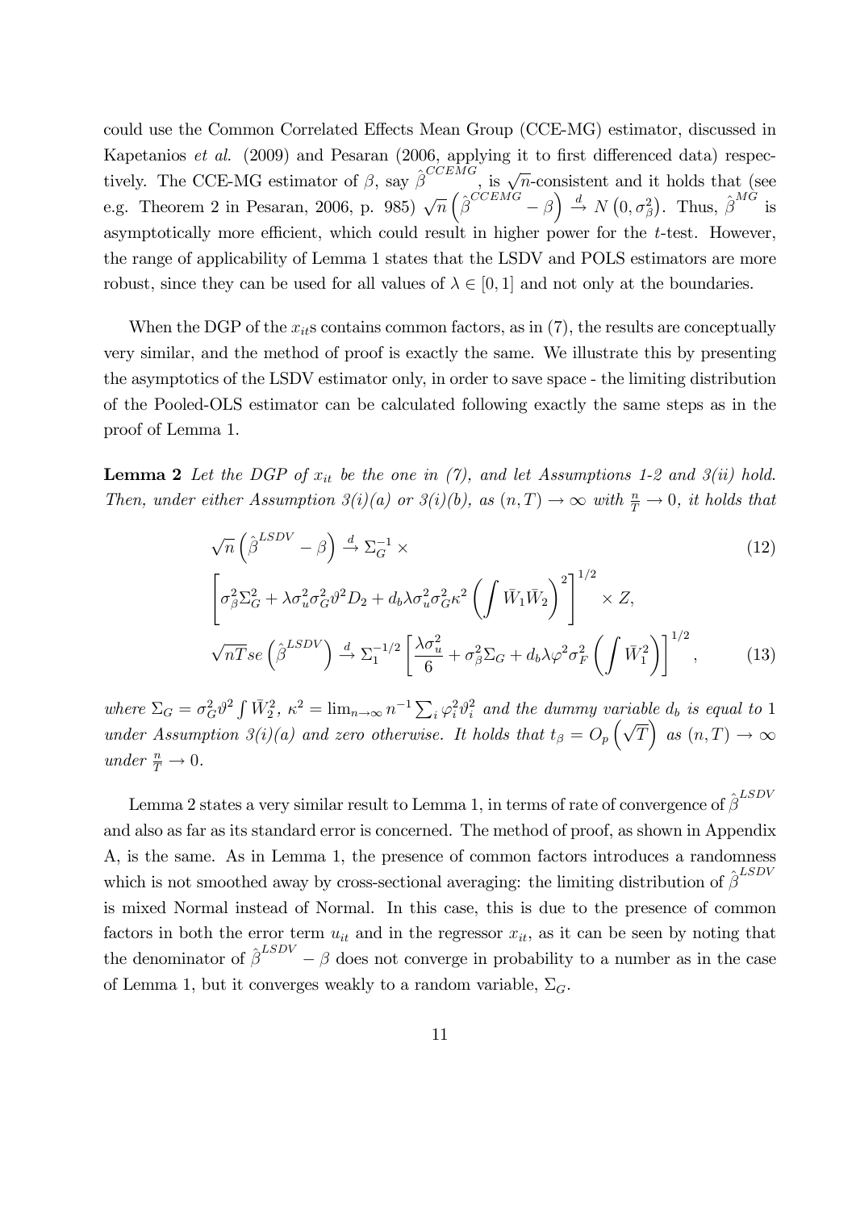could use the Common Correlated Effects Mean Group (CCE-MG) estimator, discussed in Kapetanios *et al.* (2009) and Pesaran (2006, applying it to first differenced data) respectively. The CCE-MG estimator of $\beta$, say $\hat{\beta}^{CCEMG}$, is $\sqrt{n}$-consistent and it holds that (see e.g. Theorem 2 in Pesaran, 2006, p. 985) $\sqrt{n}\left(\hat{\beta}^{CCEMG}-\beta\right) \xrightarrow{d} N\left(0,\sigma_{\beta}^{2}\right)$. Thus, $\hat{\beta}^{MG}$ is asymptotically more efficient, which could result in higher power for the $t$-test. However, the range of applicability of Lemma 1 states that the LSDV and POLS estimators are more robust, since they can be used for all values of $\lambda \in [0,1]$ and not only at the boundaries.

When the DGP of the $x_{it}$s contains common factors, as in (7), the results are conceptually very similar, and the method of proof is exactly the same. We illustrate this by presenting the asymptotics of the LSDV estimator only, in order to save space - the limiting distribution of the Pooled-OLS estimator can be calculated following exactly the same steps as in the proof of Lemma 1.

**Lemma 2** *Let the DGP of $x_{it}$ be the one in (7), and let Assumptions 1-2 and 3(ii) hold. Then, under either Assumption 3(i)(a) or 3(i)(b), as $(n,T)\rightarrow\infty$ with $\frac{n}{T}\rightarrow 0$, it holds that*

$$\sqrt{n}\left(\hat{\beta}^{LSDV}-\beta\right) \xrightarrow{d} \Sigma_{G}^{-1} \times \tag{12}$$

$$\left[\sigma_{\beta}^{2}\Sigma_{G}^{2}+\lambda\sigma_{u}^{2}\sigma_{G}^{2}\vartheta^{2}D_{2}+d_{b}\lambda\sigma_{u}^{2}\sigma_{G}^{2}\kappa^{2}\left(\int\bar{W}_{1}\bar{W}_{2}\right)^{2}\right]^{1/2}\times Z,$$

$$\sqrt{nT}se\left(\hat{\beta}^{LSDV}\right) \xrightarrow{d} \Sigma_{1}^{-1/2}\left[\frac{\lambda\sigma_{u}^{2}}{6}+\sigma_{\beta}^{2}\Sigma_{G}+d_{b}\lambda\varphi^{2}\sigma_{F}^{2}\left(\int\bar{W}_{1}^{2}\right)\right]^{1/2}, \tag{13}$$

*where $\Sigma_{G}=\sigma_{G}^{2}\vartheta^{2}\int\bar{W}_{2}^{2}$, $\kappa^{2}=\lim_{n\rightarrow\infty}n^{-1}\sum_{i}\varphi_{i}^{2}\vartheta_{i}^{2}$ and the dummy variable $d_{b}$ is equal to 1 under Assumption 3(i)(a) and zero otherwise. It holds that $t_{\beta}=O_{p}\left(\sqrt{T}\right)$ as $(n,T)\rightarrow\infty$ under $\frac{n}{T}\rightarrow 0$.*

Lemma 2 states a very similar result to Lemma 1, in terms of rate of convergence of $\hat{\beta}^{LSDV}$ and also as far as its standard error is concerned. The method of proof, as shown in Appendix A, is the same. As in Lemma 1, the presence of common factors introduces a randomness which is not smoothed away by cross-sectional averaging: the limiting distribution of $\hat{\beta}^{LSDV}$ is mixed Normal instead of Normal. In this case, this is due to the presence of common factors in both the error term $u_{it}$ and in the regressor $x_{it}$, as it can be seen by noting that the denominator of $\hat{\beta}^{LSDV}-\beta$ does not converge in probability to a number as in the case of Lemma 1, but it converges weakly to a random variable, $\Sigma_{G}$.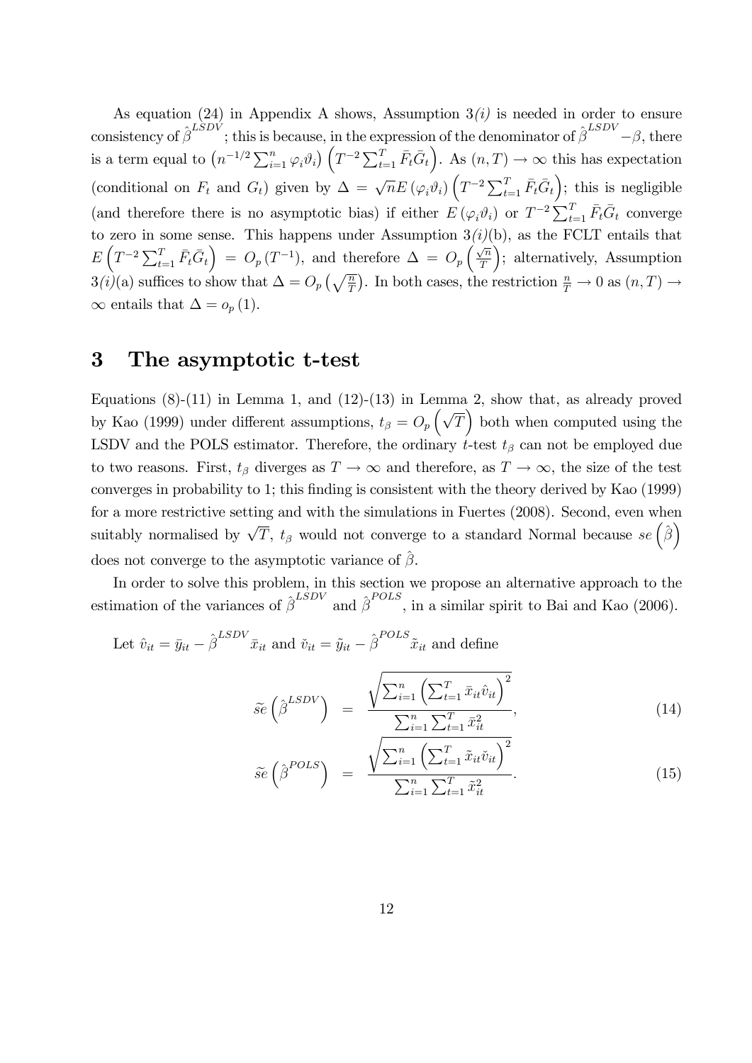As equation (24) in Appendix A shows, Assumption 3*(i)* is needed in order to ensure consistency of $\hat{\beta}^{LSDV}$; this is because, in the expression of the denominator of $\hat{\beta}^{LSDV}-\beta$, there is a term equal to $\left(n^{-1/2}\sum_{i=1}^{n}\varphi_i\vartheta_i\right)\left(T^{-2}\sum_{t=1}^{T}\bar{F}_t\bar{G}_t\right)$. As $(n,T)\rightarrow\infty$ this has expectation (conditional on $F_t$ and $G_t$) given by $\Delta=\sqrt{n}E\left(\varphi_i\vartheta_i\right)\left(T^{-2}\sum_{t=1}^{T}\bar{F}_t\bar{G}_t\right)$; this is negligible (and therefore there is no asymptotic bias) if either $E\left(\varphi_i\vartheta_i\right)$ or $T^{-2}\sum_{t=1}^{T}\bar{F}_t\bar{G}_t$ converge to zero in some sense. This happens under Assumption 3*(i)*(b), as the FCLT entails that $E\left(T^{-2}\sum_{t=1}^{T}\bar{F}_t\bar{G}_t\right)=O_p\left(T^{-1}\right)$, and therefore $\Delta=O_p\left(\frac{\sqrt{n}}{T}\right)$; alternatively, Assumption 3*(i)*(a) suffices to show that $\Delta=O_p\left(\sqrt{\frac{n}{T}}\right)$. In both cases, the restriction $\frac{n}{T}\rightarrow 0$ as $(n,T)\rightarrow\infty$ entails that $\Delta=o_p(1)$.

# 3 The asymptotic t-test

Equations (8)-(11) in Lemma 1, and (12)-(13) in Lemma 2, show that, as already proved by Kao (1999) under different assumptions, $t_\beta=O_p\left(\sqrt{T}\right)$ both when computed using the LSDV and the POLS estimator. Therefore, the ordinary $t$-test $t_\beta$ can not be employed due to two reasons. First, $t_\beta$ diverges as $T\rightarrow\infty$ and therefore, as $T\rightarrow\infty$, the size of the test converges in probability to 1; this finding is consistent with the theory derived by Kao (1999) for a more restrictive setting and with the simulations in Fuertes (2008). Second, even when suitably normalised by $\sqrt{T}$, $t_\beta$ would not converge to a standard Normal because $se\left(\hat{\beta}\right)$ does not converge to the asymptotic variance of $\hat{\beta}$.

In order to solve this problem, in this section we propose an alternative approach to the estimation of the variances of $\hat{\beta}^{LSDV}$ and $\hat{\beta}^{POLS}$, in a similar spirit to Bai and Kao (2006).

Let $\hat{v}_{it}=\bar{y}_{it}-\hat{\beta}^{LSDV}\bar{x}_{it}$ and $\check{v}_{it}=\tilde{y}_{it}-\hat{\beta}^{POLS}\tilde{x}_{it}$ and define

$$\widetilde{se}\left(\hat{\beta}^{LSDV}\right)=\frac{\sqrt{\sum_{i=1}^{n}\left(\sum_{t=1}^{T}\bar{x}_{it}\hat{v}_{it}\right)^2}}{\sum_{i=1}^{n}\sum_{t=1}^{T}\bar{x}_{it}^2}, \tag{14}$$

$$\widetilde{se}\left(\hat{\beta}^{POLS}\right)=\frac{\sqrt{\sum_{i=1}^{n}\left(\sum_{t=1}^{T}\tilde{x}_{it}\check{v}_{it}\right)^2}}{\sum_{i=1}^{n}\sum_{t=1}^{T}\tilde{x}_{it}^2}. \tag{15}$$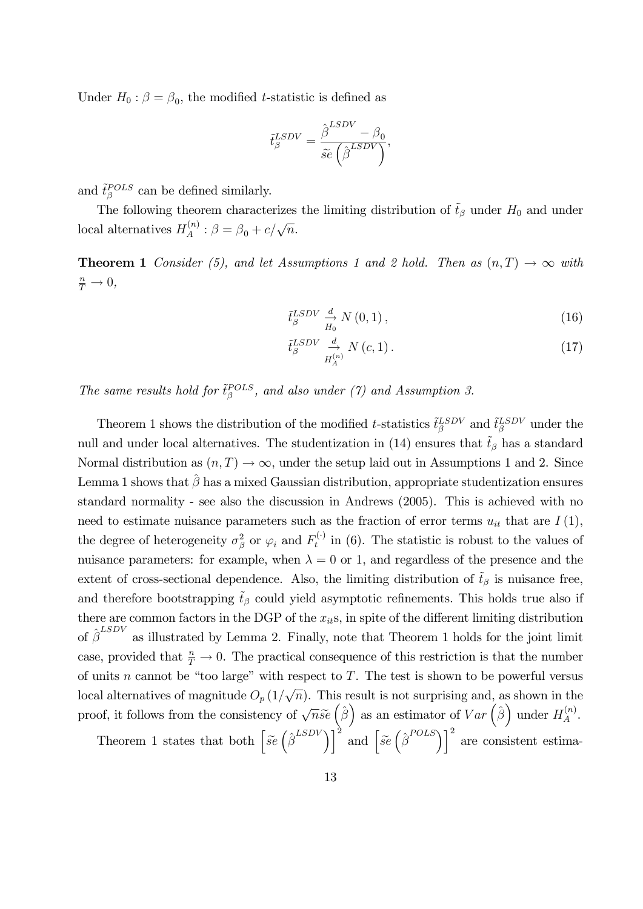Under $H_0 : \beta = \beta_0$, the modified $t$-statistic is defined as

$$\tilde{t}_{\beta}^{LSDV} = \frac{\hat{\beta}^{LSDV} - \beta_0}{\widetilde{se}\left(\hat{\beta}^{LSDV}\right)},$$

and $\tilde{t}_{\beta}^{POLS}$ can be defined similarly.

The following theorem characterizes the limiting distribution of $\tilde{t}_{\beta}$ under $H_0$ and under local alternatives $H_A^{(n)} : \beta = \beta_0 + c/\sqrt{n}$.

**Theorem 1** *Consider (5), and let Assumptions 1 and 2 hold. Then as $(n, T) \to \infty$ with $\frac{n}{T} \to 0$,*

$$\tilde{t}_{\beta}^{LSDV} \underset{H_0}{\xrightarrow{d}} N(0,1), \tag{16}$$

$$\tilde{t}_{\beta}^{LSDV} \underset{H_A^{(n)}}{\xrightarrow{d}} N(c,1). \tag{17}$$

*The same results hold for $\tilde{t}_{\beta}^{POLS}$, and also under (7) and Assumption 3.*

Theorem 1 shows the distribution of the modified $t$-statistics $\tilde{t}_{\beta}^{LSDV}$ and $\tilde{t}_{\beta}^{LSDV}$ under the null and under local alternatives. The studentization in (14) ensures that $\tilde{t}_{\beta}$ has a standard Normal distribution as $(n, T) \to \infty$, under the setup laid out in Assumptions 1 and 2. Since Lemma 1 shows that $\hat{\beta}$ has a mixed Gaussian distribution, appropriate studentization ensures standard normality - see also the discussion in Andrews (2005). This is achieved with no need to estimate nuisance parameters such as the fraction of error terms $u_{it}$ that are $I(1)$, the degree of heterogeneity $\sigma_{\beta}^2$ or $\varphi_i$ and $F_t^{(\cdot)}$ in (6). The statistic is robust to the values of nuisance parameters: for example, when $\lambda = 0$ or 1, and regardless of the presence and the extent of cross-sectional dependence. Also, the limiting distribution of $\tilde{t}_{\beta}$ is nuisance free, and therefore bootstrapping $\tilde{t}_{\beta}$ could yield asymptotic refinements. This holds true also if there are common factors in the DGP of the $x_{it}$s, in spite of the different limiting distribution of $\hat{\beta}^{LSDV}$ as illustrated by Lemma 2. Finally, note that Theorem 1 holds for the joint limit case, provided that $\frac{n}{T} \to 0$. The practical consequence of this restriction is that the number of units $n$ cannot be "too large" with respect to $T$. The test is shown to be powerful versus local alternatives of magnitude $O_p(1/\sqrt{n})$. This result is not surprising and, as shown in the proof, it follows from the consistency of $\sqrt{n}\widetilde{se}\left(\hat{\beta}\right)$ as an estimator of $Var\left(\hat{\beta}\right)$ under $H_A^{(n)}$.

Theorem 1 states that both $\left[\widetilde{se}\left(\hat{\beta}^{LSDV}\right)\right]^2$ and $\left[\widetilde{se}\left(\hat{\beta}^{POLS}\right)\right]^2$ are consistent estima-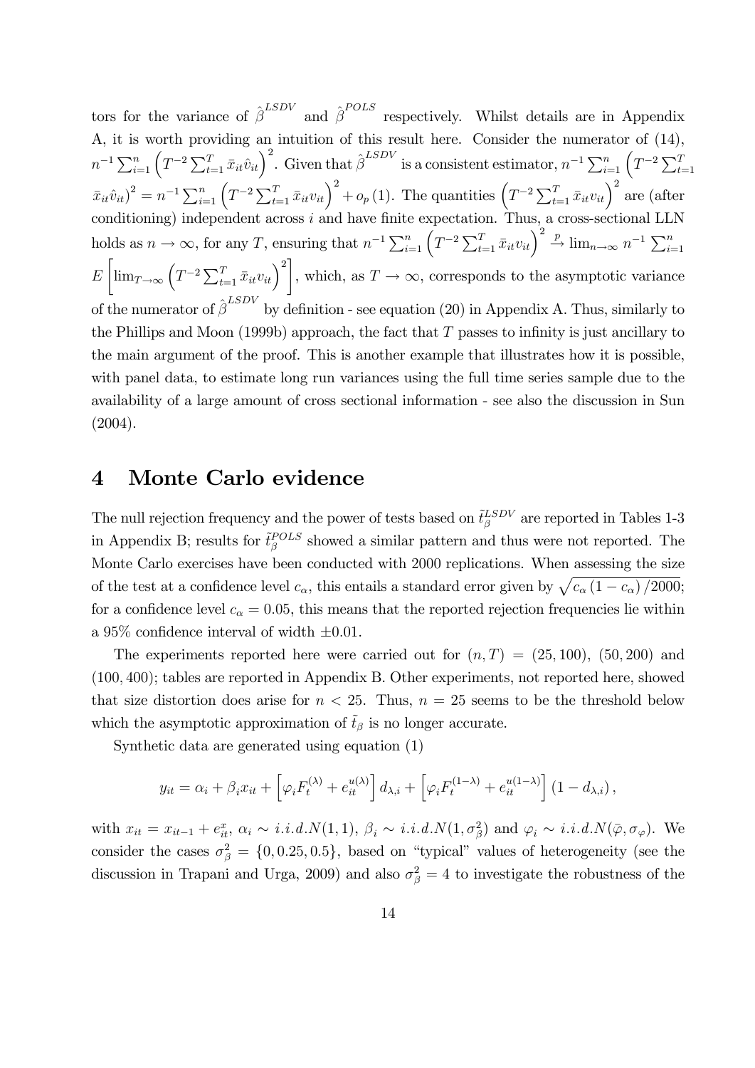tors for the variance of $\hat{\beta}^{LSDV}$ and $\hat{\beta}^{POLS}$ respectively. Whilst details are in Appendix A, it is worth providing an intuition of this result here. Consider the numerator of (14), $n^{-1}\sum_{i=1}^{n}\left(T^{-2}\sum_{t=1}^{T}\bar{x}_{it}\hat{v}_{it}\right)^{2}$. Given that $\hat{\beta}^{LSDV}$ is a consistent estimator, $n^{-1}\sum_{i=1}^{n}\left(T^{-2}\sum_{t=1}^{T}\bar{x}_{it}\hat{v}_{it}\right)^{2}=n^{-1}\sum_{i=1}^{n}\left(T^{-2}\sum_{t=1}^{T}\bar{x}_{it}v_{it}\right)^{2}+o_{p}(1)$. The quantities $\left(T^{-2}\sum_{t=1}^{T}\bar{x}_{it}v_{it}\right)^{2}$ are (after conditioning) independent across $i$ and have finite expectation. Thus, a cross-sectional LLN holds as $n\rightarrow\infty$, for any $T$, ensuring that $n^{-1}\sum_{i=1}^{n}\left(T^{-2}\sum_{t=1}^{T}\bar{x}_{it}v_{it}\right)^{2}\xrightarrow{p}\lim_{n\rightarrow\infty}n^{-1}\sum_{i=1}^{n}E\left[\lim_{T\rightarrow\infty}\left(T^{-2}\sum_{t=1}^{T}\bar{x}_{it}v_{it}\right)^{2}\right]$, which, as $T\rightarrow\infty$, corresponds to the asymptotic variance of the numerator of $\hat{\beta}^{LSDV}$ by definition - see equation (20) in Appendix A. Thus, similarly to the Phillips and Moon (1999b) approach, the fact that $T$ passes to infinity is just ancillary to the main argument of the proof. This is another example that illustrates how it is possible, with panel data, to estimate long run variances using the full time series sample due to the availability of a large amount of cross sectional information - see also the discussion in Sun (2004).

# 4 Monte Carlo evidence

The null rejection frequency and the power of tests based on $\tilde{t}_{\beta}^{LSDV}$ are reported in Tables 1-3 in Appendix B; results for $\tilde{t}_{\beta}^{POLS}$ showed a similar pattern and thus were not reported. The Monte Carlo exercises have been conducted with 2000 replications. When assessing the size of the test at a confidence level $c_{\alpha}$, this entails a standard error given by $\sqrt{c_{\alpha}(1-c_{\alpha})/2000}$; for a confidence level $c_{\alpha}=0.05$, this means that the reported rejection frequencies lie within a 95% confidence interval of width $\pm 0.01$.

The experiments reported here were carried out for $(n,T)=(25,100)$, $(50,200)$ and $(100,400)$; tables are reported in Appendix B. Other experiments, not reported here, showed that size distortion does arise for $n<25$. Thus, $n=25$ seems to be the threshold below which the asymptotic approximation of $\tilde{t}_{\beta}$ is no longer accurate.

Synthetic data are generated using equation (1)

$$y_{it}=\alpha_{i}+\beta_{i}x_{it}+\left[\varphi_{i}F_{t}^{(\lambda)}+e_{it}^{u(\lambda)}\right]d_{\lambda,i}+\left[\varphi_{i}F_{t}^{(1-\lambda)}+e_{it}^{u(1-\lambda)}\right](1-d_{\lambda,i}),$$

with $x_{it}=x_{it-1}+e_{it}^{x}$, $\alpha_{i}\sim i.i.d.N(1,1)$, $\beta_{i}\sim i.i.d.N(1,\sigma_{\beta}^{2})$ and $\varphi_{i}\sim i.i.d.N(\bar{\varphi},\sigma_{\varphi})$. We consider the cases $\sigma_{\beta}^{2}=\{0,0.25,0.5\}$, based on "typical" values of heterogeneity (see the discussion in Trapani and Urga, 2009) and also $\sigma_{\beta}^{2}=4$ to investigate the robustness of the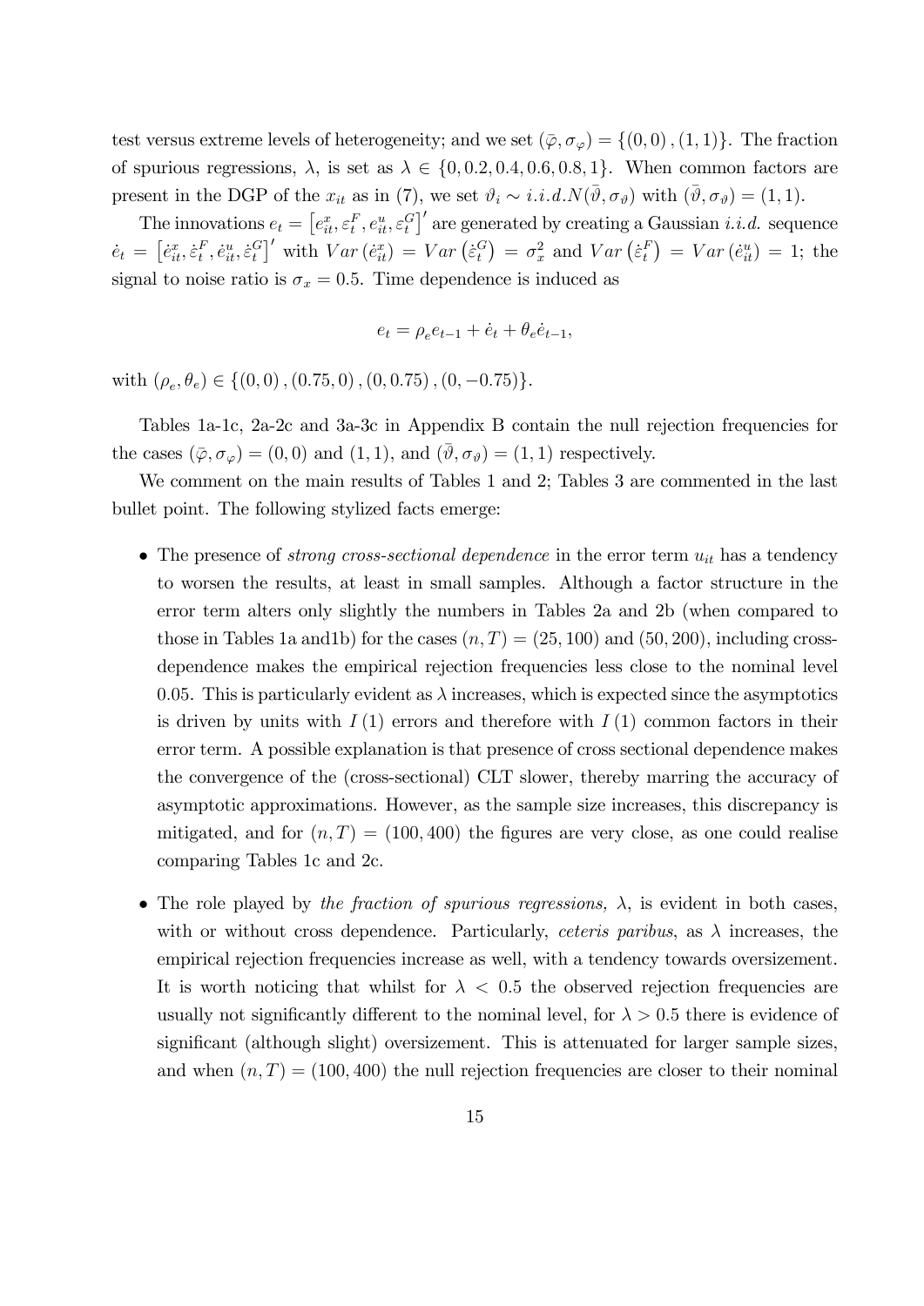test versus extreme levels of heterogeneity; and we set $(\bar{\varphi}, \sigma_{\varphi}) = \{(0,0), (1,1)\}$. The fraction of spurious regressions, $\lambda$, is set as $\lambda \in \{0, 0.2, 0.4, 0.6, 0.8, 1\}$. When common factors are present in the DGP of the $x_{it}$ as in (7), we set $\vartheta_i \sim i.i.d.N(\bar{\vartheta}, \sigma_{\vartheta})$ with $(\bar{\vartheta}, \sigma_{\vartheta}) = (1,1)$.

The innovations $e_t = \left[e_{it}^x, \varepsilon_t^F, e_{it}^u, \varepsilon_t^G\right]'$ are generated by creating a Gaussian *i.i.d.* sequence $\dot{e}_t = \left[\dot{e}_{it}^x, \dot{\varepsilon}_t^F, \dot{e}_{it}^u, \dot{\varepsilon}_t^G\right]'$ with $Var\left(\dot{e}_{it}^x\right) = Var\left(\dot{\varepsilon}_t^G\right) = \sigma_x^2$ and $Var\left(\dot{\varepsilon}_t^F\right) = Var\left(\dot{e}_{it}^u\right) = 1$; the signal to noise ratio is $\sigma_x = 0.5$. Time dependence is induced as

$$e_t = \rho_e e_{t-1} + \dot{e}_t + \theta_e \dot{e}_{t-1},$$

with $(\rho_e, \theta_e) \in \{(0,0), (0.75, 0), (0, 0.75), (0, -0.75)\}$.

Tables 1a-1c, 2a-2c and 3a-3c in Appendix B contain the null rejection frequencies for the cases $(\bar{\varphi}, \sigma_{\varphi}) = (0,0)$ and $(1,1)$, and $(\bar{\vartheta}, \sigma_{\vartheta}) = (1,1)$ respectively.

We comment on the main results of Tables 1 and 2; Tables 3 are commented in the last bullet point. The following stylized facts emerge:

- The presence of *strong cross-sectional dependence* in the error term $u_{it}$ has a tendency to worsen the results, at least in small samples. Although a factor structure in the error term alters only slightly the numbers in Tables 2a and 2b (when compared to those in Tables 1a and1b) for the cases $(n, T) = (25, 100)$ and $(50, 200)$, including cross-dependence makes the empirical rejection frequencies less close to the nominal level 0.05. This is particularly evident as $\lambda$ increases, which is expected since the asymptotics is driven by units with $I(1)$ errors and therefore with $I(1)$ common factors in their error term. A possible explanation is that presence of cross sectional dependence makes the convergence of the (cross-sectional) CLT slower, thereby marring the accuracy of asymptotic approximations. However, as the sample size increases, this discrepancy is mitigated, and for $(n, T) = (100, 400)$ the figures are very close, as one could realise comparing Tables 1c and 2c.

- The role played by *the fraction of spurious regressions,* $\lambda$, is evident in both cases, with or without cross dependence. Particularly, *ceteris paribus*, as $\lambda$ increases, the empirical rejection frequencies increase as well, with a tendency towards oversizement. It is worth noticing that whilst for $\lambda < 0.5$ the observed rejection frequencies are usually not significantly different to the nominal level, for $\lambda > 0.5$ there is evidence of significant (although slight) oversizement. This is attenuated for larger sample sizes, and when $(n, T) = (100, 400)$ the null rejection frequencies are closer to their nominal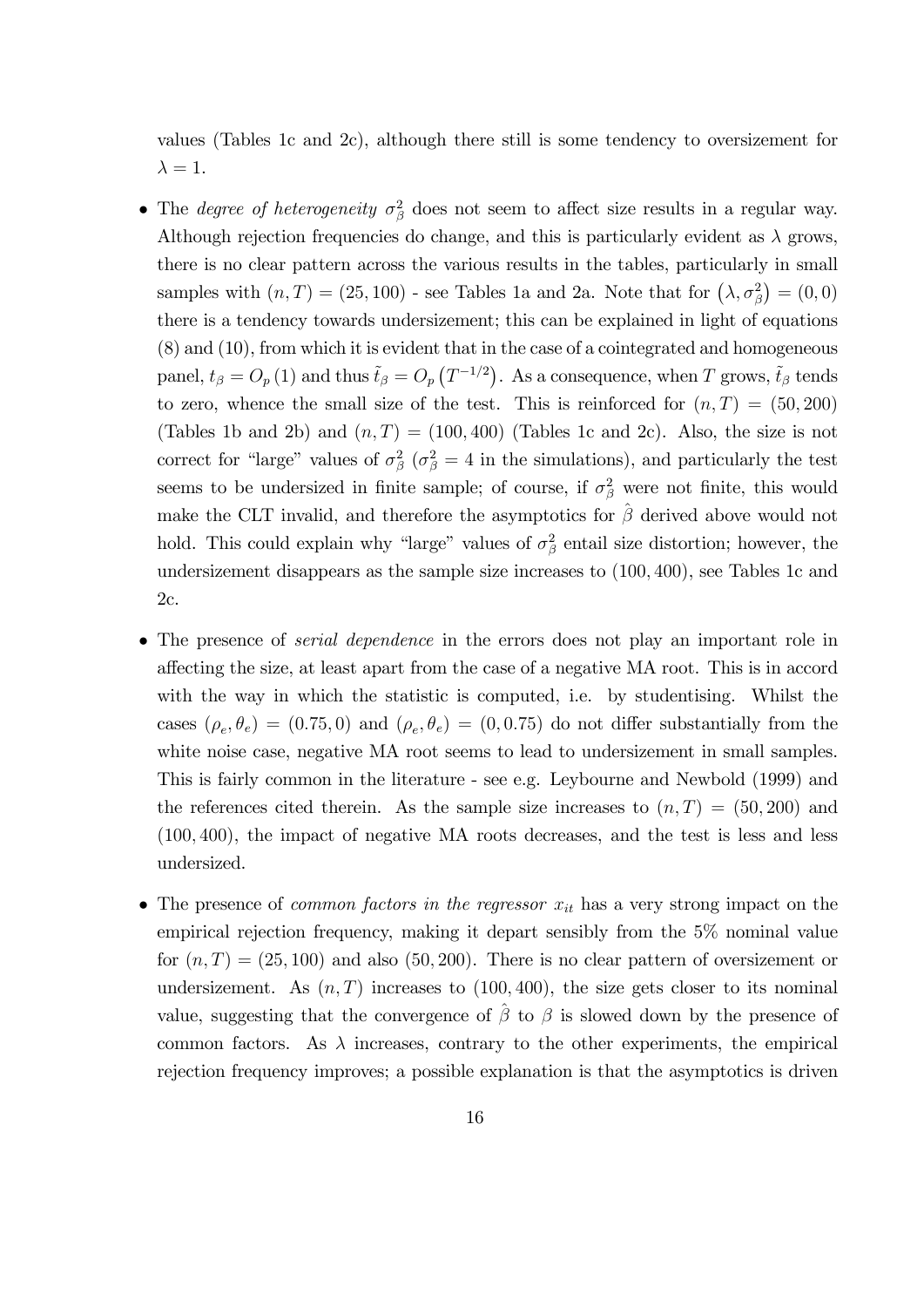values (Tables 1c and 2c), although there still is some tendency to oversizement for $\lambda = 1$.

- The *degree of heterogeneity* $\sigma_\beta^2$ does not seem to affect size results in a regular way. Although rejection frequencies do change, and this is particularly evident as $\lambda$ grows, there is no clear pattern across the various results in the tables, particularly in small samples with $(n, T) = (25, 100)$ - see Tables 1a and 2a. Note that for $(\lambda, \sigma_\beta^2) = (0, 0)$ there is a tendency towards undersizement; this can be explained in light of equations (8) and (10), from which it is evident that in the case of a cointegrated and homogeneous panel, $t_\beta = O_p(1)$ and thus $\tilde{t}_\beta = O_p(T^{-1/2})$. As a consequence, when $T$ grows, $\tilde{t}_\beta$ tends to zero, whence the small size of the test. This is reinforced for $(n, T) = (50, 200)$ (Tables 1b and 2b) and $(n, T) = (100, 400)$ (Tables 1c and 2c). Also, the size is not correct for "large" values of $\sigma_\beta^2$ ($\sigma_\beta^2 = 4$ in the simulations), and particularly the test seems to be undersized in finite sample; of course, if $\sigma_\beta^2$ were not finite, this would make the CLT invalid, and therefore the asymptotics for $\hat{\beta}$ derived above would not hold. This could explain why "large" values of $\sigma_\beta^2$ entail size distortion; however, the undersizement disappears as the sample size increases to $(100, 400)$, see Tables 1c and 2c.

- The presence of *serial dependence* in the errors does not play an important role in affecting the size, at least apart from the case of a negative MA root. This is in accord with the way in which the statistic is computed, i.e. by studentising. Whilst the cases $(\rho_e, \theta_e) = (0.75, 0)$ and $(\rho_e, \theta_e) = (0, 0.75)$ do not differ substantially from the white noise case, negative MA root seems to lead to undersizement in small samples. This is fairly common in the literature - see e.g. Leybourne and Newbold (1999) and the references cited therein. As the sample size increases to $(n, T) = (50, 200)$ and $(100, 400)$, the impact of negative MA roots decreases, and the test is less and less undersized.

- The presence of *common factors in the regressor* $x_{it}$ has a very strong impact on the empirical rejection frequency, making it depart sensibly from the 5% nominal value for $(n, T) = (25, 100)$ and also $(50, 200)$. There is no clear pattern of oversizement or undersizement. As $(n, T)$ increases to $(100, 400)$, the size gets closer to its nominal value, suggesting that the convergence of $\hat{\beta}$ to $\beta$ is slowed down by the presence of common factors. As $\lambda$ increases, contrary to the other experiments, the empirical rejection frequency improves; a possible explanation is that the asymptotics is driven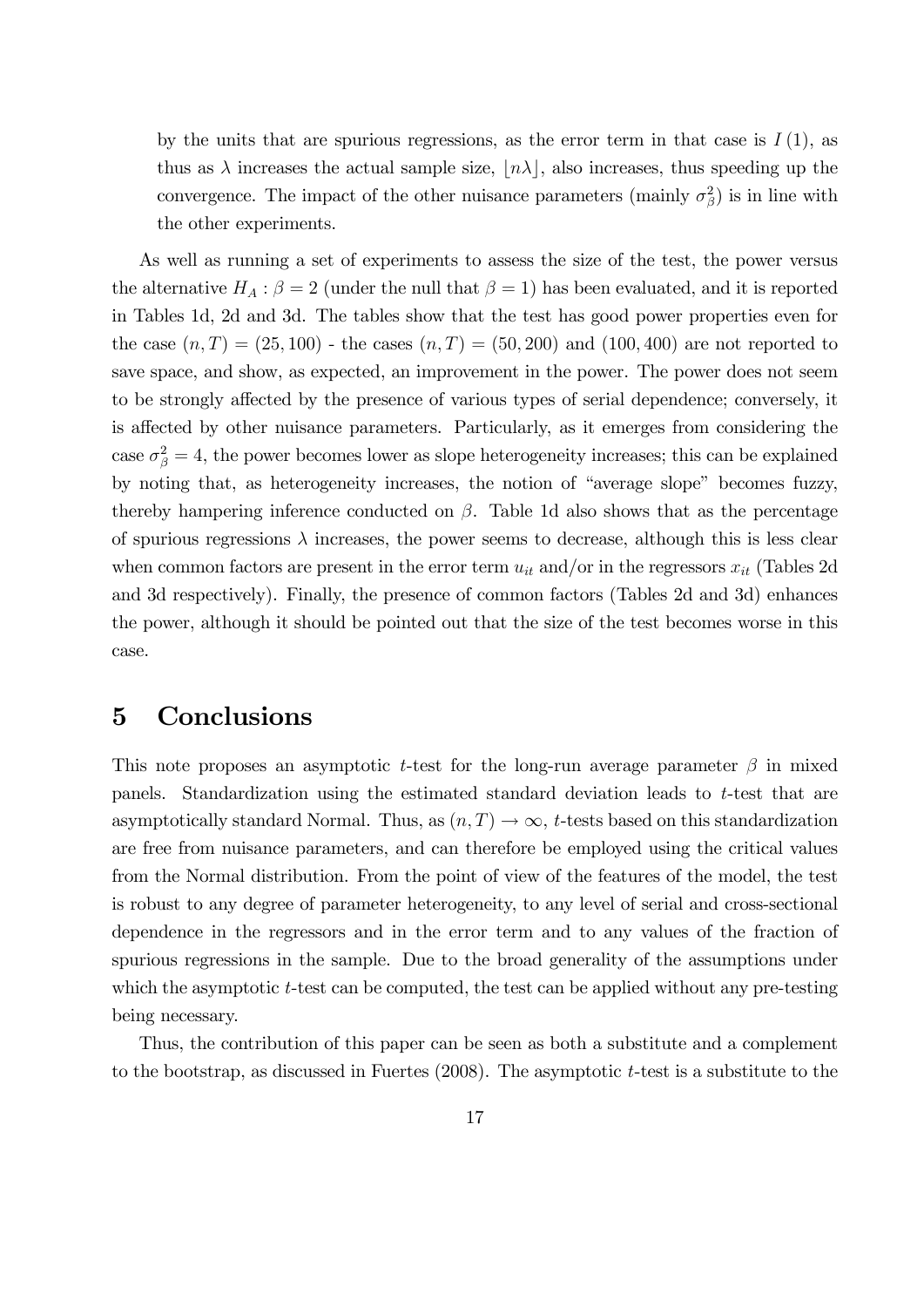by the units that are spurious regressions, as the error term in that case is $I(1)$, as thus as $\lambda$ increases the actual sample size, $\lfloor n\lambda \rfloor$, also increases, thus speeding up the convergence. The impact of the other nuisance parameters (mainly $\sigma^2_\beta$) is in line with the other experiments.

As well as running a set of experiments to assess the size of the test, the power versus the alternative $H_A : \beta = 2$ (under the null that $\beta = 1$) has been evaluated, and it is reported in Tables 1d, 2d and 3d. The tables show that the test has good power properties even for the case $(n, T) = (25, 100)$ - the cases $(n, T) = (50, 200)$ and $(100, 400)$ are not reported to save space, and show, as expected, an improvement in the power. The power does not seem to be strongly affected by the presence of various types of serial dependence; conversely, it is affected by other nuisance parameters. Particularly, as it emerges from considering the case $\sigma^2_\beta = 4$, the power becomes lower as slope heterogeneity increases; this can be explained by noting that, as heterogeneity increases, the notion of "average slope" becomes fuzzy, thereby hampering inference conducted on $\beta$. Table 1d also shows that as the percentage of spurious regressions $\lambda$ increases, the power seems to decrease, although this is less clear when common factors are present in the error term $u_{it}$ and/or in the regressors $x_{it}$ (Tables 2d and 3d respectively). Finally, the presence of common factors (Tables 2d and 3d) enhances the power, although it should be pointed out that the size of the test becomes worse in this case.

# 5 Conclusions

This note proposes an asymptotic $t$-test for the long-run average parameter $\beta$ in mixed panels. Standardization using the estimated standard deviation leads to $t$-test that are asymptotically standard Normal. Thus, as $(n, T) \to \infty$, $t$-tests based on this standardization are free from nuisance parameters, and can therefore be employed using the critical values from the Normal distribution. From the point of view of the features of the model, the test is robust to any degree of parameter heterogeneity, to any level of serial and cross-sectional dependence in the regressors and in the error term and to any values of the fraction of spurious regressions in the sample. Due to the broad generality of the assumptions under which the asymptotic $t$-test can be computed, the test can be applied without any pre-testing being necessary.

Thus, the contribution of this paper can be seen as both a substitute and a complement to the bootstrap, as discussed in Fuertes (2008). The asymptotic $t$-test is a substitute to the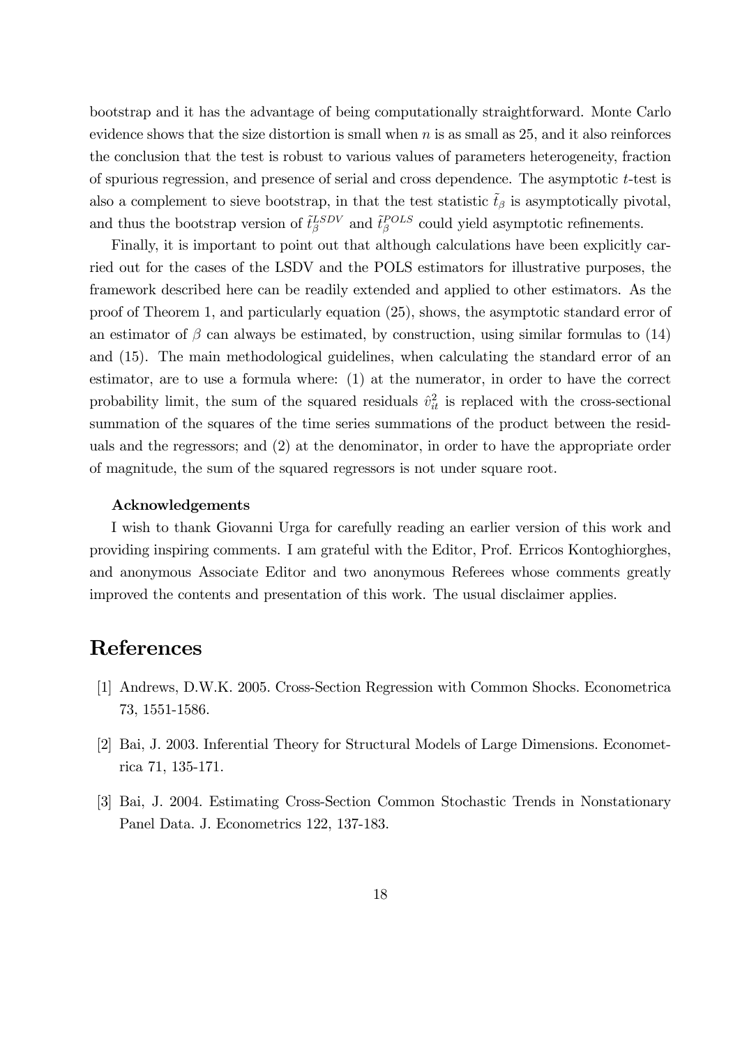bootstrap and it has the advantage of being computationally straightforward. Monte Carlo evidence shows that the size distortion is small when $n$ is as small as 25, and it also reinforces the conclusion that the test is robust to various values of parameters heterogeneity, fraction of spurious regression, and presence of serial and cross dependence. The asymptotic $t$-test is also a complement to sieve bootstrap, in that the test statistic $\tilde{t}_\beta$ is asymptotically pivotal, and thus the bootstrap version of $\tilde{t}_\beta^{LSDV}$ and $\tilde{t}_\beta^{POLS}$ could yield asymptotic refinements.

Finally, it is important to point out that although calculations have been explicitly carried out for the cases of the LSDV and the POLS estimators for illustrative purposes, the framework described here can be readily extended and applied to other estimators. As the proof of Theorem 1, and particularly equation (25), shows, the asymptotic standard error of an estimator of $\beta$ can always be estimated, by construction, using similar formulas to (14) and (15). The main methodological guidelines, when calculating the standard error of an estimator, are to use a formula where: (1) at the numerator, in order to have the correct probability limit, the sum of the squared residuals $\hat{v}_{it}^2$ is replaced with the cross-sectional summation of the squares of the time series summations of the product between the residuals and the regressors; and (2) at the denominator, in order to have the appropriate order of magnitude, the sum of the squared regressors is not under square root.

**Acknowledgements**

I wish to thank Giovanni Urga for carefully reading an earlier version of this work and providing inspiring comments. I am grateful with the Editor, Prof. Erricos Kontoghiorghes, and anonymous Associate Editor and two anonymous Referees whose comments greatly improved the contents and presentation of this work. The usual disclaimer applies.

# References

[1] Andrews, D.W.K. 2005. Cross-Section Regression with Common Shocks. Econometrica 73, 1551-1586.

[2] Bai, J. 2003. Inferential Theory for Structural Models of Large Dimensions. Econometrica 71, 135-171.

[3] Bai, J. 2004. Estimating Cross-Section Common Stochastic Trends in Nonstationary Panel Data. J. Econometrics 122, 137-183.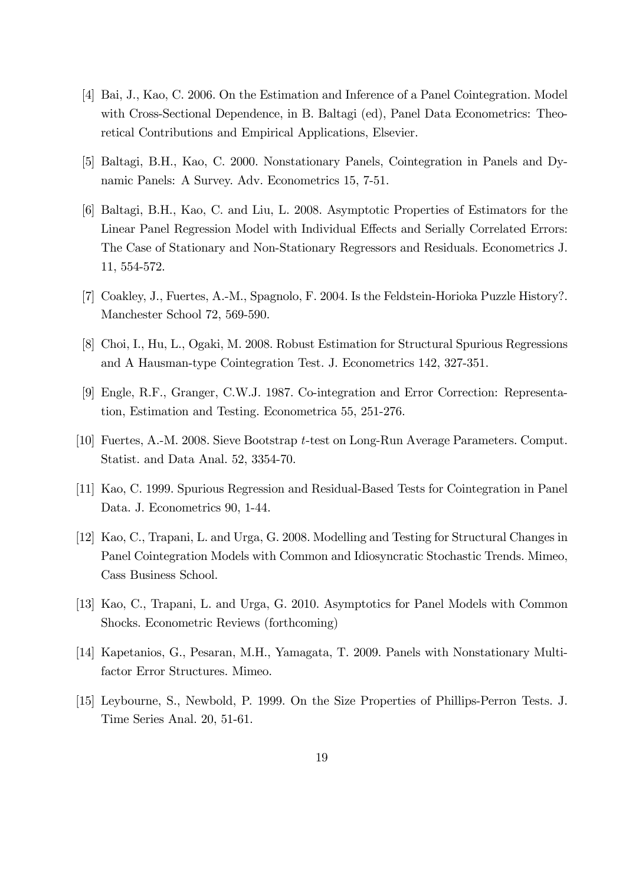[4] Bai, J., Kao, C. 2006. On the Estimation and Inference of a Panel Cointegration. Model with Cross-Sectional Dependence, in B. Baltagi (ed), Panel Data Econometrics: Theoretical Contributions and Empirical Applications, Elsevier.

[5] Baltagi, B.H., Kao, C. 2000. Nonstationary Panels, Cointegration in Panels and Dynamic Panels: A Survey. Adv. Econometrics 15, 7-51.

[6] Baltagi, B.H., Kao, C. and Liu, L. 2008. Asymptotic Properties of Estimators for the Linear Panel Regression Model with Individual Effects and Serially Correlated Errors: The Case of Stationary and Non-Stationary Regressors and Residuals. Econometrics J. 11, 554-572.

[7] Coakley, J., Fuertes, A.-M., Spagnolo, F. 2004. Is the Feldstein-Horioka Puzzle History?. Manchester School 72, 569-590.

[8] Choi, I., Hu, L., Ogaki, M. 2008. Robust Estimation for Structural Spurious Regressions and A Hausman-type Cointegration Test. J. Econometrics 142, 327-351.

[9] Engle, R.F., Granger, C.W.J. 1987. Co-integration and Error Correction: Representation, Estimation and Testing. Econometrica 55, 251-276.

[10] Fuertes, A.-M. 2008. Sieve Bootstrap $t$-test on Long-Run Average Parameters. Comput. Statist. and Data Anal. 52, 3354-70.

[11] Kao, C. 1999. Spurious Regression and Residual-Based Tests for Cointegration in Panel Data. J. Econometrics 90, 1-44.

[12] Kao, C., Trapani, L. and Urga, G. 2008. Modelling and Testing for Structural Changes in Panel Cointegration Models with Common and Idiosyncratic Stochastic Trends. Mimeo, Cass Business School.

[13] Kao, C., Trapani, L. and Urga, G. 2010. Asymptotics for Panel Models with Common Shocks. Econometric Reviews (forthcoming)

[14] Kapetanios, G., Pesaran, M.H., Yamagata, T. 2009. Panels with Nonstationary Multifactor Error Structures. Mimeo.

[15] Leybourne, S., Newbold, P. 1999. On the Size Properties of Phillips-Perron Tests. J. Time Series Anal. 20, 51-61.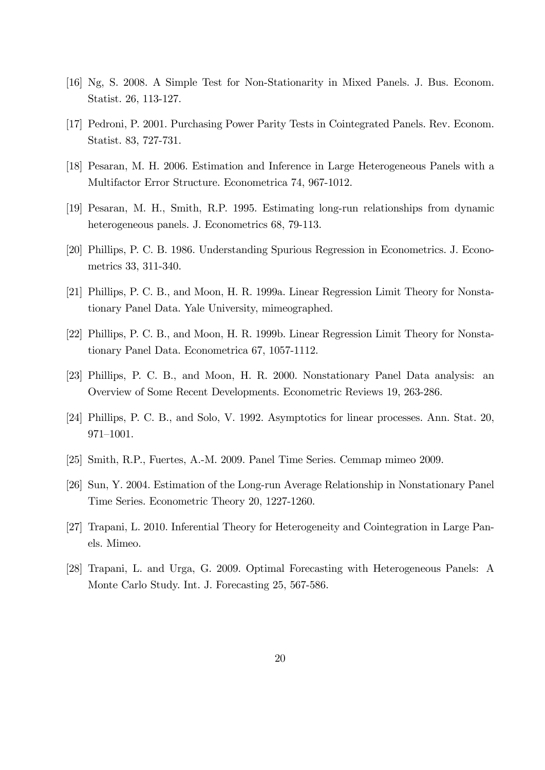[16] Ng, S. 2008. A Simple Test for Non-Stationarity in Mixed Panels. J. Bus. Econom. Statist. 26, 113-127.

[17] Pedroni, P. 2001. Purchasing Power Parity Tests in Cointegrated Panels. Rev. Econom. Statist. 83, 727-731.

[18] Pesaran, M. H. 2006. Estimation and Inference in Large Heterogeneous Panels with a Multifactor Error Structure. Econometrica 74, 967-1012.

[19] Pesaran, M. H., Smith, R.P. 1995. Estimating long-run relationships from dynamic heterogeneous panels. J. Econometrics 68, 79-113.

[20] Phillips, P. C. B. 1986. Understanding Spurious Regression in Econometrics. J. Econometrics 33, 311-340.

[21] Phillips, P. C. B., and Moon, H. R. 1999a. Linear Regression Limit Theory for Nonstationary Panel Data. Yale University, mimeographed.

[22] Phillips, P. C. B., and Moon, H. R. 1999b. Linear Regression Limit Theory for Nonstationary Panel Data. Econometrica 67, 1057-1112.

[23] Phillips, P. C. B., and Moon, H. R. 2000. Nonstationary Panel Data analysis: an Overview of Some Recent Developments. Econometric Reviews 19, 263-286.

[24] Phillips, P. C. B., and Solo, V. 1992. Asymptotics for linear processes. Ann. Stat. 20, 971–1001.

[25] Smith, R.P., Fuertes, A.-M. 2009. Panel Time Series. Cemmap mimeo 2009.

[26] Sun, Y. 2004. Estimation of the Long-run Average Relationship in Nonstationary Panel Time Series. Econometric Theory 20, 1227-1260.

[27] Trapani, L. 2010. Inferential Theory for Heterogeneity and Cointegration in Large Panels. Mimeo.

[28] Trapani, L. and Urga, G. 2009. Optimal Forecasting with Heterogeneous Panels: A Monte Carlo Study. Int. J. Forecasting 25, 567-586.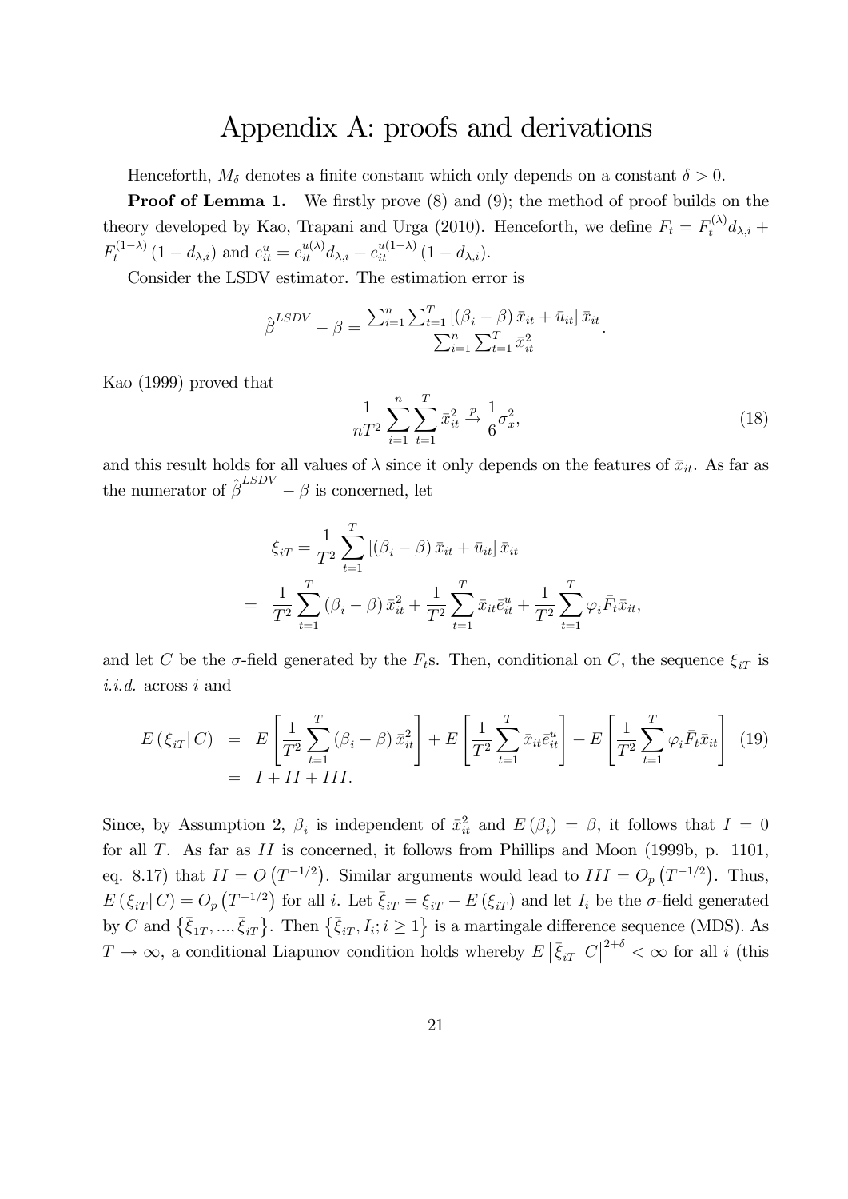# Appendix A: proofs and derivations

Henceforth, $M_\delta$ denotes a finite constant which only depends on a constant $\delta > 0$.

**Proof of Lemma 1.** We firstly prove (8) and (9); the method of proof builds on the theory developed by Kao, Trapani and Urga (2010). Henceforth, we define $F_t = F_t^{(\lambda)} d_{\lambda,i} + F_t^{(1-\lambda)} (1 - d_{\lambda,i})$ and $e_{it}^u = e_{it}^{u(\lambda)} d_{\lambda,i} + e_{it}^{u(1-\lambda)} (1 - d_{\lambda,i})$.

Consider the LSDV estimator. The estimation error is

$$\hat{\beta}^{LSDV} - \beta = \frac{\sum_{i=1}^n \sum_{t=1}^T \left[ (\beta_i - \beta) \bar{x}_{it} + \bar{u}_{it} \right] \bar{x}_{it}}{\sum_{i=1}^n \sum_{t=1}^T \bar{x}_{it}^2}.$$

Kao (1999) proved that

$$\frac{1}{nT^2} \sum_{i=1}^n \sum_{t=1}^T \bar{x}_{it}^2 \xrightarrow{p} \frac{1}{6} \sigma_x^2, \tag{18}$$

and this result holds for all values of $\lambda$ since it only depends on the features of $\bar{x}_{it}$. As far as the numerator of $\hat{\beta}^{LSDV} - \beta$ is concerned, let

$$\begin{aligned}
\xi_{iT} &= \frac{1}{T^2} \sum_{t=1}^T \left[ (\beta_i - \beta) \bar{x}_{it} + \bar{u}_{it} \right] \bar{x}_{it} \\
&= \frac{1}{T^2} \sum_{t=1}^T (\beta_i - \beta) \bar{x}_{it}^2 + \frac{1}{T^2} \sum_{t=1}^T \bar{x}_{it} \bar{e}_{it}^u + \frac{1}{T^2} \sum_{t=1}^T \varphi_i \bar{F}_t \bar{x}_{it},
\end{aligned}$$

and let $C$ be the $\sigma$-field generated by the $F_t$s. Then, conditional on $C$, the sequence $\xi_{iT}$ is *i.i.d.* across $i$ and

$$\begin{aligned}
E(\xi_{iT}| C) &= E\left[ \frac{1}{T^2} \sum_{t=1}^T (\beta_i - \beta) \bar{x}_{it}^2 \right] + E\left[ \frac{1}{T^2} \sum_{t=1}^T \bar{x}_{it} \bar{e}_{it}^u \right] + E\left[ \frac{1}{T^2} \sum_{t=1}^T \varphi_i \bar{F}_t \bar{x}_{it} \right] \\
&= I + II + III.
\end{aligned} \tag{19}$$

Since, by Assumption 2, $\beta_i$ is independent of $\bar{x}_{it}^2$ and $E(\beta_i) = \beta$, it follows that $I = 0$ for all $T$. As far as $II$ is concerned, it follows from Phillips and Moon (1999b, p. 1101, eq. 8.17) that $II = O(T^{-1/2})$. Similar arguments would lead to $III = O_p(T^{-1/2})$. Thus, $E(\xi_{iT}| C) = O_p(T^{-1/2})$ for all $i$. Let $\bar{\xi}_{iT} = \xi_{iT} - E(\xi_{iT})$ and let $I_i$ be the $\sigma$-field generated by $C$ and $\{\bar{\xi}_{1T}, ..., \bar{\xi}_{iT}\}$. Then $\{\bar{\xi}_{iT}, I_i; i \geq 1\}$ is a martingale difference sequence (MDS). As $T \to \infty$, a conditional Liapunov condition holds whereby $E\left|\bar{\xi}_{iT}\right| C\Big|^{2+\delta} < \infty$ for all $i$ (this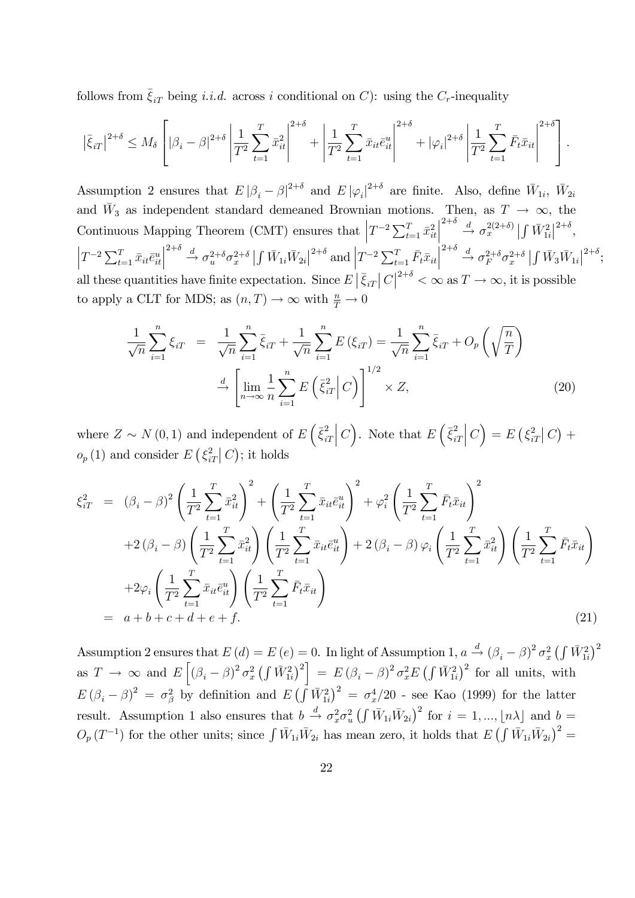follows from $\bar{\xi}_{iT}$ being *i.i.d.* across $i$ conditional on $C$): using the $C_r$-inequality

$$\left|\bar{\xi}_{iT}\right|^{2+\delta} \leq M_\delta \left[ \left|\beta_i - \beta\right|^{2+\delta} \left| \frac{1}{T^2} \sum_{t=1}^T \bar{x}_{it}^2 \right|^{2+\delta} + \left| \frac{1}{T^2} \sum_{t=1}^T \bar{x}_{it} \bar{e}_{it}^u \right|^{2+\delta} + \left|\varphi_i\right|^{2+\delta} \left| \frac{1}{T^2} \sum_{t=1}^T \bar{F}_t \bar{x}_{it} \right|^{2+\delta} \right].$$

Assumption 2 ensures that $E\left|\beta_i - \beta\right|^{2+\delta}$ and $E\left|\varphi_i\right|^{2+\delta}$ are finite. Also, define $\bar{W}_{1i}$, $\bar{W}_{2i}$ and $\bar{W}_3$ as independent standard demeaned Brownian motions. Then, as $T \to \infty$, the Continuous Mapping Theorem (CMT) ensures that $\left|T^{-2} \sum_{t=1}^T \bar{x}_{it}^2\right|^{2+\delta} \xrightarrow{d} \sigma_x^{2(2+\delta)} \left|\int \bar{W}_{1i}^2\right|^{2+\delta}$, $\left|T^{-2} \sum_{t=1}^T \bar{x}_{it} \bar{e}_{it}^u\right|^{2+\delta} \xrightarrow{d} \sigma_u^{2+\delta} \sigma_x^{2+\delta} \left|\int \bar{W}_{1i} \bar{W}_{2i}\right|^{2+\delta}$ and $\left|T^{-2} \sum_{t=1}^T \bar{F}_t \bar{x}_{it}\right|^{2+\delta} \xrightarrow{d} \sigma_F^{2+\delta} \sigma_x^{2+\delta} \left|\int \bar{W}_3 \bar{W}_{1i}\right|^{2+\delta}$; all these quantities have finite expectation. Since $E\left|\bar{\xi}_{iT}\right| C\right|^{2+\delta} < \infty$ as $T \to \infty$, it is possible to apply a CLT for MDS; as $(n, T) \to \infty$ with $\frac{n}{T} \to 0$

$$\begin{aligned}
\frac{1}{\sqrt{n}} \sum_{i=1}^n \xi_{iT} &= \frac{1}{\sqrt{n}} \sum_{i=1}^n \bar{\xi}_{iT} + \frac{1}{\sqrt{n}} \sum_{i=1}^n E\left(\xi_{iT}\right) = \frac{1}{\sqrt{n}} \sum_{i=1}^n \bar{\xi}_{iT} + O_p\left(\sqrt{\frac{n}{T}}\right) \\
&\xrightarrow{d} \left[ \lim_{n \to \infty} \frac{1}{n} \sum_{i=1}^n E\left( \bar{\xi}_{iT}^2 \middle| C \right) \right]^{1/2} \times Z, \qquad (20)
\end{aligned}$$

where $Z \sim N(0,1)$ and independent of $E\left(\bar{\xi}_{iT}^2 \middle| C\right)$. Note that $E\left(\bar{\xi}_{iT}^2 \middle| C\right) = E\left(\xi_{iT}^2 \middle| C\right) + o_p(1)$ and consider $E\left(\xi_{iT}^2 \middle| C\right)$; it holds

$$\begin{aligned}
\xi_{iT}^2 &= \left(\beta_i - \beta\right)^2 \left( \frac{1}{T^2} \sum_{t=1}^T \bar{x}_{it}^2 \right)^2 + \left( \frac{1}{T^2} \sum_{t=1}^T \bar{x}_{it} \bar{e}_{it}^u \right)^2 + \varphi_i^2 \left( \frac{1}{T^2} \sum_{t=1}^T \bar{F}_t \bar{x}_{it} \right)^2 \\
&\quad + 2\left(\beta_i - \beta\right) \left( \frac{1}{T^2} \sum_{t=1}^T \bar{x}_{it}^2 \right) \left( \frac{1}{T^2} \sum_{t=1}^T \bar{x}_{it} \bar{e}_{it}^u \right) + 2\left(\beta_i - \beta\right) \varphi_i \left( \frac{1}{T^2} \sum_{t=1}^T \bar{x}_{it}^2 \right) \left( \frac{1}{T^2} \sum_{t=1}^T \bar{F}_t \bar{x}_{it} \right) \\
&\quad + 2\varphi_i \left( \frac{1}{T^2} \sum_{t=1}^T \bar{x}_{it} \bar{e}_{it}^u \right) \left( \frac{1}{T^2} \sum_{t=1}^T \bar{F}_t \bar{x}_{it} \right) \\
&= a + b + c + d + e + f. \qquad (21)
\end{aligned}$$

Assumption 2 ensures that $E(d) = E(e) = 0$. In light of Assumption 1, $a \xrightarrow{d} \left(\beta_i - \beta\right)^2 \sigma_x^2 \left(\int \bar{W}_{1i}^2\right)^2$ as $T \to \infty$ and $E\left[\left(\beta_i - \beta\right)^2 \sigma_x^2 \left(\int \bar{W}_{1i}^2\right)^2\right] = E\left(\beta_i - \beta\right)^2 \sigma_x^2 E\left(\int \bar{W}_{1i}^2\right)^2$ for all units, with $E\left(\beta_i - \beta\right)^2 = \sigma_\beta^2$ by definition and $E\left(\int \bar{W}_{1i}^2\right)^2 = \sigma_x^4/20$ - see Kao (1999) for the latter result. Assumption 1 also ensures that $b \xrightarrow{d} \sigma_x^2 \sigma_u^2 \left(\int \bar{W}_{1i} \bar{W}_{2i}\right)^2$ for $i = 1, ..., \lfloor n\lambda \rfloor$ and $b = O_p\left(T^{-1}\right)$ for the other units; since $\int \bar{W}_{1i} \bar{W}_{2i}$ has mean zero, it holds that $E\left(\int \bar{W}_{1i} \bar{W}_{2i}\right)^2 =$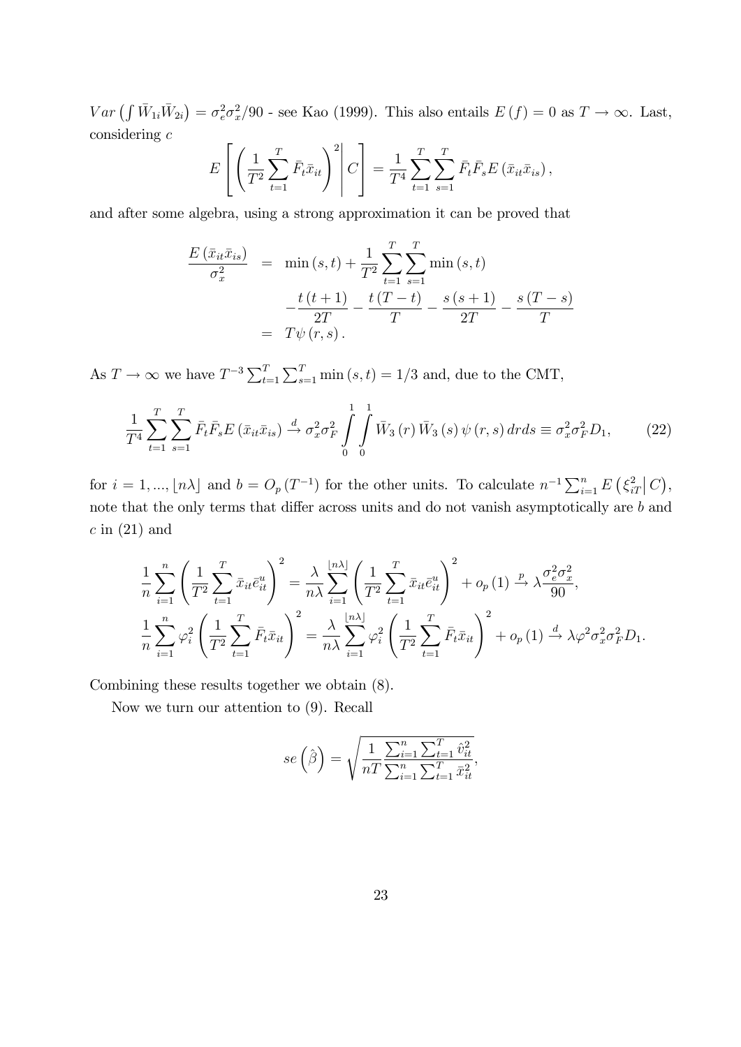$Var\left(\int \bar{W}_{1i}\bar{W}_{2i}\right) = \sigma_e^2\sigma_x^2/90$ - see Kao (1999). This also entails $E(f) = 0$ as $T \to \infty$. Last, considering $c$

$$E\left[\left(\frac{1}{T^2}\sum_{t=1}^{T}\bar{F}_t\bar{x}_{it}\right)^2 \middle| C\right] = \frac{1}{T^4}\sum_{t=1}^{T}\sum_{s=1}^{T}\bar{F}_t\bar{F}_s E\left(\bar{x}_{it}\bar{x}_{is}\right),$$

and after some algebra, using a strong approximation it can be proved that

$$\begin{aligned}
\frac{E\left(\bar{x}_{it}\bar{x}_{is}\right)}{\sigma_x^2} &= \min(s,t) + \frac{1}{T^2}\sum_{t=1}^{T}\sum_{s=1}^{T}\min(s,t) \\
&\quad - \frac{t(t+1)}{2T} - \frac{t(T-t)}{T} - \frac{s(s+1)}{2T} - \frac{s(T-s)}{T} \\
&= T\psi(r,s).
\end{aligned}$$

As $T \to \infty$ we have $T^{-3}\sum_{t=1}^{T}\sum_{s=1}^{T}\min(s,t) = 1/3$ and, due to the CMT,

$$\frac{1}{T^4}\sum_{t=1}^{T}\sum_{s=1}^{T}\bar{F}_t\bar{F}_s E\left(\bar{x}_{it}\bar{x}_{is}\right) \xrightarrow{d} \sigma_x^2\sigma_F^2\int_0^1\int_0^1 \bar{W}_3(r)\bar{W}_3(s)\psi(r,s)\,drds \equiv \sigma_x^2\sigma_F^2 D_1, \tag{22}$$

for $i = 1, ..., \lfloor n\lambda \rfloor$ and $b = O_p(T^{-1})$ for the other units. To calculate $n^{-1}\sum_{i=1}^{n} E\left(\xi_{iT}^2 \middle| C\right)$, note that the only terms that differ across units and do not vanish asymptotically are $b$ and $c$ in (21) and

$$\begin{aligned}
\frac{1}{n}\sum_{i=1}^{n}\left(\frac{1}{T^2}\sum_{t=1}^{T}\bar{x}_{it}\bar{e}_{it}^u\right)^2 &= \frac{\lambda}{n\lambda}\sum_{i=1}^{\lfloor n\lambda \rfloor}\left(\frac{1}{T^2}\sum_{t=1}^{T}\bar{x}_{it}\bar{e}_{it}^u\right)^2 + o_p(1) \xrightarrow{p} \lambda\frac{\sigma_e^2\sigma_x^2}{90}, \\
\frac{1}{n}\sum_{i=1}^{n}\varphi_i^2\left(\frac{1}{T^2}\sum_{t=1}^{T}\bar{F}_t\bar{x}_{it}\right)^2 &= \frac{\lambda}{n\lambda}\sum_{i=1}^{\lfloor n\lambda \rfloor}\varphi_i^2\left(\frac{1}{T^2}\sum_{t=1}^{T}\bar{F}_t\bar{x}_{it}\right)^2 + o_p(1) \xrightarrow{d} \lambda\varphi^2\sigma_x^2\sigma_F^2 D_1.
\end{aligned}$$

Combining these results together we obtain (8).

Now we turn our attention to (9). Recall

$$se\left(\hat{\beta}\right) = \sqrt{\frac{1}{nT}\frac{\sum_{i=1}^{n}\sum_{t=1}^{T}\hat{v}_{it}^2}{\sum_{i=1}^{n}\sum_{t=1}^{T}\bar{x}_{it}^2}},$$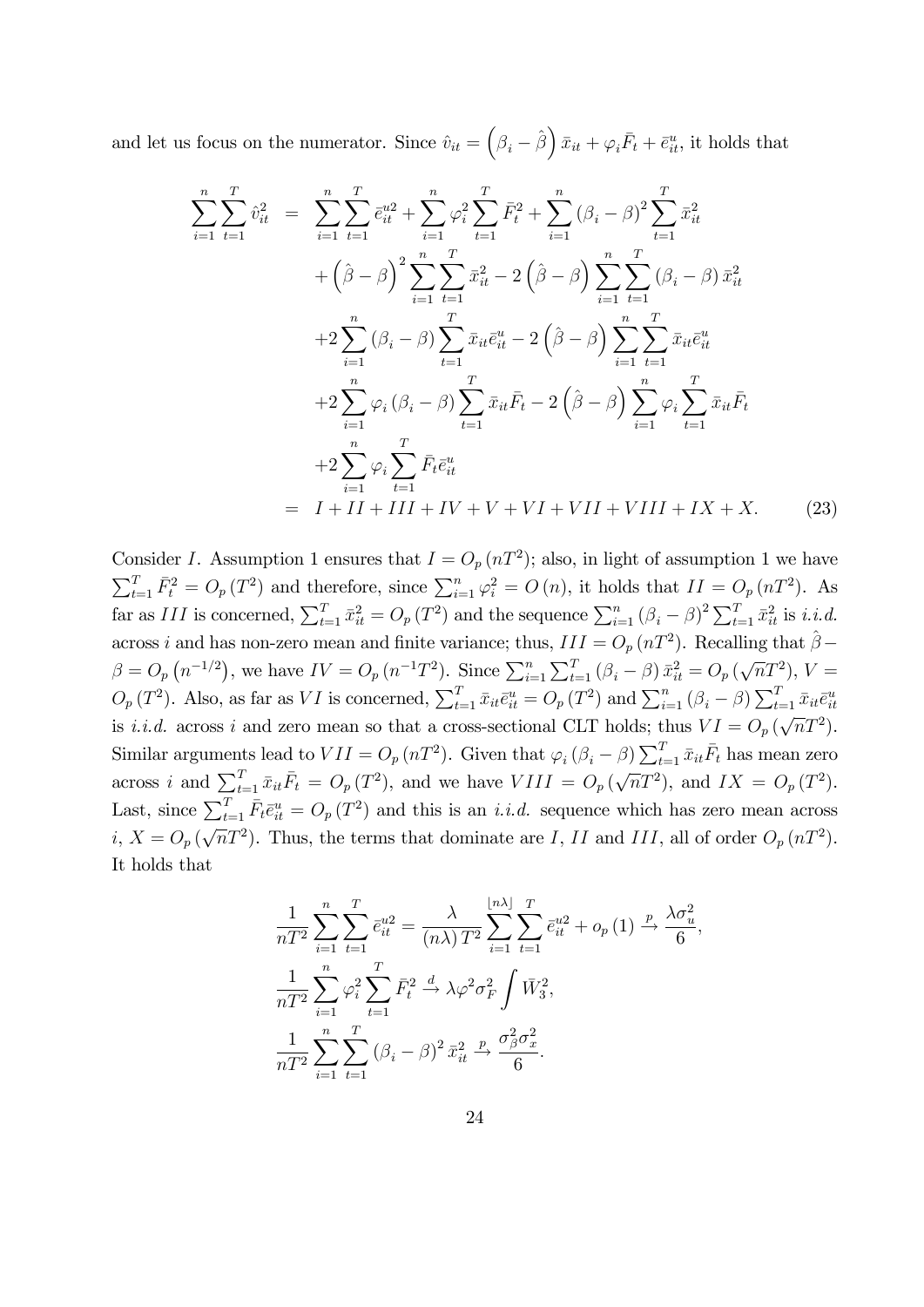and let us focus on the numerator. Since $\hat{v}_{it} = \left(\beta_i - \hat{\beta}\right)\bar{x}_{it} + \varphi_i \bar{F}_t + \bar{e}^u_{it}$, it holds that

$$
\begin{aligned}
\sum_{i=1}^{n}\sum_{t=1}^{T}\hat{v}_{it}^{2} &= \sum_{i=1}^{n}\sum_{t=1}^{T}\bar{e}_{it}^{u2} + \sum_{i=1}^{n}\varphi_i^2\sum_{t=1}^{T}\bar{F}_t^2 + \sum_{i=1}^{n}\left(\beta_i - \beta\right)^2\sum_{t=1}^{T}\bar{x}_{it}^2 \\
&\quad + \left(\hat{\beta} - \beta\right)^2\sum_{i=1}^{n}\sum_{t=1}^{T}\bar{x}_{it}^2 - 2\left(\hat{\beta} - \beta\right)\sum_{i=1}^{n}\sum_{t=1}^{T}\left(\beta_i - \beta\right)\bar{x}_{it}^2 \\
&\quad + 2\sum_{i=1}^{n}\left(\beta_i - \beta\right)\sum_{t=1}^{T}\bar{x}_{it}\bar{e}_{it}^u - 2\left(\hat{\beta} - \beta\right)\sum_{i=1}^{n}\sum_{t=1}^{T}\bar{x}_{it}\bar{e}_{it}^u \\
&\quad + 2\sum_{i=1}^{n}\varphi_i\left(\beta_i - \beta\right)\sum_{t=1}^{T}\bar{x}_{it}\bar{F}_t - 2\left(\hat{\beta} - \beta\right)\sum_{i=1}^{n}\varphi_i\sum_{t=1}^{T}\bar{x}_{it}\bar{F}_t \\
&\quad + 2\sum_{i=1}^{n}\varphi_i\sum_{t=1}^{T}\bar{F}_t\bar{e}_{it}^u \\
&= I + II + III + IV + V + VI + VII + VIII + IX + X. \qquad (23)
\end{aligned}
$$

Consider $I$. Assumption 1 ensures that $I = O_p\left(nT^2\right)$; also, in light of assumption 1 we have $\sum_{t=1}^{T}\bar{F}_t^2 = O_p\left(T^2\right)$ and therefore, since $\sum_{i=1}^{n}\varphi_i^2 = O\left(n\right)$, it holds that $II = O_p\left(nT^2\right)$. As far as $III$ is concerned, $\sum_{t=1}^{T}\bar{x}_{it}^2 = O_p\left(T^2\right)$ and the sequence $\sum_{i=1}^{n}\left(\beta_i - \beta\right)^2\sum_{t=1}^{T}\bar{x}_{it}^2$ is *i.i.d.* across $i$ and has non-zero mean and finite variance; thus, $III = O_p\left(nT^2\right)$. Recalling that $\hat{\beta} - \beta = O_p\left(n^{-1/2}\right)$, we have $IV = O_p\left(n^{-1}T^2\right)$. Since $\sum_{i=1}^{n}\sum_{t=1}^{T}\left(\beta_i - \beta\right)\bar{x}_{it}^2 = O_p\left(\sqrt{n}T^2\right)$, $V = O_p\left(T^2\right)$. Also, as far as $VI$ is concerned, $\sum_{t=1}^{T}\bar{x}_{it}\bar{e}_{it}^u = O_p\left(T^2\right)$ and $\sum_{i=1}^{n}\left(\beta_i - \beta\right)\sum_{t=1}^{T}\bar{x}_{it}\bar{e}_{it}^u$ is *i.i.d.* across $i$ and zero mean so that a cross-sectional CLT holds; thus $VI = O_p\left(\sqrt{n}T^2\right)$. Similar arguments lead to $VII = O_p\left(nT^2\right)$. Given that $\varphi_i\left(\beta_i - \beta\right)\sum_{t=1}^{T}\bar{x}_{it}\bar{F}_t$ has mean zero across $i$ and $\sum_{t=1}^{T}\bar{x}_{it}\bar{F}_t = O_p\left(T^2\right)$, and we have $VIII = O_p\left(\sqrt{n}T^2\right)$, and $IX = O_p\left(T^2\right)$. Last, since $\sum_{t=1}^{T}\bar{F}_t\bar{e}_{it}^u = O_p\left(T^2\right)$ and this is an *i.i.d.* sequence which has zero mean across $i$, $X = O_p\left(\sqrt{n}T^2\right)$. Thus, the terms that dominate are $I$, $II$ and $III$, all of order $O_p\left(nT^2\right)$. It holds that

$$
\begin{aligned}
&\frac{1}{nT^2}\sum_{i=1}^{n}\sum_{t=1}^{T}\bar{e}_{it}^{u2} = \frac{\lambda}{\left(n\lambda\right)T^2}\sum_{i=1}^{\lfloor n\lambda\rfloor}\sum_{t=1}^{T}\bar{e}_{it}^{u2} + o_p\left(1\right) \xrightarrow{p} \frac{\lambda\sigma_u^2}{6}, \\
&\frac{1}{nT^2}\sum_{i=1}^{n}\varphi_i^2\sum_{t=1}^{T}\bar{F}_t^2 \xrightarrow{d} \lambda\varphi^2\sigma_F^2\int\bar{W}_3^2, \\
&\frac{1}{nT^2}\sum_{i=1}^{n}\sum_{t=1}^{T}\left(\beta_i - \beta\right)^2\bar{x}_{it}^2 \xrightarrow{p} \frac{\sigma_\beta^2\sigma_x^2}{6}.
\end{aligned}
$$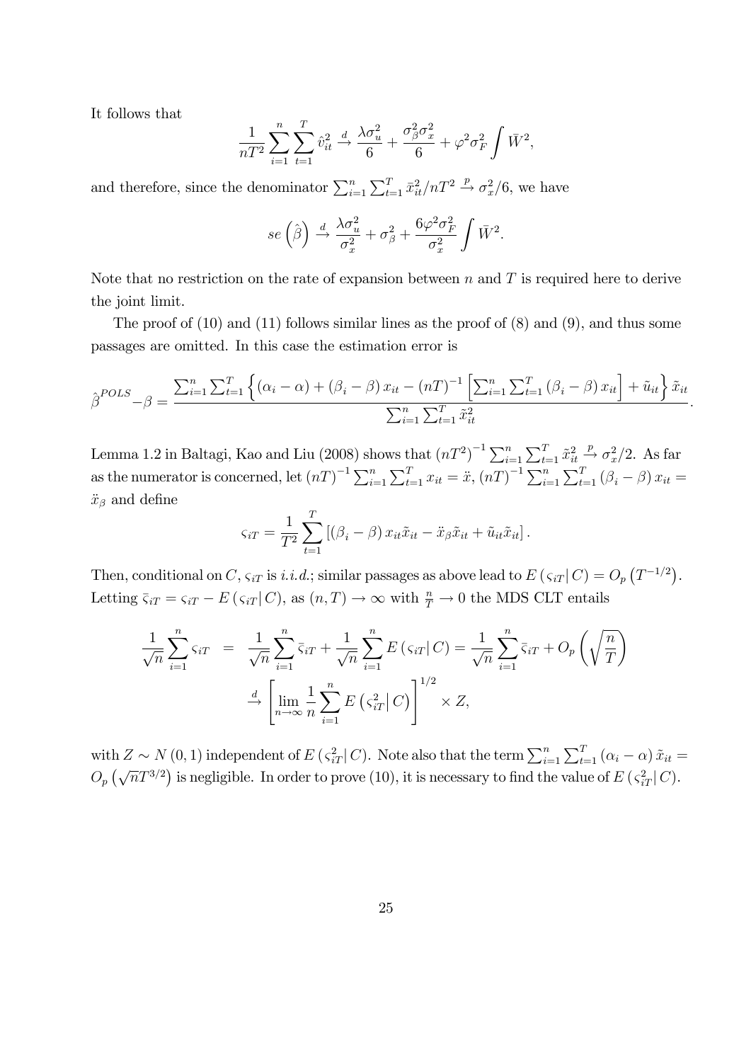It follows that

$$\frac{1}{nT^2}\sum_{i=1}^{n}\sum_{t=1}^{T}\hat{v}_{it}^2 \xrightarrow{d} \frac{\lambda\sigma_u^2}{6}+\frac{\sigma_\beta^2\sigma_x^2}{6}+\varphi^2\sigma_F^2\int \bar{W}^2,$$

and therefore, since the denominator $\sum_{i=1}^{n}\sum_{t=1}^{T}\bar{x}_{it}^2/nT^2 \xrightarrow{p} \sigma_x^2/6$, we have

$$se\left(\hat{\beta}\right) \xrightarrow{d} \frac{\lambda\sigma_u^2}{\sigma_x^2}+\sigma_\beta^2+\frac{6\varphi^2\sigma_F^2}{\sigma_x^2}\int \bar{W}^2.$$

Note that no restriction on the rate of expansion between $n$ and $T$ is required here to derive the joint limit.

The proof of (10) and (11) follows similar lines as the proof of (8) and (9), and thus some passages are omitted. In this case the estimation error is

$$\hat{\beta}^{POLS}-\beta=\frac{\sum_{i=1}^{n}\sum_{t=1}^{T}\left\{(\alpha_i-\alpha)+(\beta_i-\beta)x_{it}-(nT)^{-1}\left[\sum_{i=1}^{n}\sum_{t=1}^{T}(\beta_i-\beta)x_{it}\right]+\tilde{u}_{it}\right\}\tilde{x}_{it}}{\sum_{i=1}^{n}\sum_{t=1}^{T}\tilde{x}_{it}^2}.$$

Lemma 1.2 in Baltagi, Kao and Liu (2008) shows that $(nT^2)^{-1}\sum_{i=1}^{n}\sum_{t=1}^{T}\tilde{x}_{it}^2 \xrightarrow{p} \sigma_x^2/2$. As far as the numerator is concerned, let $(nT)^{-1}\sum_{i=1}^{n}\sum_{t=1}^{T}x_{it}=\ddot{x}$, $(nT)^{-1}\sum_{i=1}^{n}\sum_{t=1}^{T}(\beta_i-\beta)x_{it}=\ddot{x}_\beta$ and define

$$\varsigma_{iT}=\frac{1}{T^2}\sum_{t=1}^{T}\left[(\beta_i-\beta)x_{it}\tilde{x}_{it}-\ddot{x}_\beta\tilde{x}_{it}+\tilde{u}_{it}\tilde{x}_{it}\right].$$

Then, conditional on $C$, $\varsigma_{iT}$ is *i.i.d.*; similar passages as above lead to $E\left(\varsigma_{iT}|\,C\right)=O_p\left(T^{-1/2}\right)$. Letting $\bar{\varsigma}_{iT}=\varsigma_{iT}-E\left(\varsigma_{iT}|\,C\right)$, as $(n,T)\to\infty$ with $\frac{n}{T}\to 0$ the MDS CLT entails

$$\begin{aligned}\frac{1}{\sqrt{n}}\sum_{i=1}^{n}\varsigma_{iT} &= \frac{1}{\sqrt{n}}\sum_{i=1}^{n}\bar{\varsigma}_{iT}+\frac{1}{\sqrt{n}}\sum_{i=1}^{n}E\left(\varsigma_{iT}|\,C\right)=\frac{1}{\sqrt{n}}\sum_{i=1}^{n}\bar{\varsigma}_{iT}+O_p\left(\sqrt{\frac{n}{T}}\right)\\ &\xrightarrow{d}\left[\lim_{n\to\infty}\frac{1}{n}\sum_{i=1}^{n}E\left(\varsigma_{iT}^2|\,C\right)\right]^{1/2}\times Z,\end{aligned}$$

with $Z\sim N(0,1)$ independent of $E\left(\varsigma_{iT}^2|\,C\right)$. Note also that the term $\sum_{i=1}^{n}\sum_{t=1}^{T}(\alpha_i-\alpha)\tilde{x}_{it}=O_p\left(\sqrt{n}T^{3/2}\right)$ is negligible. In order to prove (10), it is necessary to find the value of $E\left(\varsigma_{iT}^2|\,C\right)$.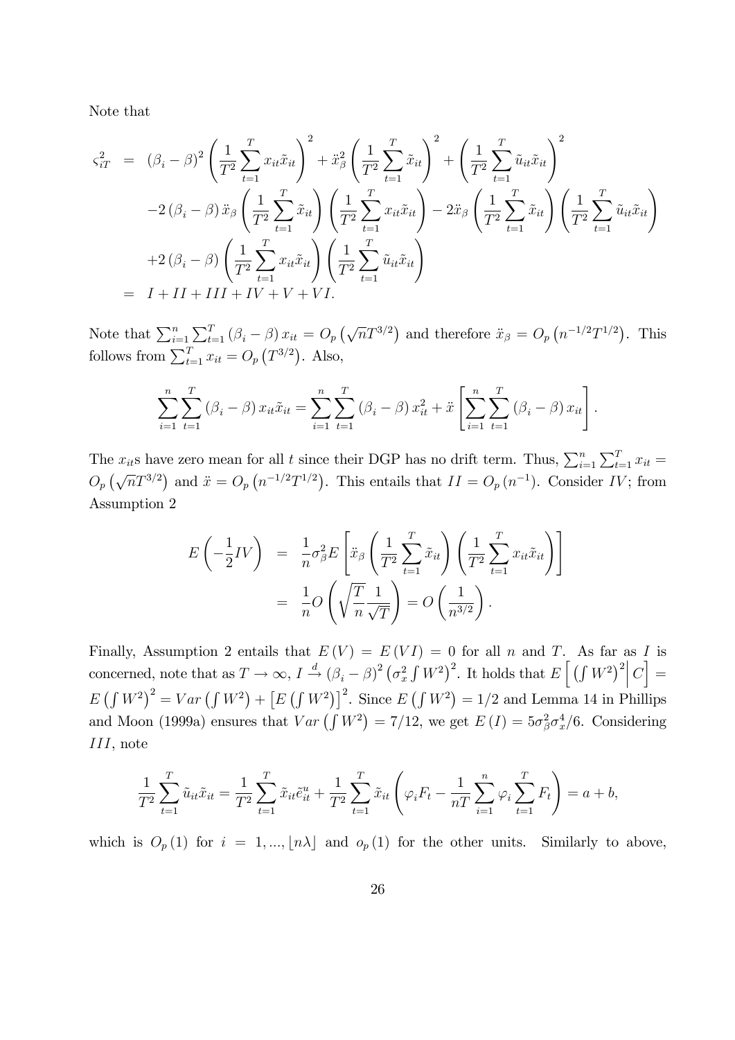Note that

$$
\begin{aligned}
\varsigma_{iT}^{2} &= \left(\beta_i-\beta\right)^2\left(\frac{1}{T^2}\sum_{t=1}^{T}x_{it}\tilde{x}_{it}\right)^2+\ddot{x}_{\beta}^2\left(\frac{1}{T^2}\sum_{t=1}^{T}\tilde{x}_{it}\right)^2+\left(\frac{1}{T^2}\sum_{t=1}^{T}\tilde{u}_{it}\tilde{x}_{it}\right)^2 \\
&\quad -2\left(\beta_i-\beta\right)\ddot{x}_{\beta}\left(\frac{1}{T^2}\sum_{t=1}^{T}\tilde{x}_{it}\right)\left(\frac{1}{T^2}\sum_{t=1}^{T}x_{it}\tilde{x}_{it}\right)-2\ddot{x}_{\beta}\left(\frac{1}{T^2}\sum_{t=1}^{T}\tilde{x}_{it}\right)\left(\frac{1}{T^2}\sum_{t=1}^{T}\tilde{u}_{it}\tilde{x}_{it}\right) \\
&\quad +2\left(\beta_i-\beta\right)\left(\frac{1}{T^2}\sum_{t=1}^{T}x_{it}\tilde{x}_{it}\right)\left(\frac{1}{T^2}\sum_{t=1}^{T}\tilde{u}_{it}\tilde{x}_{it}\right) \\
&= I+II+III+IV+V+VI.
\end{aligned}
$$

Note that $\sum_{i=1}^{n}\sum_{t=1}^{T}\left(\beta_i-\beta\right)x_{it}=O_p\left(\sqrt{n}T^{3/2}\right)$ and therefore $\ddot{x}_{\beta}=O_p\left(n^{-1/2}T^{1/2}\right)$. This follows from $\sum_{t=1}^{T}x_{it}=O_p\left(T^{3/2}\right)$. Also,

$$
\sum_{i=1}^{n}\sum_{t=1}^{T}\left(\beta_i-\beta\right)x_{it}\tilde{x}_{it}=\sum_{i=1}^{n}\sum_{t=1}^{T}\left(\beta_i-\beta\right)x_{it}^2+\ddot{x}\left[\sum_{i=1}^{n}\sum_{t=1}^{T}\left(\beta_i-\beta\right)x_{it}\right].
$$

The $x_{it}$s have zero mean for all $t$ since their DGP has no drift term. Thus, $\sum_{i=1}^{n}\sum_{t=1}^{T}x_{it}=O_p\left(\sqrt{n}T^{3/2}\right)$ and $\ddot{x}=O_p\left(n^{-1/2}T^{1/2}\right)$. This entails that $II=O_p\left(n^{-1}\right)$. Consider $IV$; from Assumption 2

$$
\begin{aligned}
E\left(-\frac{1}{2}IV\right) &= \frac{1}{n}\sigma_{\beta}^2E\left[\ddot{x}_{\beta}\left(\frac{1}{T^2}\sum_{t=1}^{T}\tilde{x}_{it}\right)\left(\frac{1}{T^2}\sum_{t=1}^{T}x_{it}\tilde{x}_{it}\right)\right] \\
&= \frac{1}{n}O\left(\sqrt{\frac{T}{n}}\frac{1}{\sqrt{T}}\right)=O\left(\frac{1}{n^{3/2}}\right).
\end{aligned}
$$

Finally, Assumption 2 entails that $E\left(V\right)=E\left(VI\right)=0$ for all $n$ and $T$. As far as $I$ is concerned, note that as $T\to\infty$, $I\xrightarrow{d}\left(\beta_i-\beta\right)^2\left(\sigma_x^2\int W^2\right)^2$. It holds that $E\left[\left.\left(\int W^2\right)^2\right|C\right]=E\left(\int W^2\right)^2=Var\left(\int W^2\right)+\left[E\left(\int W^2\right)\right]^2$. Since $E\left(\int W^2\right)=1/2$ and Lemma 14 in Phillips and Moon (1999a) ensures that $Var\left(\int W^2\right)=7/12$, we get $E\left(I\right)=5\sigma_{\beta}^2\sigma_x^4/6$. Considering $III$, note

$$
\frac{1}{T^2}\sum_{t=1}^{T}\tilde{u}_{it}\tilde{x}_{it}=\frac{1}{T^2}\sum_{t=1}^{T}\tilde{x}_{it}\tilde{e}_{it}^{u}+\frac{1}{T^2}\sum_{t=1}^{T}\tilde{x}_{it}\left(\varphi_iF_t-\frac{1}{nT}\sum_{i=1}^{n}\varphi_i\sum_{t=1}^{T}F_t\right)=a+b,
$$

which is $O_p\left(1\right)$ for $i=1,...,\lfloor n\lambda\rfloor$ and $o_p\left(1\right)$ for the other units. Similarly to above,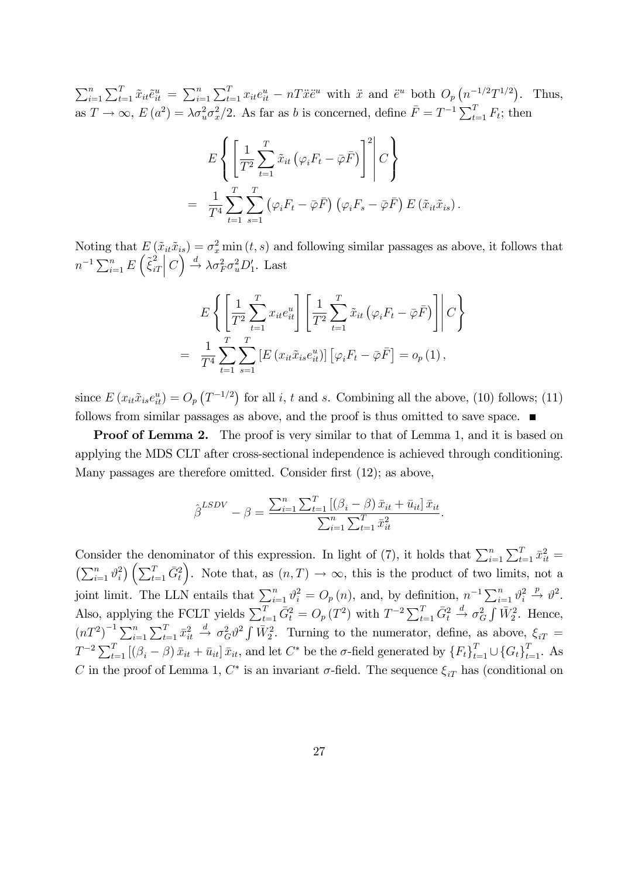$\sum_{i=1}^{n}\sum_{t=1}^{T}\tilde{x}_{it}\tilde{e}_{it}^{u}=\sum_{i=1}^{n}\sum_{t=1}^{T}x_{it}e_{it}^{u}-nT\ddot{x}\ddot{e}^{u}$ with $\ddot{x}$ and $\ddot{e}^{u}$ both $O_p\left(n^{-1/2}T^{1/2}\right)$. Thus, as $T\to\infty$, $E\left(a^2\right)=\lambda\sigma_u^2\sigma_x^2/2$. As far as $b$ is concerned, define $\bar{F}=T^{-1}\sum_{t=1}^{T}F_t$; then

$$
\begin{aligned}
& E\left\{\left.\left[\frac{1}{T^2}\sum_{t=1}^{T}\tilde{x}_{it}\left(\varphi_i F_t-\bar{\varphi}\bar{F}\right)\right]^2\right| C\right\} \\
= \;& \frac{1}{T^4}\sum_{t=1}^{T}\sum_{s=1}^{T}\left(\varphi_i F_t-\bar{\varphi}\bar{F}\right)\left(\varphi_i F_s-\bar{\varphi}\bar{F}\right)E\left(\tilde{x}_{it}\tilde{x}_{is}\right).
\end{aligned}
$$

Noting that $E\left(\tilde{x}_{it}\tilde{x}_{is}\right)=\sigma_x^2\min\left(t,s\right)$ and following similar passages as above, it follows that $n^{-1}\sum_{i=1}^{n}E\left(\tilde{\xi}_{iT}^2\right|C\left.\right)\xrightarrow{d}\lambda\sigma_F^2\sigma_u^2D_1'$. Last

$$
\begin{aligned}
& E\left\{\left.\left[\frac{1}{T^2}\sum_{t=1}^{T}x_{it}e_{it}^{u}\right]\left[\frac{1}{T^2}\sum_{t=1}^{T}\tilde{x}_{it}\left(\varphi_i F_t-\bar{\varphi}\bar{F}\right)\right]\right| C\right\} \\
= \;& \frac{1}{T^4}\sum_{t=1}^{T}\sum_{s=1}^{T}\left[E\left(x_{it}\tilde{x}_{is}e_{it}^{u}\right)\right]\left[\varphi_i F_t-\bar{\varphi}\bar{F}\right]=o_p\left(1\right),
\end{aligned}
$$

since $E\left(x_{it}\tilde{x}_{is}e_{it}^{u}\right)=O_p\left(T^{-1/2}\right)$ for all $i$, $t$ and $s$. Combining all the above, (10) follows; (11) follows from similar passages as above, and the proof is thus omitted to save space. ■

**Proof of Lemma 2.** The proof is very similar to that of Lemma 1, and it is based on applying the MDS CLT after cross-sectional independence is achieved through conditioning. Many passages are therefore omitted. Consider first (12); as above,

$$
\hat{\beta}^{LSDV}-\beta=\frac{\sum_{i=1}^{n}\sum_{t=1}^{T}\left[\left(\beta_i-\beta\right)\bar{x}_{it}+\bar{u}_{it}\right]\bar{x}_{it}}{\sum_{i=1}^{n}\sum_{t=1}^{T}\bar{x}_{it}^2}.
$$

Consider the denominator of this expression. In light of (7), it holds that $\sum_{i=1}^{n}\sum_{t=1}^{T}\bar{x}_{it}^2=\left(\sum_{i=1}^{n}\vartheta_i^2\right)\left(\sum_{t=1}^{T}\bar{G}_t^2\right)$. Note that, as $(n,T)\to\infty$, this is the product of two limits, not a joint limit. The LLN entails that $\sum_{i=1}^{n}\vartheta_i^2=O_p\left(n\right)$, and, by definition, $n^{-1}\sum_{i=1}^{n}\vartheta_i^2\xrightarrow{p}\vartheta^2$. Also, applying the FCLT yields $\sum_{t=1}^{T}\bar{G}_t^2=O_p\left(T^2\right)$ with $T^{-2}\sum_{t=1}^{T}\bar{G}_t^2\xrightarrow{d}\sigma_G^2\int\bar{W}_2^2$. Hence, $\left(nT^2\right)^{-1}\sum_{i=1}^{n}\sum_{t=1}^{T}\bar{x}_{it}^2\xrightarrow{d}\sigma_G^2\vartheta^2\int\bar{W}_2^2$. Turning to the numerator, define, as above, $\xi_{iT}=T^{-2}\sum_{t=1}^{T}\left[\left(\beta_i-\beta\right)\bar{x}_{it}+\bar{u}_{it}\right]\bar{x}_{it}$, and let $C^*$ be the $\sigma$-field generated by $\left\{F_t\right\}_{t=1}^{T}\cup\left\{G_t\right\}_{t=1}^{T}$. As $C$ in the proof of Lemma 1, $C^*$ is an invariant $\sigma$-field. The sequence $\xi_{iT}$ has (conditional on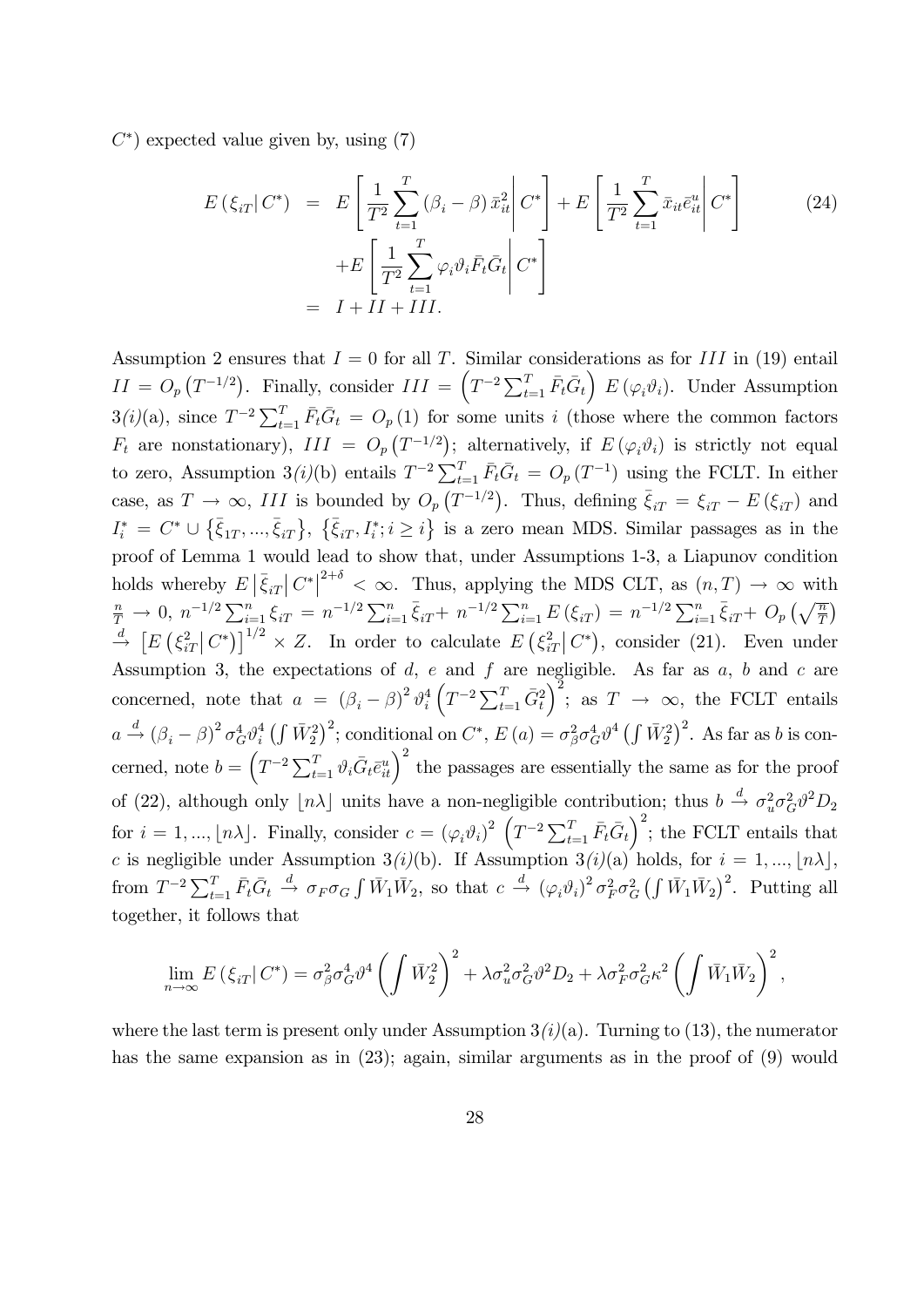$C^*$) expected value given by, using (7)

$$
\begin{aligned}
E\left(\xi_{iT}\right|C^*) &= E\left[\left.\frac{1}{T^2}\sum_{t=1}^{T}\left(\beta_i-\beta\right)\bar{x}_{it}^2\right|C^*\right]+E\left[\left.\frac{1}{T^2}\sum_{t=1}^{T}\bar{x}_{it}\bar{e}_{it}^u\right|C^*\right] \\
&\quad +E\left[\left.\frac{1}{T^2}\sum_{t=1}^{T}\varphi_i\vartheta_i\bar{F}_t\bar{G}_t\right|C^*\right] \\
&= I+II+III.
\end{aligned}
\tag{24}
$$

Assumption 2 ensures that $I=0$ for all $T$. Similar considerations as for $III$ in (19) entail $II=O_p\left(T^{-1/2}\right)$. Finally, consider $III=\left(T^{-2}\sum_{t=1}^{T}\bar{F}_t\bar{G}_t\right)E\left(\varphi_i\vartheta_i\right)$. Under Assumption 3*(i)*(a), since $T^{-2}\sum_{t=1}^{T}\bar{F}_t\bar{G}_t=O_p\left(1\right)$ for some units $i$ (those where the common factors $F_t$ are nonstationary), $III=O_p\left(T^{-1/2}\right)$; alternatively, if $E\left(\varphi_i\vartheta_i\right)$ is strictly not equal to zero, Assumption 3*(i)*(b) entails $T^{-2}\sum_{t=1}^{T}\bar{F}_t\bar{G}_t=O_p\left(T^{-1}\right)$ using the FCLT. In either case, as $T\to\infty$, $III$ is bounded by $O_p\left(T^{-1/2}\right)$. Thus, defining $\bar{\xi}_{iT}=\xi_{iT}-E\left(\xi_{iT}\right)$ and $I_i^*=C^*\cup\left\{\bar{\xi}_{1T},...,\bar{\xi}_{iT}\right\}$, $\left\{\bar{\xi}_{iT},I_i^*;i\geq i\right\}$ is a zero mean MDS. Similar passages as in the proof of Lemma 1 would lead to show that, under Assumptions 1-3, a Liapunov condition holds whereby $E\left|\bar{\xi}_{iT}\right|C^*\right|^{2+\delta}<\infty$. Thus, applying the MDS CLT, as $(n,T)\to\infty$ with $\frac{n}{T}\to 0$, $n^{-1/2}\sum_{i=1}^{n}\xi_{iT}=n^{-1/2}\sum_{i=1}^{n}\bar{\xi}_{iT}+n^{-1/2}\sum_{i=1}^{n}E\left(\xi_{iT}\right)=n^{-1/2}\sum_{i=1}^{n}\bar{\xi}_{iT}+O_p\left(\sqrt{\frac{n}{T}}\right)$ $\xrightarrow{d}\left[E\left(\xi_{iT}^2\right|C^*)\right]^{1/2}\times Z$. In order to calculate $E\left(\xi_{iT}^2\right|C^*)$, consider (21). Even under Assumption 3, the expectations of $d$, $e$ and $f$ are negligible. As far as $a$, $b$ and $c$ are concerned, note that $a=\left(\beta_i-\beta\right)^2\vartheta_i^4\left(T^{-2}\sum_{t=1}^{T}\bar{G}_t^2\right)^2$; as $T\to\infty$, the FCLT entails $a\xrightarrow{d}\left(\beta_i-\beta\right)^2\sigma_G^4\vartheta_i^4\left(\int\bar{W}_2^2\right)^2$; conditional on $C^*$, $E\left(a\right)=\sigma_\beta^2\sigma_G^4\vartheta^4\left(\int\bar{W}_2^2\right)^2$. As far as $b$ is concerned, note $b=\left(T^{-2}\sum_{t=1}^{T}\vartheta_i\bar{G}_t\bar{e}_{it}^u\right)^2$ the passages are essentially the same as for the proof of (22), although only $\lfloor n\lambda\rfloor$ units have a non-negligible contribution; thus $b\xrightarrow{d}\sigma_u^2\sigma_G^2\vartheta^2 D_2$ for $i=1,...,\lfloor n\lambda\rfloor$. Finally, consider $c=\left(\varphi_i\vartheta_i\right)^2\left(T^{-2}\sum_{t=1}^{T}\bar{F}_t\bar{G}_t\right)^2$; the FCLT entails that $c$ is negligible under Assumption 3*(i)*(b). If Assumption 3*(i)*(a) holds, for $i=1,...,\lfloor n\lambda\rfloor$, from $T^{-2}\sum_{t=1}^{T}\bar{F}_t\bar{G}_t\xrightarrow{d}\sigma_F\sigma_G\int\bar{W}_1\bar{W}_2$, so that $c\xrightarrow{d}\left(\varphi_i\vartheta_i\right)^2\sigma_F^2\sigma_G^2\left(\int\bar{W}_1\bar{W}_2\right)^2$. Putting all together, it follows that

$$
\lim_{n\to\infty}E\left(\xi_{iT}\right|C^*)=\sigma_\beta^2\sigma_G^4\vartheta^4\left(\int\bar{W}_2^2\right)^2+\lambda\sigma_u^2\sigma_G^2\vartheta^2 D_2+\lambda\sigma_F^2\sigma_G^2\kappa^2\left(\int\bar{W}_1\bar{W}_2\right)^2,
$$

where the last term is present only under Assumption 3*(i)*(a). Turning to (13), the numerator has the same expansion as in (23); again, similar arguments as in the proof of (9) would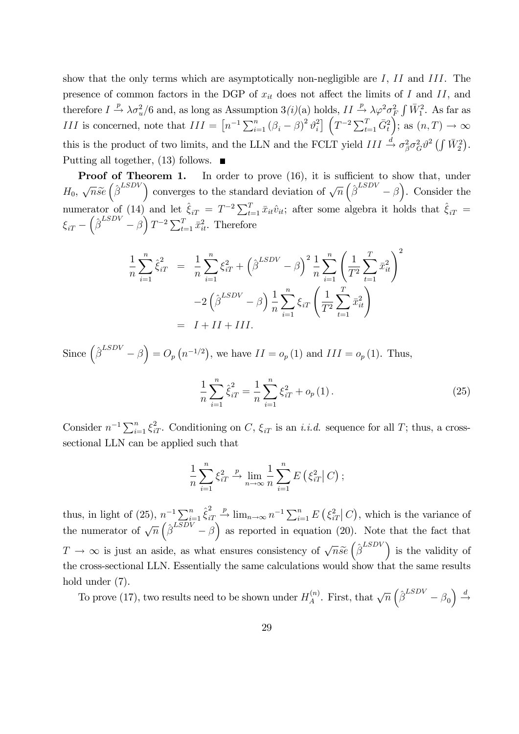show that the only terms which are asymptotically non-negligible are $I$, $II$ and $III$. The presence of common factors in the DGP of $x_{it}$ does not affect the limits of $I$ and $II$, and therefore $I \xrightarrow{p} \lambda\sigma_u^2/6$ and, as long as Assumption 3*(i)*(a) holds, $II \xrightarrow{p} \lambda\varphi^2\sigma_F^2 \int \bar{W}_1^2$. As far as $III$ is concerned, note that $III = \left[n^{-1}\sum_{i=1}^n (\beta_i - \beta)^2 \vartheta_i^2\right]\left(T^{-2}\sum_{t=1}^T \bar{G}_t^2\right)$; as $(n,T) \to \infty$ this is the product of two limits, and the LLN and the FCLT yield $III \xrightarrow{d} \sigma_\beta^2\sigma_G^2\vartheta^2\left(\int \bar{W}_2^2\right)$. Putting all together, (13) follows. ■

**Proof of Theorem 1.** In order to prove (16), it is sufficient to show that, under $H_0$, $\sqrt{n}\widetilde{se}\left(\hat{\beta}^{LSDV}\right)$ converges to the standard deviation of $\sqrt{n}\left(\hat{\beta}^{LSDV} - \beta\right)$. Consider the numerator of (14) and let $\hat{\xi}_{iT} = T^{-2}\sum_{t=1}^T \bar{x}_{it}\hat{v}_{it}$; after some algebra it holds that $\hat{\xi}_{iT} = \xi_{iT} - \left(\hat{\beta}^{LSDV} - \beta\right)T^{-2}\sum_{t=1}^T \bar{x}_{it}^2$. Therefore

$$
\begin{aligned}
\frac{1}{n}\sum_{i=1}^n \hat{\xi}_{iT}^2 &= \frac{1}{n}\sum_{i=1}^n \xi_{iT}^2 + \left(\hat{\beta}^{LSDV} - \beta\right)^2 \frac{1}{n}\sum_{i=1}^n \left(\frac{1}{T^2}\sum_{t=1}^T \bar{x}_{it}^2\right)^2 \\
&\quad -2\left(\hat{\beta}^{LSDV} - \beta\right)\frac{1}{n}\sum_{i=1}^n \xi_{iT}\left(\frac{1}{T^2}\sum_{t=1}^T \bar{x}_{it}^2\right) \\
&= I + II + III.
\end{aligned}
$$

Since $\left(\hat{\beta}^{LSDV} - \beta\right) = O_p\left(n^{-1/2}\right)$, we have $II = o_p(1)$ and $III = o_p(1)$. Thus,

$$
\frac{1}{n}\sum_{i=1}^n \hat{\xi}_{iT}^2 = \frac{1}{n}\sum_{i=1}^n \xi_{iT}^2 + o_p(1). \tag{25}
$$

Consider $n^{-1}\sum_{i=1}^n \xi_{iT}^2$. Conditioning on $C$, $\xi_{iT}$ is an *i.i.d.* sequence for all $T$; thus, a cross-sectional LLN can be applied such that

$$
\frac{1}{n}\sum_{i=1}^n \xi_{iT}^2 \xrightarrow{p} \lim_{n\to\infty}\frac{1}{n}\sum_{i=1}^n E\left(\xi_{iT}^2 \middle| C\right);
$$

thus, in light of (25), $n^{-1}\sum_{i=1}^n \hat{\xi}_{iT}^2 \xrightarrow{p} \lim_{n\to\infty} n^{-1}\sum_{i=1}^n E\left(\xi_{iT}^2 \middle| C\right)$, which is the variance of the numerator of $\sqrt{n}\left(\hat{\beta}^{LSDV} - \beta\right)$ as reported in equation (20). Note that the fact that $T \to \infty$ is just an aside, as what ensures consistency of $\sqrt{n}\widetilde{se}\left(\hat{\beta}^{LSDV}\right)$ is the validity of the cross-sectional LLN. Essentially the same calculations would show that the same results hold under (7).

To prove (17), two results need to be shown under $H_A^{(n)}$. First, that $\sqrt{n}\left(\hat{\beta}^{LSDV} - \beta_0\right) \xrightarrow{d}$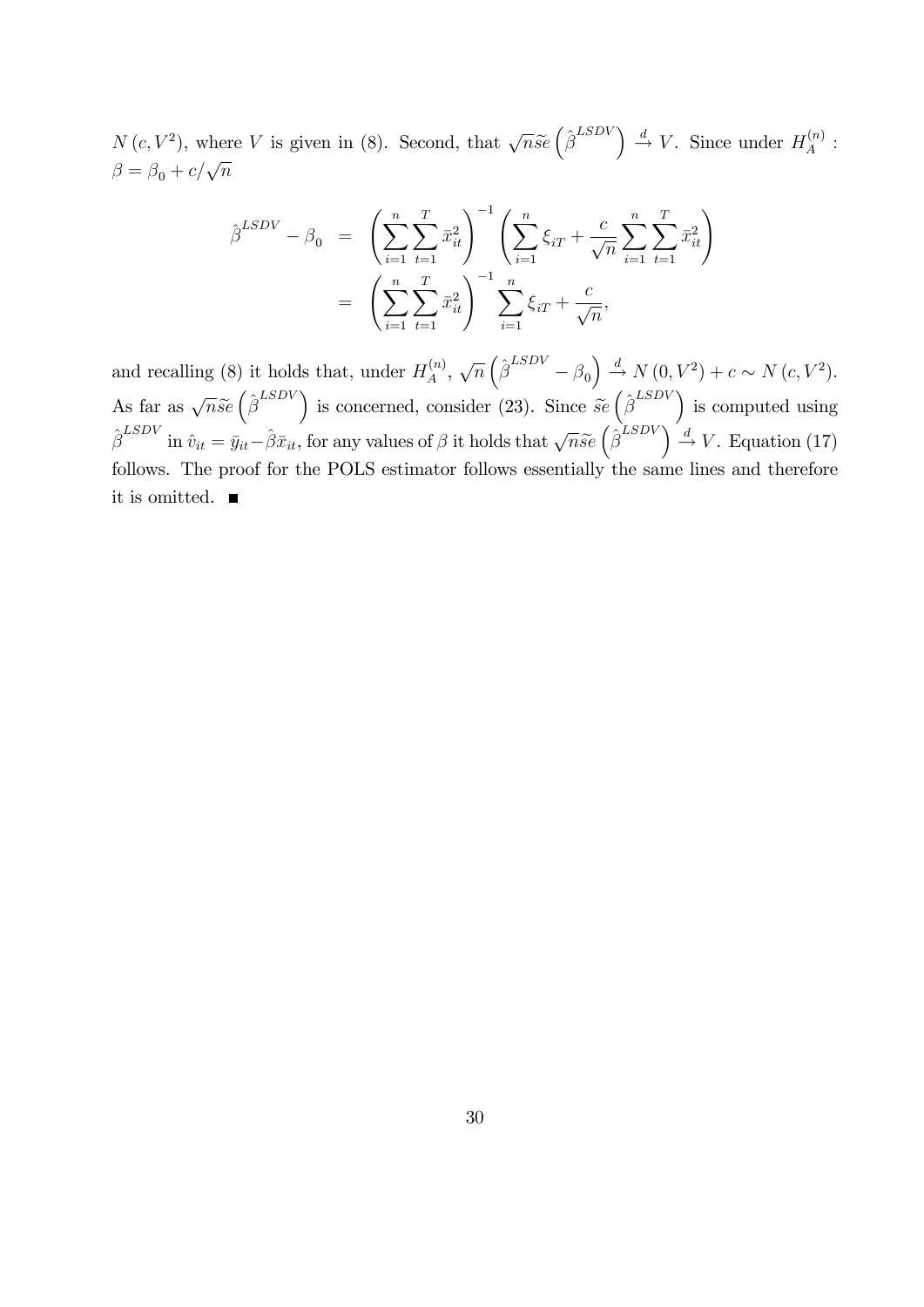$N\left(c, V^2\right)$, where $V$ is given in (8). Second, that $\sqrt{n}\widetilde{se}\left(\hat{\beta}^{LSDV}\right) \overset{d}{\to} V$. Since under $H_A^{(n)}$ : $\beta = \beta_0 + c/\sqrt{n}$

$$
\begin{aligned}
\hat{\beta}^{LSDV} - \beta_0 &= \left(\sum_{i=1}^{n}\sum_{t=1}^{T}\bar{x}_{it}^2\right)^{-1}\left(\sum_{i=1}^{n}\xi_{iT} + \frac{c}{\sqrt{n}}\sum_{i=1}^{n}\sum_{t=1}^{T}\bar{x}_{it}^2\right) \\
&= \left(\sum_{i=1}^{n}\sum_{t=1}^{T}\bar{x}_{it}^2\right)^{-1}\sum_{i=1}^{n}\xi_{iT} + \frac{c}{\sqrt{n}},
\end{aligned}
$$

and recalling (8) it holds that, under $H_A^{(n)}$, $\sqrt{n}\left(\hat{\beta}^{LSDV} - \beta_0\right) \overset{d}{\to} N\left(0, V^2\right) + c \sim N\left(c, V^2\right)$. As far as $\sqrt{n}\widetilde{se}\left(\hat{\beta}^{LSDV}\right)$ is concerned, consider (23). Since $\widetilde{se}\left(\hat{\beta}^{LSDV}\right)$ is computed using $\hat{\beta}^{LSDV}$ in $\hat{v}_{it} = \bar{y}_{it} - \hat{\beta}\bar{x}_{it}$, for any values of $\beta$ it holds that $\sqrt{n}\widetilde{se}\left(\hat{\beta}^{LSDV}\right) \overset{d}{\to} V$. Equation (17) follows. The proof for the POLS estimator follows essentially the same lines and therefore it is omitted. ■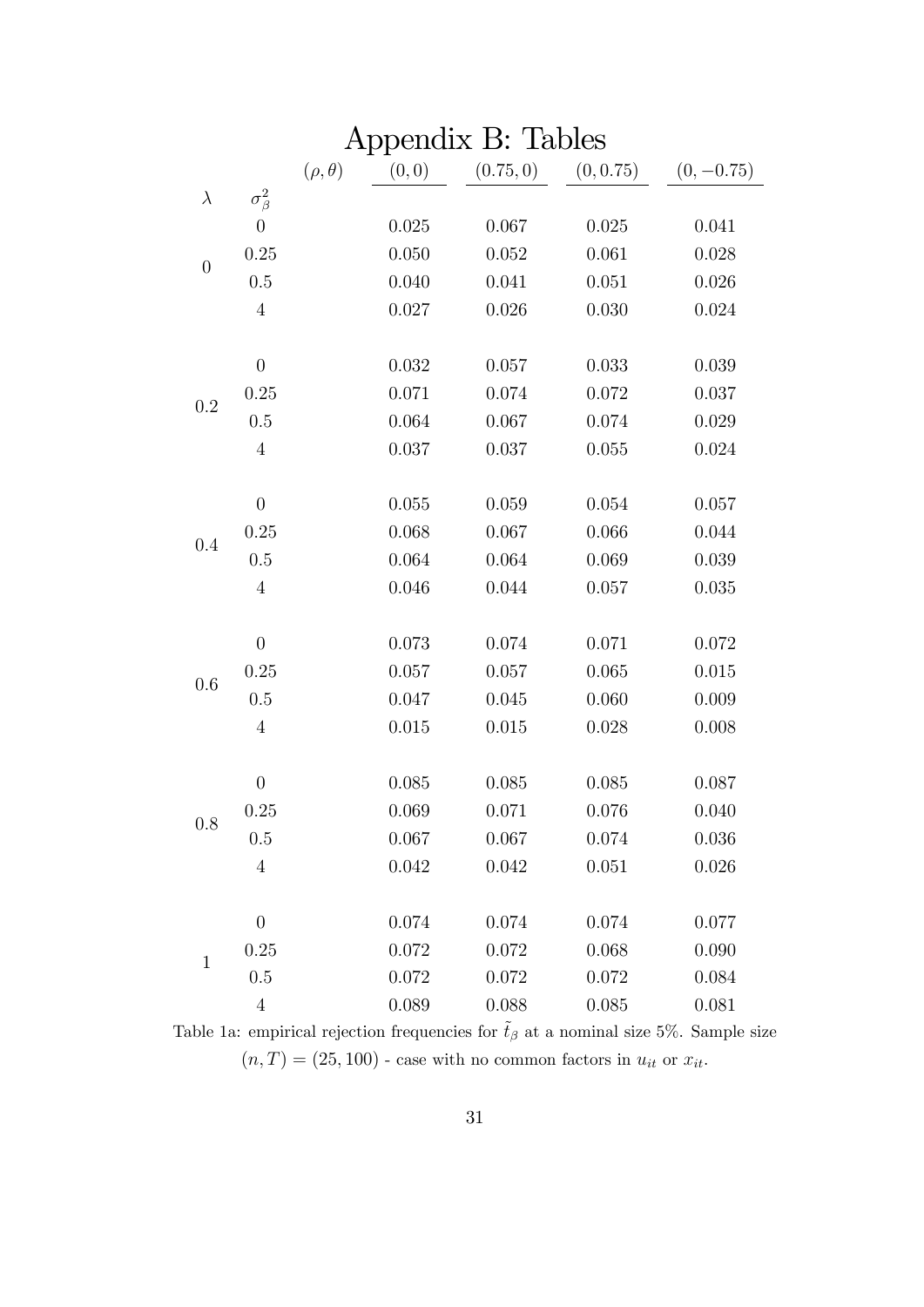# Appendix B: Tables

| $\lambda$ | $\sigma^2_\beta$ \ $(\rho,\theta)$ | $(0,0)$ | $(0.75,0)$ | $(0,0.75)$ | $(0,-0.75)$ |
|---|---|---|---|---|---|
| 0 | 0 | 0.025 | 0.067 | 0.025 | 0.041 |
| | 0.25 | 0.050 | 0.052 | 0.061 | 0.028 |
| | 0.5 | 0.040 | 0.041 | 0.051 | 0.026 |
| | 4 | 0.027 | 0.026 | 0.030 | 0.024 |
| 0.2 | 0 | 0.032 | 0.057 | 0.033 | 0.039 |
| | 0.25 | 0.071 | 0.074 | 0.072 | 0.037 |
| | 0.5 | 0.064 | 0.067 | 0.074 | 0.029 |
| | 4 | 0.037 | 0.037 | 0.055 | 0.024 |
| 0.4 | 0 | 0.055 | 0.059 | 0.054 | 0.057 |
| | 0.25 | 0.068 | 0.067 | 0.066 | 0.044 |
| | 0.5 | 0.064 | 0.064 | 0.069 | 0.039 |
| | 4 | 0.046 | 0.044 | 0.057 | 0.035 |
| 0.6 | 0 | 0.073 | 0.074 | 0.071 | 0.072 |
| | 0.25 | 0.057 | 0.057 | 0.065 | 0.015 |
| | 0.5 | 0.047 | 0.045 | 0.060 | 0.009 |
| | 4 | 0.015 | 0.015 | 0.028 | 0.008 |
| 0.8 | 0 | 0.085 | 0.085 | 0.085 | 0.087 |
| | 0.25 | 0.069 | 0.071 | 0.076 | 0.040 |
| | 0.5 | 0.067 | 0.067 | 0.074 | 0.036 |
| | 4 | 0.042 | 0.042 | 0.051 | 0.026 |
| 1 | 0 | 0.074 | 0.074 | 0.074 | 0.077 |
| | 0.25 | 0.072 | 0.072 | 0.068 | 0.090 |
| | 0.5 | 0.072 | 0.072 | 0.072 | 0.084 |
| | 4 | 0.089 | 0.088 | 0.085 | 0.081 |

Table 1a: empirical rejection frequencies for $\tilde{t}_\beta$ at a nominal size 5%. Sample size $(n,T) = (25,100)$ - case with no common factors in $u_{it}$ or $x_{it}$.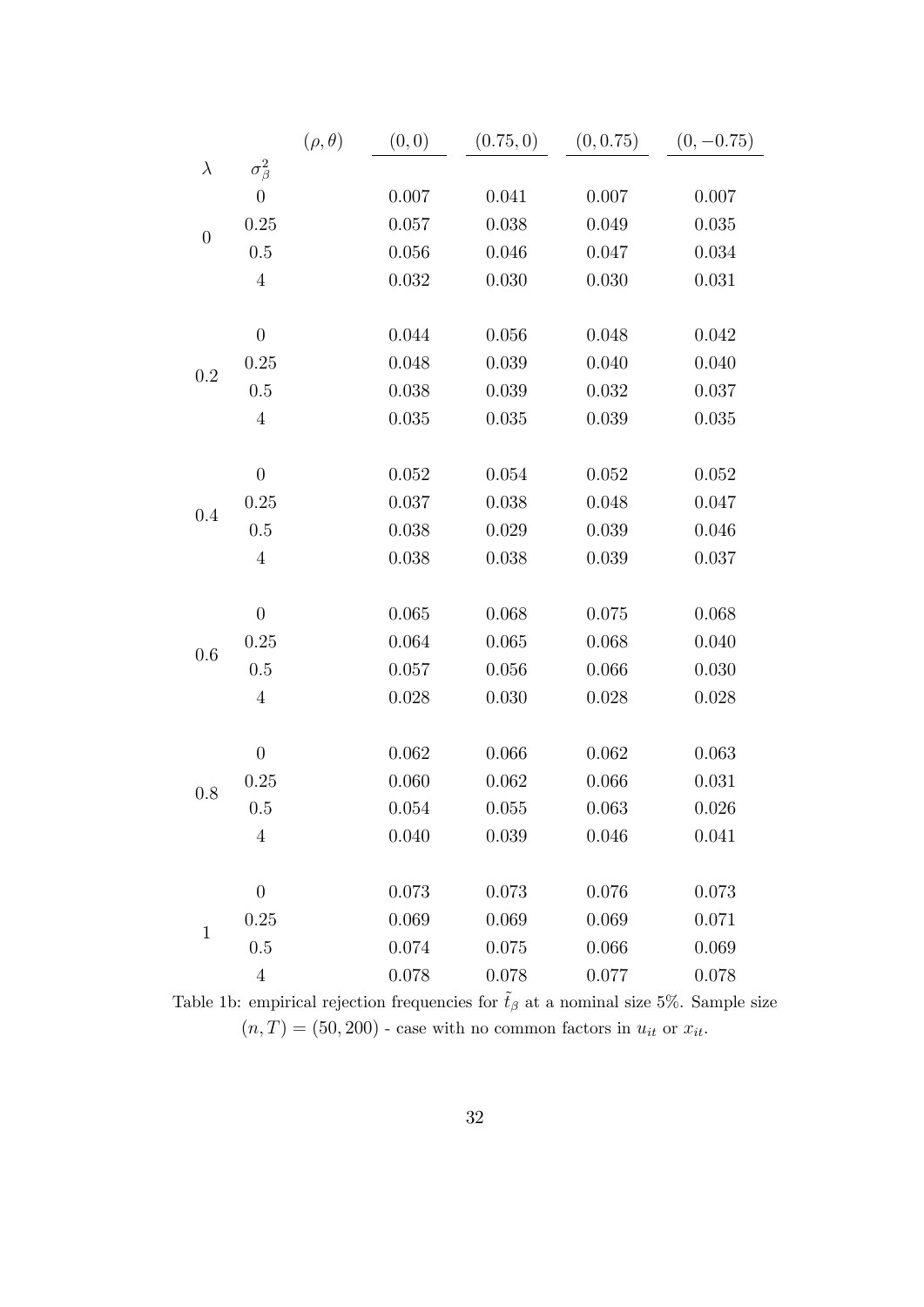| $\lambda$ | $\sigma^2_\beta$ | $(\rho, \theta)$ | $(0, 0)$ | $(0.75, 0)$ | $(0, 0.75)$ | $(0, -0.75)$ |
|---|---|---|---|---|---|---|
| 0 | 0 | | 0.007 | 0.041 | 0.007 | 0.007 |
| | 0.25 | | 0.057 | 0.038 | 0.049 | 0.035 |
| | 0.5 | | 0.056 | 0.046 | 0.047 | 0.034 |
| | 4 | | 0.032 | 0.030 | 0.030 | 0.031 |
| 0.2 | 0 | | 0.044 | 0.056 | 0.048 | 0.042 |
| | 0.25 | | 0.048 | 0.039 | 0.040 | 0.040 |
| | 0.5 | | 0.038 | 0.039 | 0.032 | 0.037 |
| | 4 | | 0.035 | 0.035 | 0.039 | 0.035 |
| 0.4 | 0 | | 0.052 | 0.054 | 0.052 | 0.052 |
| | 0.25 | | 0.037 | 0.038 | 0.048 | 0.047 |
| | 0.5 | | 0.038 | 0.029 | 0.039 | 0.046 |
| | 4 | | 0.038 | 0.038 | 0.039 | 0.037 |
| 0.6 | 0 | | 0.065 | 0.068 | 0.075 | 0.068 |
| | 0.25 | | 0.064 | 0.065 | 0.068 | 0.040 |
| | 0.5 | | 0.057 | 0.056 | 0.066 | 0.030 |
| | 4 | | 0.028 | 0.030 | 0.028 | 0.028 |
| 0.8 | 0 | | 0.062 | 0.066 | 0.062 | 0.063 |
| | 0.25 | | 0.060 | 0.062 | 0.066 | 0.031 |
| | 0.5 | | 0.054 | 0.055 | 0.063 | 0.026 |
| | 4 | | 0.040 | 0.039 | 0.046 | 0.041 |
| 1 | 0 | | 0.073 | 0.073 | 0.076 | 0.073 |
| | 0.25 | | 0.069 | 0.069 | 0.069 | 0.071 |
| | 0.5 | | 0.074 | 0.075 | 0.066 | 0.069 |
| | 4 | | 0.078 | 0.078 | 0.077 | 0.078 |

Table 1b: empirical rejection frequencies for $\tilde{t}_\beta$ at a nominal size 5%. Sample size $(n, T) = (50, 200)$ - case with no common factors in $u_{it}$ or $x_{it}$.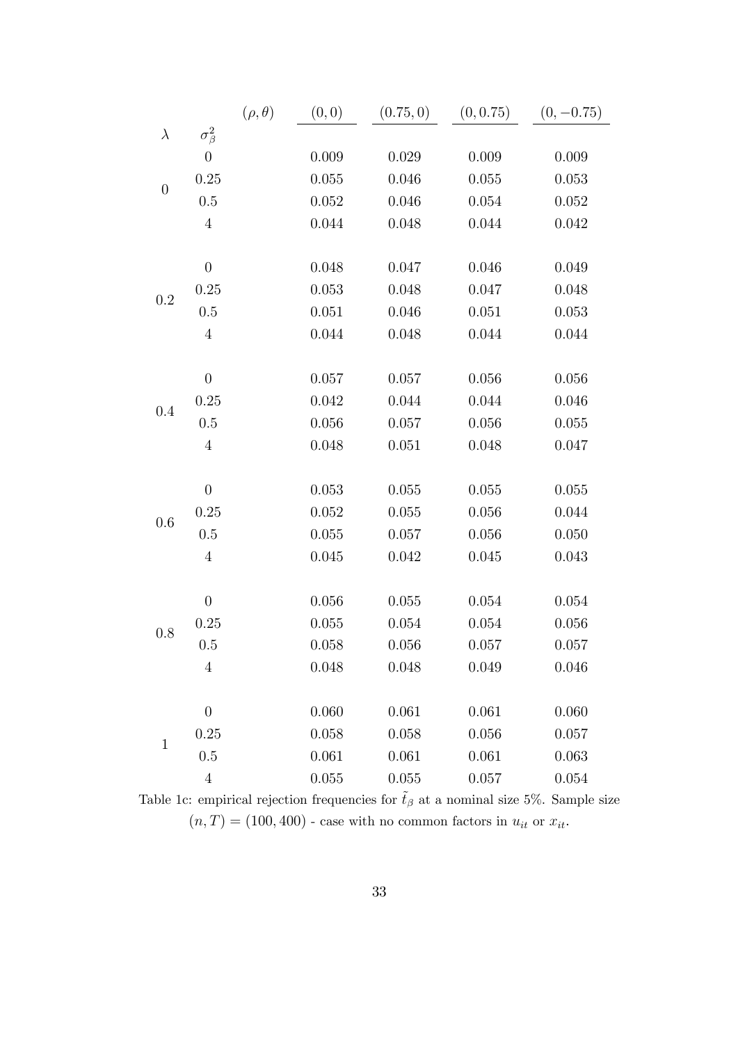| $\lambda$ | $\sigma^2_\beta$ | $(\rho, \theta)$ | $(0,0)$ | $(0.75,0)$ | $(0,0.75)$ | $(0,-0.75)$ |
|---|---|---|---|---|---|---|
| 0 | 0 | | 0.009 | 0.029 | 0.009 | 0.009 |
| | 0.25 | | 0.055 | 0.046 | 0.055 | 0.053 |
| | 0.5 | | 0.052 | 0.046 | 0.054 | 0.052 |
| | 4 | | 0.044 | 0.048 | 0.044 | 0.042 |
| 0.2 | 0 | | 0.048 | 0.047 | 0.046 | 0.049 |
| | 0.25 | | 0.053 | 0.048 | 0.047 | 0.048 |
| | 0.5 | | 0.051 | 0.046 | 0.051 | 0.053 |
| | 4 | | 0.044 | 0.048 | 0.044 | 0.044 |
| 0.4 | 0 | | 0.057 | 0.057 | 0.056 | 0.056 |
| | 0.25 | | 0.042 | 0.044 | 0.044 | 0.046 |
| | 0.5 | | 0.056 | 0.057 | 0.056 | 0.055 |
| | 4 | | 0.048 | 0.051 | 0.048 | 0.047 |
| 0.6 | 0 | | 0.053 | 0.055 | 0.055 | 0.055 |
| | 0.25 | | 0.052 | 0.055 | 0.056 | 0.044 |
| | 0.5 | | 0.055 | 0.057 | 0.056 | 0.050 |
| | 4 | | 0.045 | 0.042 | 0.045 | 0.043 |
| 0.8 | 0 | | 0.056 | 0.055 | 0.054 | 0.054 |
| | 0.25 | | 0.055 | 0.054 | 0.054 | 0.056 |
| | 0.5 | | 0.058 | 0.056 | 0.057 | 0.057 |
| | 4 | | 0.048 | 0.048 | 0.049 | 0.046 |
| 1 | 0 | | 0.060 | 0.061 | 0.061 | 0.060 |
| | 0.25 | | 0.058 | 0.058 | 0.056 | 0.057 |
| | 0.5 | | 0.061 | 0.061 | 0.061 | 0.063 |
| | 4 | | 0.055 | 0.055 | 0.057 | 0.054 |

Table 1c: empirical rejection frequencies for $\tilde{t}_\beta$ at a nominal size 5%. Sample size $(n, T) = (100, 400)$ - case with no common factors in $u_{it}$ or $x_{it}$.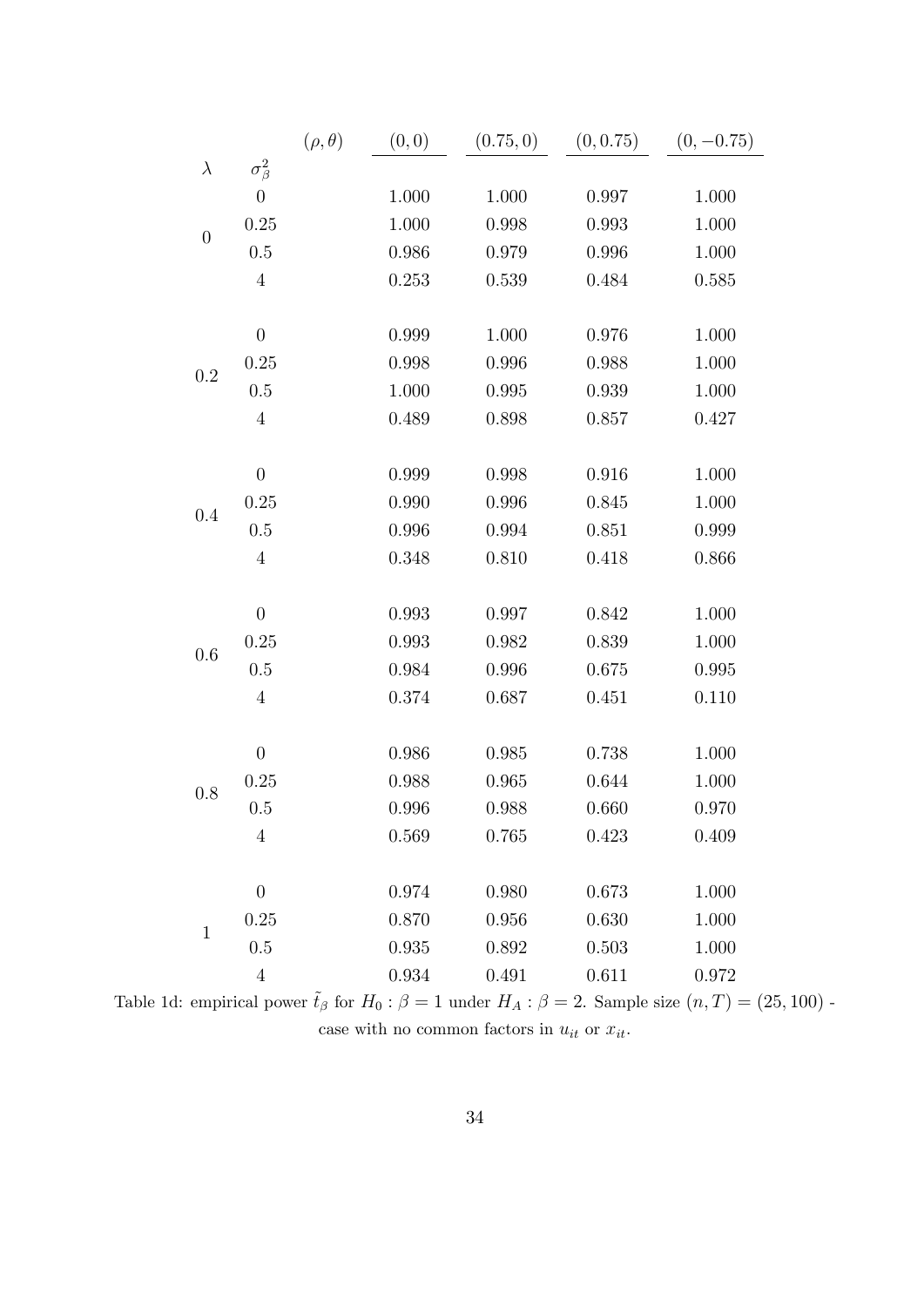| $\lambda$ | $\sigma^2_\beta$ | $(\rho, \theta)$ | $(0, 0)$ | $(0.75, 0)$ | $(0, 0.75)$ | $(0, -0.75)$ |
|---|---|---|---|---|---|---|
| 0 | 0 | | 1.000 | 1.000 | 0.997 | 1.000 |
| | 0.25 | | 1.000 | 0.998 | 0.993 | 1.000 |
| | 0.5 | | 0.986 | 0.979 | 0.996 | 1.000 |
| | 4 | | 0.253 | 0.539 | 0.484 | 0.585 |
| 0.2 | 0 | | 0.999 | 1.000 | 0.976 | 1.000 |
| | 0.25 | | 0.998 | 0.996 | 0.988 | 1.000 |
| | 0.5 | | 1.000 | 0.995 | 0.939 | 1.000 |
| | 4 | | 0.489 | 0.898 | 0.857 | 0.427 |
| 0.4 | 0 | | 0.999 | 0.998 | 0.916 | 1.000 |
| | 0.25 | | 0.990 | 0.996 | 0.845 | 1.000 |
| | 0.5 | | 0.996 | 0.994 | 0.851 | 0.999 |
| | 4 | | 0.348 | 0.810 | 0.418 | 0.866 |
| 0.6 | 0 | | 0.993 | 0.997 | 0.842 | 1.000 |
| | 0.25 | | 0.993 | 0.982 | 0.839 | 1.000 |
| | 0.5 | | 0.984 | 0.996 | 0.675 | 0.995 |
| | 4 | | 0.374 | 0.687 | 0.451 | 0.110 |
| 0.8 | 0 | | 0.986 | 0.985 | 0.738 | 1.000 |
| | 0.25 | | 0.988 | 0.965 | 0.644 | 1.000 |
| | 0.5 | | 0.996 | 0.988 | 0.660 | 0.970 |
| | 4 | | 0.569 | 0.765 | 0.423 | 0.409 |
| 1 | 0 | | 0.974 | 0.980 | 0.673 | 1.000 |
| | 0.25 | | 0.870 | 0.956 | 0.630 | 1.000 |
| | 0.5 | | 0.935 | 0.892 | 0.503 | 1.000 |
| | 4 | | 0.934 | 0.491 | 0.611 | 0.972 |

Table 1d: empirical power $\tilde{t}_\beta$ for $H_0 : \beta = 1$ under $H_A : \beta = 2$. Sample size $(n, T) = (25, 100)$ - case with no common factors in $u_{it}$ or $x_{it}$.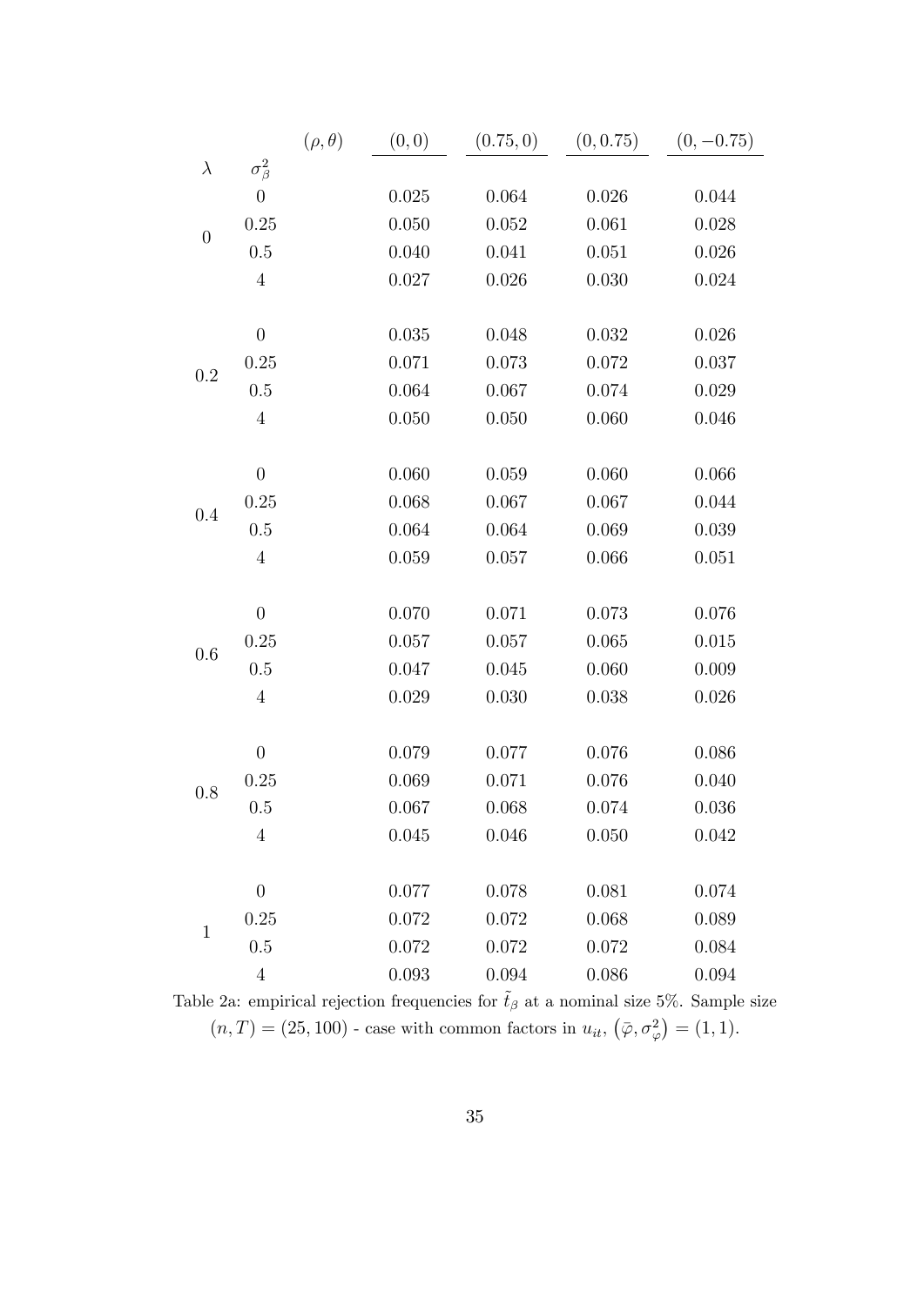| $\lambda$ | $\sigma_\beta^2$ \ $(\rho, \theta)$ | $(0, 0)$ | $(0.75, 0)$ | $(0, 0.75)$ | $(0, -0.75)$ |
|---|---|---|---|---|---|
| 0 | 0 | 0.025 | 0.064 | 0.026 | 0.044 |
| | 0.25 | 0.050 | 0.052 | 0.061 | 0.028 |
| | 0.5 | 0.040 | 0.041 | 0.051 | 0.026 |
| | 4 | 0.027 | 0.026 | 0.030 | 0.024 |
| 0.2 | 0 | 0.035 | 0.048 | 0.032 | 0.026 |
| | 0.25 | 0.071 | 0.073 | 0.072 | 0.037 |
| | 0.5 | 0.064 | 0.067 | 0.074 | 0.029 |
| | 4 | 0.050 | 0.050 | 0.060 | 0.046 |
| 0.4 | 0 | 0.060 | 0.059 | 0.060 | 0.066 |
| | 0.25 | 0.068 | 0.067 | 0.067 | 0.044 |
| | 0.5 | 0.064 | 0.064 | 0.069 | 0.039 |
| | 4 | 0.059 | 0.057 | 0.066 | 0.051 |
| 0.6 | 0 | 0.070 | 0.071 | 0.073 | 0.076 |
| | 0.25 | 0.057 | 0.057 | 0.065 | 0.015 |
| | 0.5 | 0.047 | 0.045 | 0.060 | 0.009 |
| | 4 | 0.029 | 0.030 | 0.038 | 0.026 |
| 0.8 | 0 | 0.079 | 0.077 | 0.076 | 0.086 |
| | 0.25 | 0.069 | 0.071 | 0.076 | 0.040 |
| | 0.5 | 0.067 | 0.068 | 0.074 | 0.036 |
| | 4 | 0.045 | 0.046 | 0.050 | 0.042 |
| 1 | 0 | 0.077 | 0.078 | 0.081 | 0.074 |
| | 0.25 | 0.072 | 0.072 | 0.068 | 0.089 |
| | 0.5 | 0.072 | 0.072 | 0.072 | 0.084 |
| | 4 | 0.093 | 0.094 | 0.086 | 0.094 |

Table 2a: empirical rejection frequencies for $\tilde{t}_\beta$ at a nominal size 5%. Sample size $(n, T) = (25, 100)$ - case with common factors in $u_{it}$, $\left(\bar{\varphi}, \sigma_\varphi^2\right) = (1, 1)$.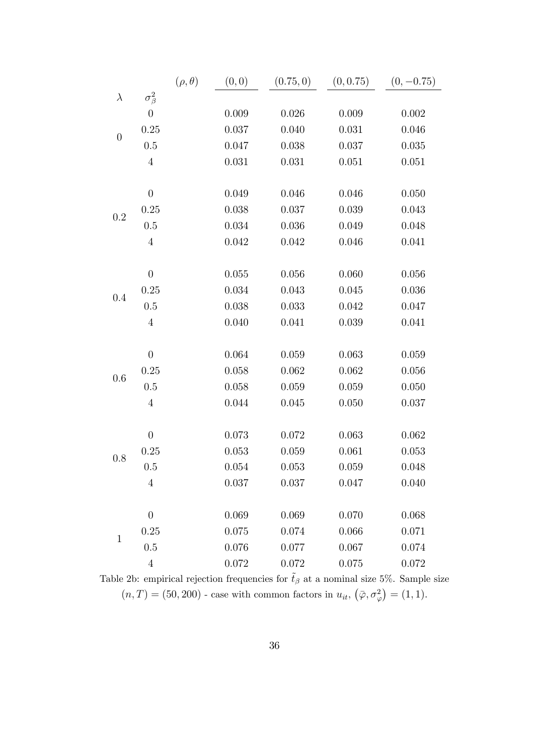| $\lambda$ | $\sigma^2_\beta$ | $(\rho, \theta)$: $(0, 0)$ | $(0.75, 0)$ | $(0, 0.75)$ | $(0, -0.75)$ |
|---|---|---|---|---|---|
| 0 | 0 | 0.009 | 0.026 | 0.009 | 0.002 |
| | 0.25 | 0.037 | 0.040 | 0.031 | 0.046 |
| | 0.5 | 0.047 | 0.038 | 0.037 | 0.035 |
| | 4 | 0.031 | 0.031 | 0.051 | 0.051 |
| 0.2 | 0 | 0.049 | 0.046 | 0.046 | 0.050 |
| | 0.25 | 0.038 | 0.037 | 0.039 | 0.043 |
| | 0.5 | 0.034 | 0.036 | 0.049 | 0.048 |
| | 4 | 0.042 | 0.042 | 0.046 | 0.041 |
| 0.4 | 0 | 0.055 | 0.056 | 0.060 | 0.056 |
| | 0.25 | 0.034 | 0.043 | 0.045 | 0.036 |
| | 0.5 | 0.038 | 0.033 | 0.042 | 0.047 |
| | 4 | 0.040 | 0.041 | 0.039 | 0.041 |
| 0.6 | 0 | 0.064 | 0.059 | 0.063 | 0.059 |
| | 0.25 | 0.058 | 0.062 | 0.062 | 0.056 |
| | 0.5 | 0.058 | 0.059 | 0.059 | 0.050 |
| | 4 | 0.044 | 0.045 | 0.050 | 0.037 |
| 0.8 | 0 | 0.073 | 0.072 | 0.063 | 0.062 |
| | 0.25 | 0.053 | 0.059 | 0.061 | 0.053 |
| | 0.5 | 0.054 | 0.053 | 0.059 | 0.048 |
| | 4 | 0.037 | 0.037 | 0.047 | 0.040 |
| 1 | 0 | 0.069 | 0.069 | 0.070 | 0.068 |
| | 0.25 | 0.075 | 0.074 | 0.066 | 0.071 |
| | 0.5 | 0.076 | 0.077 | 0.067 | 0.074 |
| | 4 | 0.072 | 0.072 | 0.075 | 0.072 |

Table 2b: empirical rejection frequencies for $\tilde{t}_\beta$ at a nominal size 5%. Sample size $(n, T) = (50, 200)$ - case with common factors in $u_{it}$, $(\bar{\varphi}, \sigma^2_\varphi) = (1, 1)$.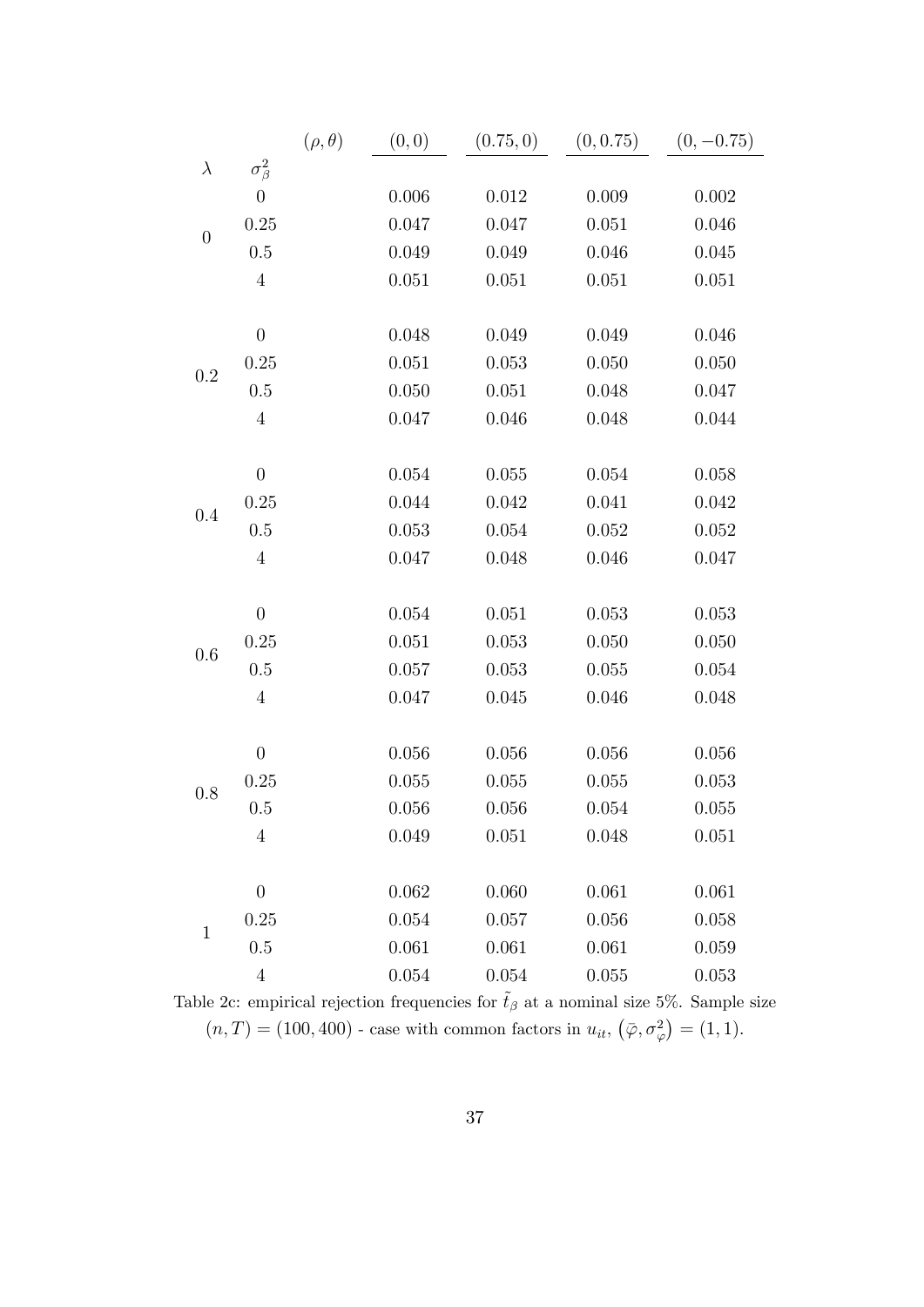| $\lambda$ | $\sigma^2_\beta$ | $(\rho, \theta)$ | $(0, 0)$ | $(0.75, 0)$ | $(0, 0.75)$ | $(0, -0.75)$ |
|---|---|---|---|---|---|---|
| 0 | 0 | | 0.006 | 0.012 | 0.009 | 0.002 |
| | 0.25 | | 0.047 | 0.047 | 0.051 | 0.046 |
| | 0.5 | | 0.049 | 0.049 | 0.046 | 0.045 |
| | 4 | | 0.051 | 0.051 | 0.051 | 0.051 |
| 0.2 | 0 | | 0.048 | 0.049 | 0.049 | 0.046 |
| | 0.25 | | 0.051 | 0.053 | 0.050 | 0.050 |
| | 0.5 | | 0.050 | 0.051 | 0.048 | 0.047 |
| | 4 | | 0.047 | 0.046 | 0.048 | 0.044 |
| 0.4 | 0 | | 0.054 | 0.055 | 0.054 | 0.058 |
| | 0.25 | | 0.044 | 0.042 | 0.041 | 0.042 |
| | 0.5 | | 0.053 | 0.054 | 0.052 | 0.052 |
| | 4 | | 0.047 | 0.048 | 0.046 | 0.047 |
| 0.6 | 0 | | 0.054 | 0.051 | 0.053 | 0.053 |
| | 0.25 | | 0.051 | 0.053 | 0.050 | 0.050 |
| | 0.5 | | 0.057 | 0.053 | 0.055 | 0.054 |
| | 4 | | 0.047 | 0.045 | 0.046 | 0.048 |
| 0.8 | 0 | | 0.056 | 0.056 | 0.056 | 0.056 |
| | 0.25 | | 0.055 | 0.055 | 0.055 | 0.053 |
| | 0.5 | | 0.056 | 0.056 | 0.054 | 0.055 |
| | 4 | | 0.049 | 0.051 | 0.048 | 0.051 |
| 1 | 0 | | 0.062 | 0.060 | 0.061 | 0.061 |
| | 0.25 | | 0.054 | 0.057 | 0.056 | 0.058 |
| | 0.5 | | 0.061 | 0.061 | 0.061 | 0.059 |
| | 4 | | 0.054 | 0.054 | 0.055 | 0.053 |

Table 2c: empirical rejection frequencies for $\tilde{t}_\beta$ at a nominal size 5%. Sample size $(n, T) = (100, 400)$ - case with common factors in $u_{it}$, $\left(\bar{\varphi}, \sigma^2_\varphi\right) = (1, 1)$.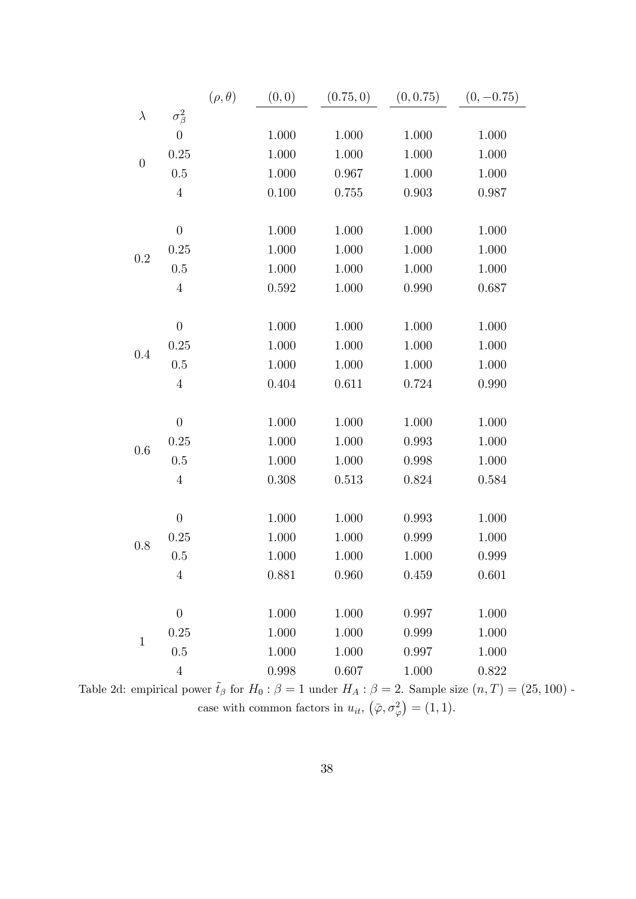| $\lambda$ | $\sigma^2_\beta$ | $(\rho, \theta)$ | $(0, 0)$ | $(0.75, 0)$ | $(0, 0.75)$ | $(0, -0.75)$ |
|---|---|---|---|---|---|---|
| 0 | 0 | | 1.000 | 1.000 | 1.000 | 1.000 |
| | 0.25 | | 1.000 | 1.000 | 1.000 | 1.000 |
| | 0.5 | | 1.000 | 0.967 | 1.000 | 1.000 |
| | 4 | | 0.100 | 0.755 | 0.903 | 0.987 |
| 0.2 | 0 | | 1.000 | 1.000 | 1.000 | 1.000 |
| | 0.25 | | 1.000 | 1.000 | 1.000 | 1.000 |
| | 0.5 | | 1.000 | 1.000 | 1.000 | 1.000 |
| | 4 | | 0.592 | 1.000 | 0.990 | 0.687 |
| 0.4 | 0 | | 1.000 | 1.000 | 1.000 | 1.000 |
| | 0.25 | | 1.000 | 1.000 | 1.000 | 1.000 |
| | 0.5 | | 1.000 | 1.000 | 1.000 | 1.000 |
| | 4 | | 0.404 | 0.611 | 0.724 | 0.990 |
| 0.6 | 0 | | 1.000 | 1.000 | 1.000 | 1.000 |
| | 0.25 | | 1.000 | 1.000 | 0.993 | 1.000 |
| | 0.5 | | 1.000 | 1.000 | 0.998 | 1.000 |
| | 4 | | 0.308 | 0.513 | 0.824 | 0.584 |
| 0.8 | 0 | | 1.000 | 1.000 | 0.993 | 1.000 |
| | 0.25 | | 1.000 | 1.000 | 0.999 | 1.000 |
| | 0.5 | | 1.000 | 1.000 | 1.000 | 0.999 |
| | 4 | | 0.881 | 0.960 | 0.459 | 0.601 |
| 1 | 0 | | 1.000 | 1.000 | 0.997 | 1.000 |
| | 0.25 | | 1.000 | 1.000 | 0.999 | 1.000 |
| | 0.5 | | 1.000 | 1.000 | 0.997 | 1.000 |
| | 4 | | 0.998 | 0.607 | 1.000 | 0.822 |

Table 2d: empirical power $\tilde{t}_\beta$ for $H_0 : \beta = 1$ under $H_A : \beta = 2$. Sample size $(n, T) = (25, 100)$ - case with common factors in $u_{it}$, $\left(\bar{\varphi}, \sigma^2_\varphi\right) = (1, 1)$.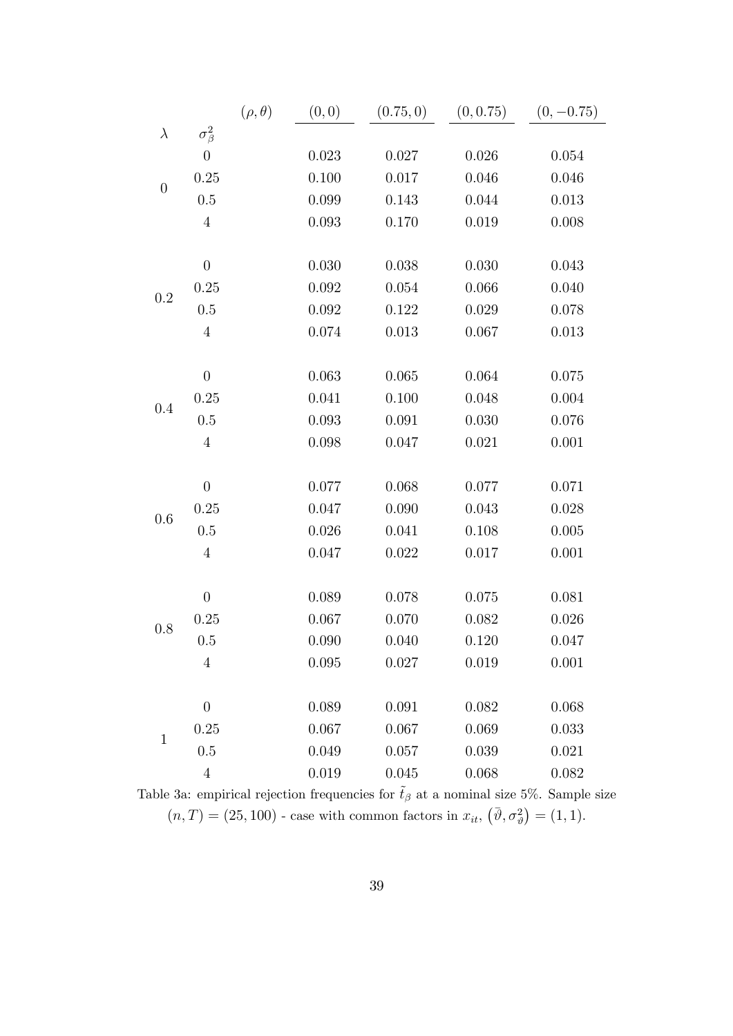| $\lambda$ | $\sigma_\beta^2$ | $(\rho, \theta)$ | $(0, 0)$ | $(0.75, 0)$ | $(0, 0.75)$ | $(0, -0.75)$ |
|---|---|---|---|---|---|---|
| 0 | 0 | | 0.023 | 0.027 | 0.026 | 0.054 |
| | 0.25 | | 0.100 | 0.017 | 0.046 | 0.046 |
| | 0.5 | | 0.099 | 0.143 | 0.044 | 0.013 |
| | 4 | | 0.093 | 0.170 | 0.019 | 0.008 |
| 0.2 | 0 | | 0.030 | 0.038 | 0.030 | 0.043 |
| | 0.25 | | 0.092 | 0.054 | 0.066 | 0.040 |
| | 0.5 | | 0.092 | 0.122 | 0.029 | 0.078 |
| | 4 | | 0.074 | 0.013 | 0.067 | 0.013 |
| 0.4 | 0 | | 0.063 | 0.065 | 0.064 | 0.075 |
| | 0.25 | | 0.041 | 0.100 | 0.048 | 0.004 |
| | 0.5 | | 0.093 | 0.091 | 0.030 | 0.076 |
| | 4 | | 0.098 | 0.047 | 0.021 | 0.001 |
| 0.6 | 0 | | 0.077 | 0.068 | 0.077 | 0.071 |
| | 0.25 | | 0.047 | 0.090 | 0.043 | 0.028 |
| | 0.5 | | 0.026 | 0.041 | 0.108 | 0.005 |
| | 4 | | 0.047 | 0.022 | 0.017 | 0.001 |
| 0.8 | 0 | | 0.089 | 0.078 | 0.075 | 0.081 |
| | 0.25 | | 0.067 | 0.070 | 0.082 | 0.026 |
| | 0.5 | | 0.090 | 0.040 | 0.120 | 0.047 |
| | 4 | | 0.095 | 0.027 | 0.019 | 0.001 |
| 1 | 0 | | 0.089 | 0.091 | 0.082 | 0.068 |
| | 0.25 | | 0.067 | 0.067 | 0.069 | 0.033 |
| | 0.5 | | 0.049 | 0.057 | 0.039 | 0.021 |
| | 4 | | 0.019 | 0.045 | 0.068 | 0.082 |

Table 3a: empirical rejection frequencies for $\tilde{t}_\beta$ at a nominal size 5%. Sample size $(n, T) = (25, 100)$ - case with common factors in $x_{it}$, $\left(\bar{\vartheta}, \sigma_\vartheta^2\right) = (1, 1)$.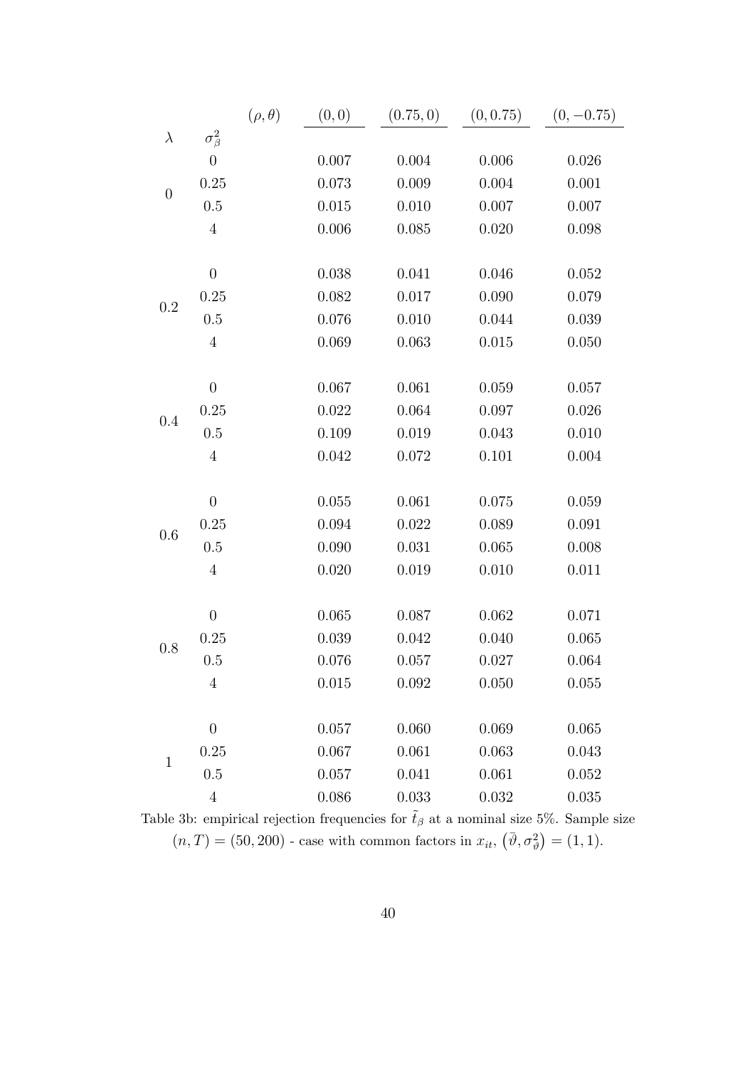| $\lambda$ | $\sigma_\beta^2$ | $(0,0)$ | $(0.75,0)$ | $(0,0.75)$ | $(0,-0.75)$ |
|---|---|---|---|---|---|
| 0 | 0 | 0.007 | 0.004 | 0.006 | 0.026 |
| | 0.25 | 0.073 | 0.009 | 0.004 | 0.001 |
| | 0.5 | 0.015 | 0.010 | 0.007 | 0.007 |
| | 4 | 0.006 | 0.085 | 0.020 | 0.098 |
| 0.2 | 0 | 0.038 | 0.041 | 0.046 | 0.052 |
| | 0.25 | 0.082 | 0.017 | 0.090 | 0.079 |
| | 0.5 | 0.076 | 0.010 | 0.044 | 0.039 |
| | 4 | 0.069 | 0.063 | 0.015 | 0.050 |
| 0.4 | 0 | 0.067 | 0.061 | 0.059 | 0.057 |
| | 0.25 | 0.022 | 0.064 | 0.097 | 0.026 |
| | 0.5 | 0.109 | 0.019 | 0.043 | 0.010 |
| | 4 | 0.042 | 0.072 | 0.101 | 0.004 |
| 0.6 | 0 | 0.055 | 0.061 | 0.075 | 0.059 |
| | 0.25 | 0.094 | 0.022 | 0.089 | 0.091 |
| | 0.5 | 0.090 | 0.031 | 0.065 | 0.008 |
| | 4 | 0.020 | 0.019 | 0.010 | 0.011 |
| 0.8 | 0 | 0.065 | 0.087 | 0.062 | 0.071 |
| | 0.25 | 0.039 | 0.042 | 0.040 | 0.065 |
| | 0.5 | 0.076 | 0.057 | 0.027 | 0.064 |
| | 4 | 0.015 | 0.092 | 0.050 | 0.055 |
| 1 | 0 | 0.057 | 0.060 | 0.069 | 0.065 |
| | 0.25 | 0.067 | 0.061 | 0.063 | 0.043 |
| | 0.5 | 0.057 | 0.041 | 0.061 | 0.052 |
| | 4 | 0.086 | 0.033 | 0.032 | 0.035 |

Column headers give $(\rho, \theta)$.

Table 3b: empirical rejection frequencies for $\tilde{t}_\beta$ at a nominal size 5%. Sample size $(n,T) = (50,200)$ - case with common factors in $x_{it}$, $\left(\bar{\vartheta}, \sigma_\vartheta^2\right) = (1,1)$.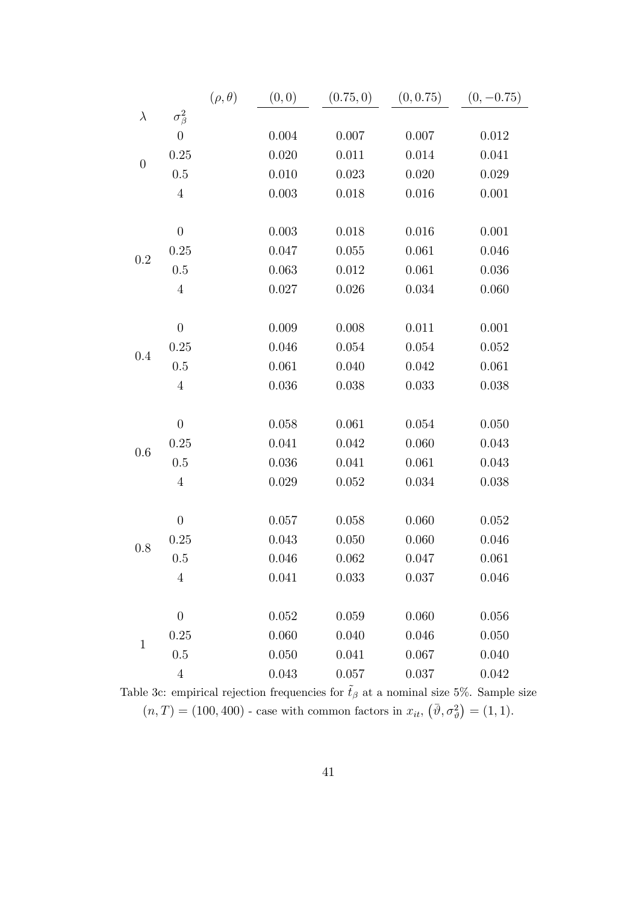| $\lambda$ | $\sigma_\beta^2$ | $(\rho, \theta)$ $(0, 0)$ | $(0.75, 0)$ | $(0, 0.75)$ | $(0, -0.75)$ |
|---|---|---|---|---|---|
| 0 | 0 | 0.004 | 0.007 | 0.007 | 0.012 |
| | 0.25 | 0.020 | 0.011 | 0.014 | 0.041 |
| | 0.5 | 0.010 | 0.023 | 0.020 | 0.029 |
| | 4 | 0.003 | 0.018 | 0.016 | 0.001 |
| 0.2 | 0 | 0.003 | 0.018 | 0.016 | 0.001 |
| | 0.25 | 0.047 | 0.055 | 0.061 | 0.046 |
| | 0.5 | 0.063 | 0.012 | 0.061 | 0.036 |
| | 4 | 0.027 | 0.026 | 0.034 | 0.060 |
| 0.4 | 0 | 0.009 | 0.008 | 0.011 | 0.001 |
| | 0.25 | 0.046 | 0.054 | 0.054 | 0.052 |
| | 0.5 | 0.061 | 0.040 | 0.042 | 0.061 |
| | 4 | 0.036 | 0.038 | 0.033 | 0.038 |
| 0.6 | 0 | 0.058 | 0.061 | 0.054 | 0.050 |
| | 0.25 | 0.041 | 0.042 | 0.060 | 0.043 |
| | 0.5 | 0.036 | 0.041 | 0.061 | 0.043 |
| | 4 | 0.029 | 0.052 | 0.034 | 0.038 |
| 0.8 | 0 | 0.057 | 0.058 | 0.060 | 0.052 |
| | 0.25 | 0.043 | 0.050 | 0.060 | 0.046 |
| | 0.5 | 0.046 | 0.062 | 0.047 | 0.061 |
| | 4 | 0.041 | 0.033 | 0.037 | 0.046 |
| 1 | 0 | 0.052 | 0.059 | 0.060 | 0.056 |
| | 0.25 | 0.060 | 0.040 | 0.046 | 0.050 |
| | 0.5 | 0.050 | 0.041 | 0.067 | 0.040 |
| | 4 | 0.043 | 0.057 | 0.037 | 0.042 |

Table 3c: empirical rejection frequencies for $\tilde{t}_\beta$ at a nominal size 5%. Sample size $(n, T) = (100, 400)$ - case with common factors in $x_{it}$, $\left(\bar{\vartheta}, \sigma_\vartheta^2\right) = (1, 1)$.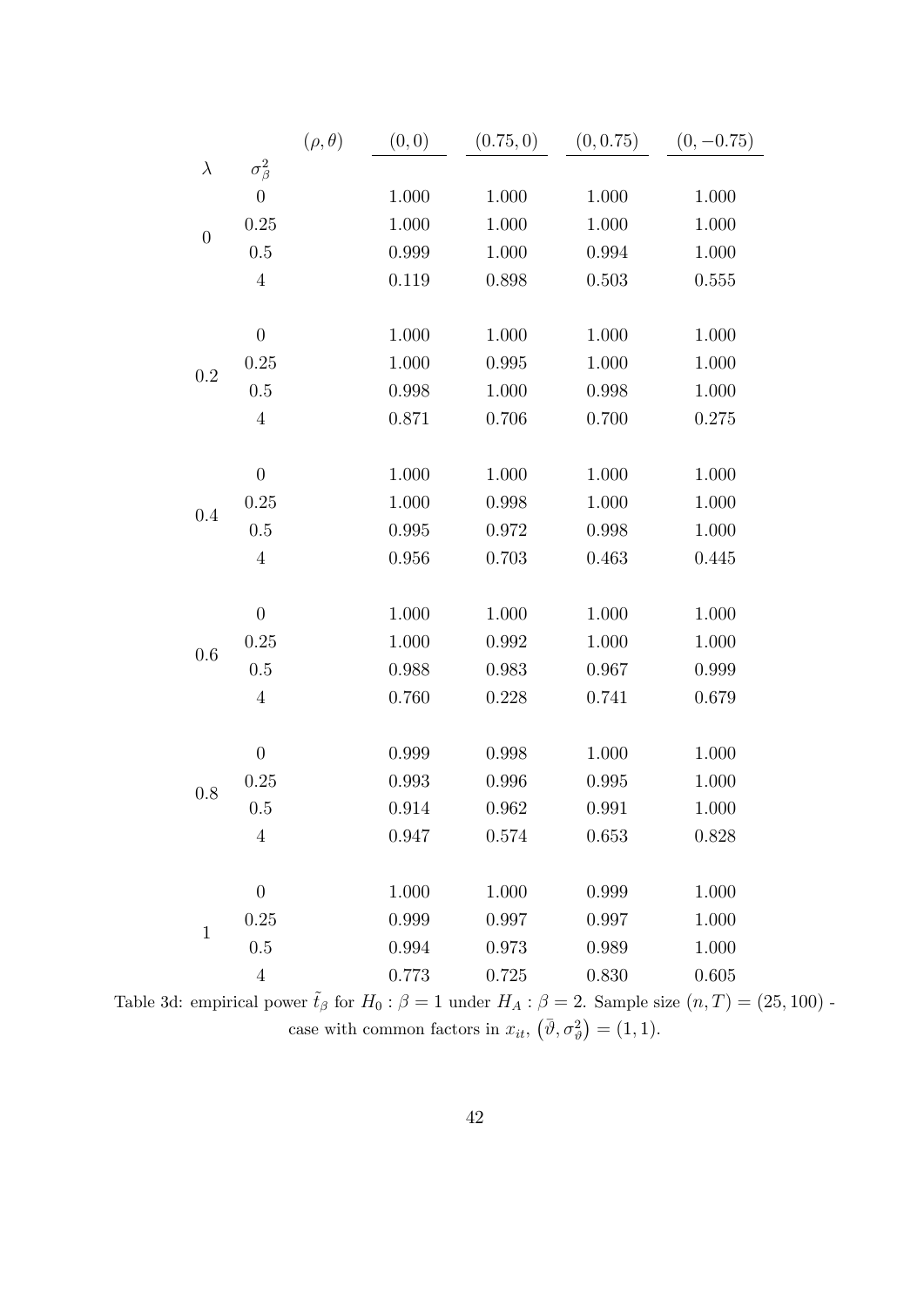| $\lambda$ | $\sigma^2_\beta$ | $(\rho, \theta)$ | $(0, 0)$ | $(0.75, 0)$ | $(0, 0.75)$ | $(0, -0.75)$ |
|---|---|---|---|---|---|---|
| 0 | 0 | | 1.000 | 1.000 | 1.000 | 1.000 |
| | 0.25 | | 1.000 | 1.000 | 1.000 | 1.000 |
| | 0.5 | | 0.999 | 1.000 | 0.994 | 1.000 |
| | 4 | | 0.119 | 0.898 | 0.503 | 0.555 |
| 0.2 | 0 | | 1.000 | 1.000 | 1.000 | 1.000 |
| | 0.25 | | 1.000 | 0.995 | 1.000 | 1.000 |
| | 0.5 | | 0.998 | 1.000 | 0.998 | 1.000 |
| | 4 | | 0.871 | 0.706 | 0.700 | 0.275 |
| 0.4 | 0 | | 1.000 | 1.000 | 1.000 | 1.000 |
| | 0.25 | | 1.000 | 0.998 | 1.000 | 1.000 |
| | 0.5 | | 0.995 | 0.972 | 0.998 | 1.000 |
| | 4 | | 0.956 | 0.703 | 0.463 | 0.445 |
| 0.6 | 0 | | 1.000 | 1.000 | 1.000 | 1.000 |
| | 0.25 | | 1.000 | 0.992 | 1.000 | 1.000 |
| | 0.5 | | 0.988 | 0.983 | 0.967 | 0.999 |
| | 4 | | 0.760 | 0.228 | 0.741 | 0.679 |
| 0.8 | 0 | | 0.999 | 0.998 | 1.000 | 1.000 |
| | 0.25 | | 0.993 | 0.996 | 0.995 | 1.000 |
| | 0.5 | | 0.914 | 0.962 | 0.991 | 1.000 |
| | 4 | | 0.947 | 0.574 | 0.653 | 0.828 |
| 1 | 0 | | 1.000 | 1.000 | 0.999 | 1.000 |
| | 0.25 | | 0.999 | 0.997 | 0.997 | 1.000 |
| | 0.5 | | 0.994 | 0.973 | 0.989 | 1.000 |
| | 4 | | 0.773 | 0.725 | 0.830 | 0.605 |

Table 3d: empirical power $\tilde{t}_\beta$ for $H_0 : \beta = 1$ under $H_A : \beta = 2$. Sample size $(n, T) = (25, 100)$ - case with common factors in $x_{it}$, $\left(\bar{\vartheta}, \sigma^2_\vartheta\right) = (1, 1)$.